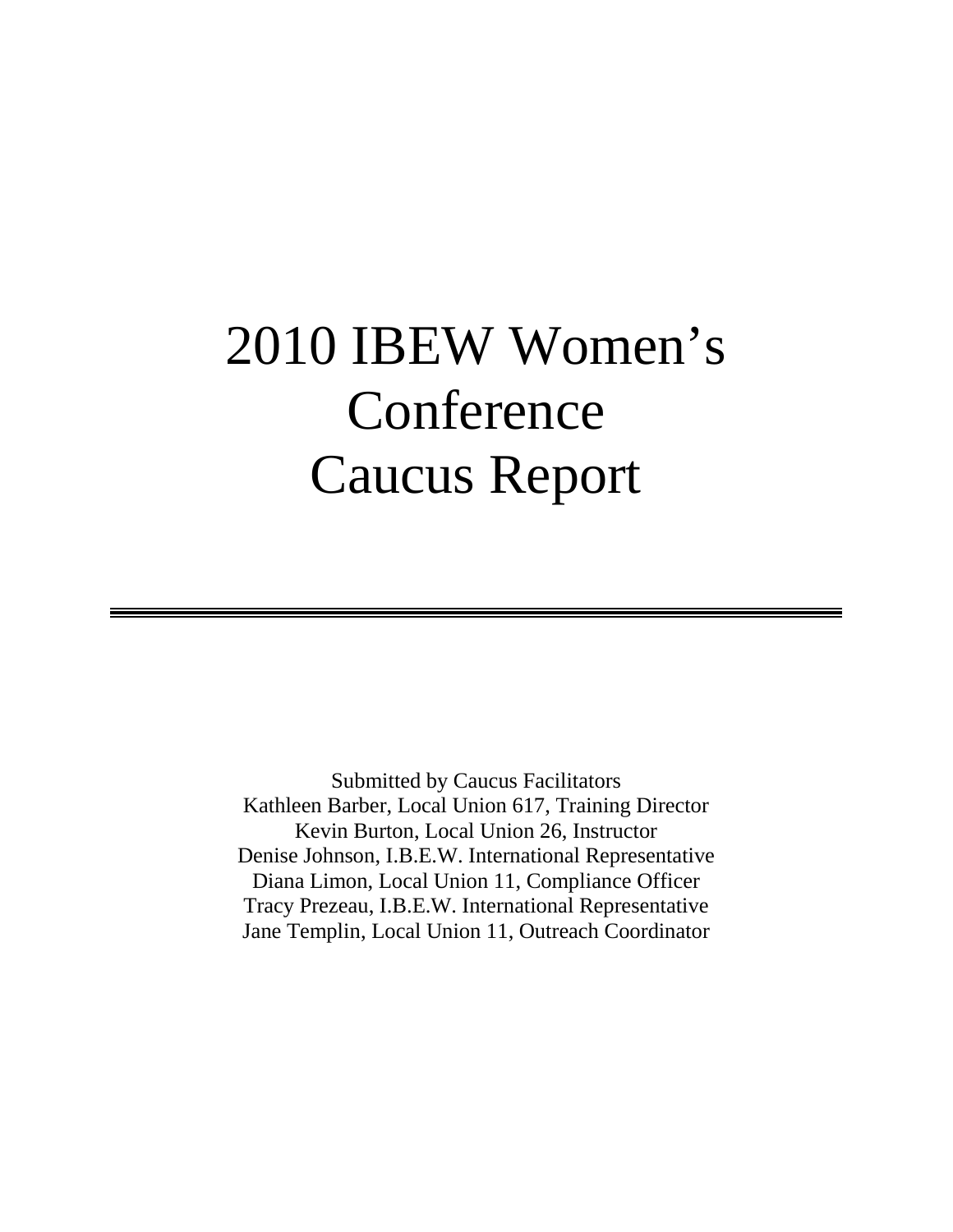# 2010 IBEW Women's Conference Caucus Report

---

Submitted by Caucus Facilitators
Kathleen Barber, Local Union 617, Training Director
Kevin Burton, Local Union 26, Instructor
Denise Johnson, I.B.E.W. International Representative
Diana Limon, Local Union 11, Compliance Officer
Tracy Prezeau, I.B.E.W. International Representative
Jane Templin, Local Union 11, Outreach Coordinator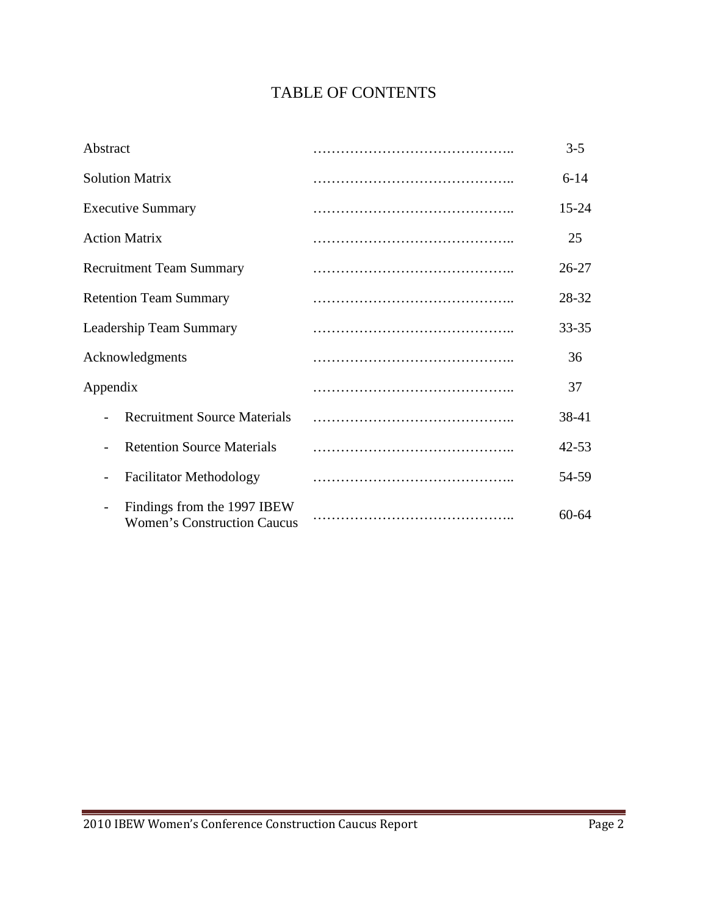# TABLE OF CONTENTS

| Section | | Pages |
|---|---|---|
| Abstract | …………………………………….. | 3-5 |
| Solution Matrix | …………………………………….. | 6-14 |
| Executive Summary | …………………………………….. | 15-24 |
| Action Matrix | …………………………………….. | 25 |
| Recruitment Team Summary | …………………………………….. | 26-27 |
| Retention Team Summary | …………………………………….. | 28-32 |
| Leadership Team Summary | …………………………………….. | 33-35 |
| Acknowledgments | …………………………………….. | 36 |
| Appendix | …………………………………….. | 37 |
| - Recruitment Source Materials | …………………………………….. | 38-41 |
| - Retention Source Materials | …………………………………….. | 42-53 |
| - Facilitator Methodology | …………………………………….. | 54-59 |
| - Findings from the 1997 IBEW Women's Construction Caucus | …………………………………….. | 60-64 |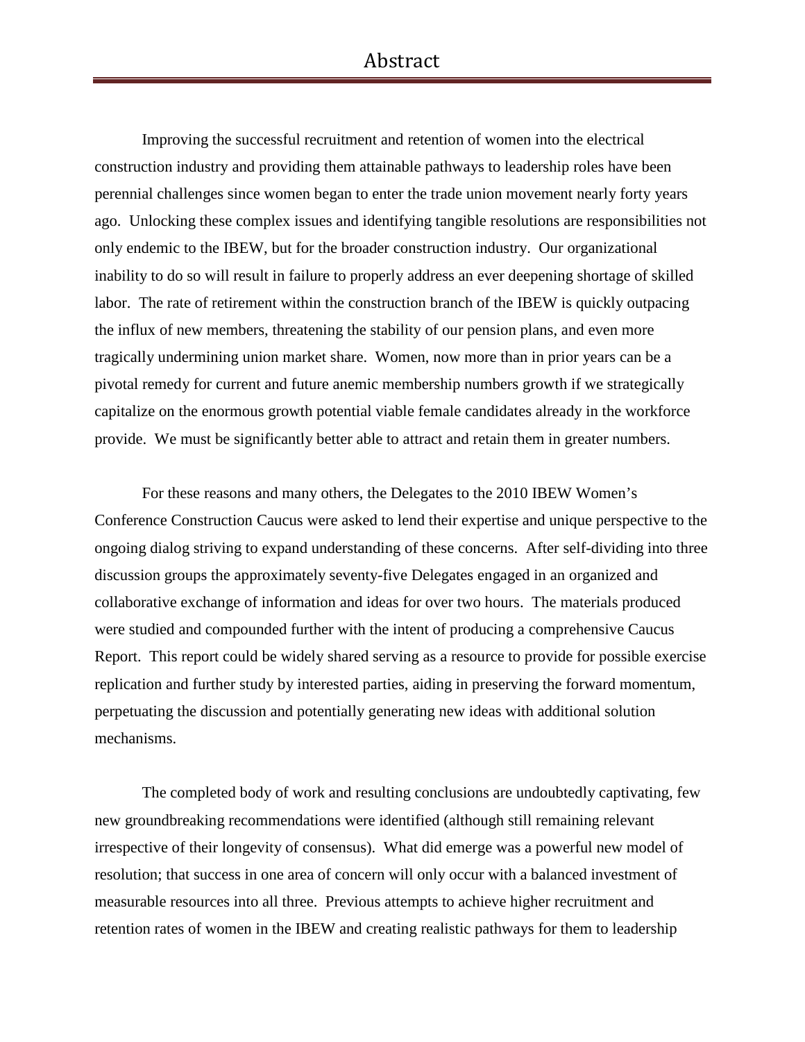# Abstract

Improving the successful recruitment and retention of women into the electrical construction industry and providing them attainable pathways to leadership roles have been perennial challenges since women began to enter the trade union movement nearly forty years ago. Unlocking these complex issues and identifying tangible resolutions are responsibilities not only endemic to the IBEW, but for the broader construction industry. Our organizational inability to do so will result in failure to properly address an ever deepening shortage of skilled labor. The rate of retirement within the construction branch of the IBEW is quickly outpacing the influx of new members, threatening the stability of our pension plans, and even more tragically undermining union market share. Women, now more than in prior years can be a pivotal remedy for current and future anemic membership numbers growth if we strategically capitalize on the enormous growth potential viable female candidates already in the workforce provide. We must be significantly better able to attract and retain them in greater numbers.

For these reasons and many others, the Delegates to the 2010 IBEW Women's Conference Construction Caucus were asked to lend their expertise and unique perspective to the ongoing dialog striving to expand understanding of these concerns. After self-dividing into three discussion groups the approximately seventy-five Delegates engaged in an organized and collaborative exchange of information and ideas for over two hours. The materials produced were studied and compounded further with the intent of producing a comprehensive Caucus Report. This report could be widely shared serving as a resource to provide for possible exercise replication and further study by interested parties, aiding in preserving the forward momentum, perpetuating the discussion and potentially generating new ideas with additional solution mechanisms.

The completed body of work and resulting conclusions are undoubtedly captivating, few new groundbreaking recommendations were identified (although still remaining relevant irrespective of their longevity of consensus). What did emerge was a powerful new model of resolution; that success in one area of concern will only occur with a balanced investment of measurable resources into all three. Previous attempts to achieve higher recruitment and retention rates of women in the IBEW and creating realistic pathways for them to leadership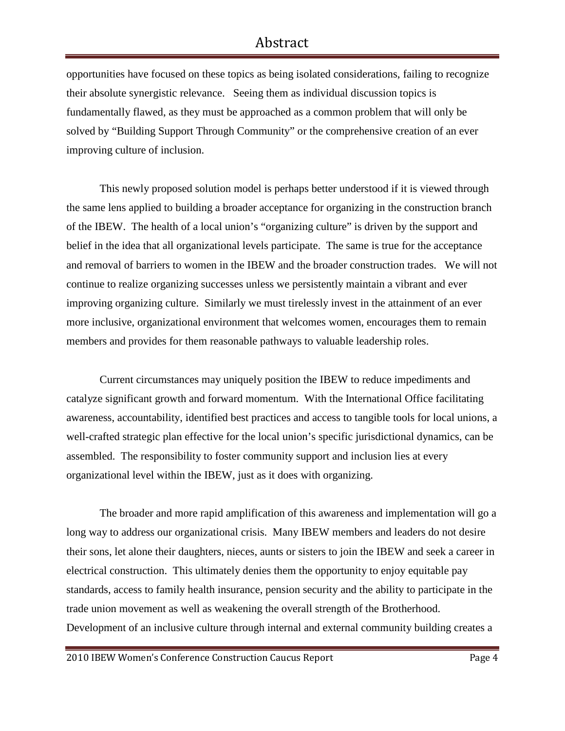opportunities have focused on these topics as being isolated considerations, failing to recognize their absolute synergistic relevance. Seeing them as individual discussion topics is fundamentally flawed, as they must be approached as a common problem that will only be solved by "Building Support Through Community" or the comprehensive creation of an ever improving culture of inclusion.

This newly proposed solution model is perhaps better understood if it is viewed through the same lens applied to building a broader acceptance for organizing in the construction branch of the IBEW. The health of a local union's "organizing culture" is driven by the support and belief in the idea that all organizational levels participate. The same is true for the acceptance and removal of barriers to women in the IBEW and the broader construction trades. We will not continue to realize organizing successes unless we persistently maintain a vibrant and ever improving organizing culture. Similarly we must tirelessly invest in the attainment of an ever more inclusive, organizational environment that welcomes women, encourages them to remain members and provides for them reasonable pathways to valuable leadership roles.

Current circumstances may uniquely position the IBEW to reduce impediments and catalyze significant growth and forward momentum. With the International Office facilitating awareness, accountability, identified best practices and access to tangible tools for local unions, a well-crafted strategic plan effective for the local union's specific jurisdictional dynamics, can be assembled. The responsibility to foster community support and inclusion lies at every organizational level within the IBEW, just as it does with organizing.

The broader and more rapid amplification of this awareness and implementation will go a long way to address our organizational crisis. Many IBEW members and leaders do not desire their sons, let alone their daughters, nieces, aunts or sisters to join the IBEW and seek a career in electrical construction. This ultimately denies them the opportunity to enjoy equitable pay standards, access to family health insurance, pension security and the ability to participate in the trade union movement as well as weakening the overall strength of the Brotherhood. Development of an inclusive culture through internal and external community building creates a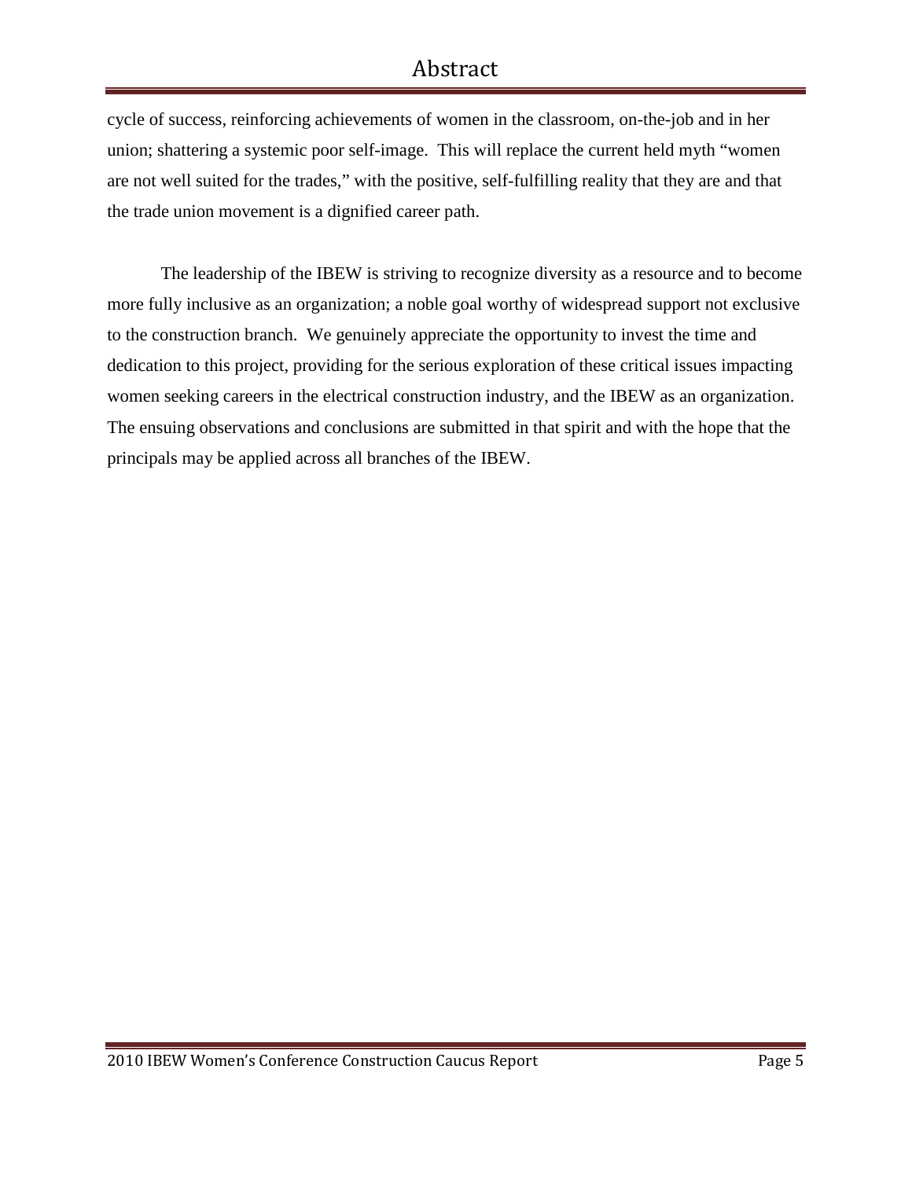cycle of success, reinforcing achievements of women in the classroom, on-the-job and in her union; shattering a systemic poor self-image. This will replace the current held myth "women are not well suited for the trades," with the positive, self-fulfilling reality that they are and that the trade union movement is a dignified career path.

The leadership of the IBEW is striving to recognize diversity as a resource and to become more fully inclusive as an organization; a noble goal worthy of widespread support not exclusive to the construction branch. We genuinely appreciate the opportunity to invest the time and dedication to this project, providing for the serious exploration of these critical issues impacting women seeking careers in the electrical construction industry, and the IBEW as an organization. The ensuing observations and conclusions are submitted in that spirit and with the hope that the principals may be applied across all branches of the IBEW.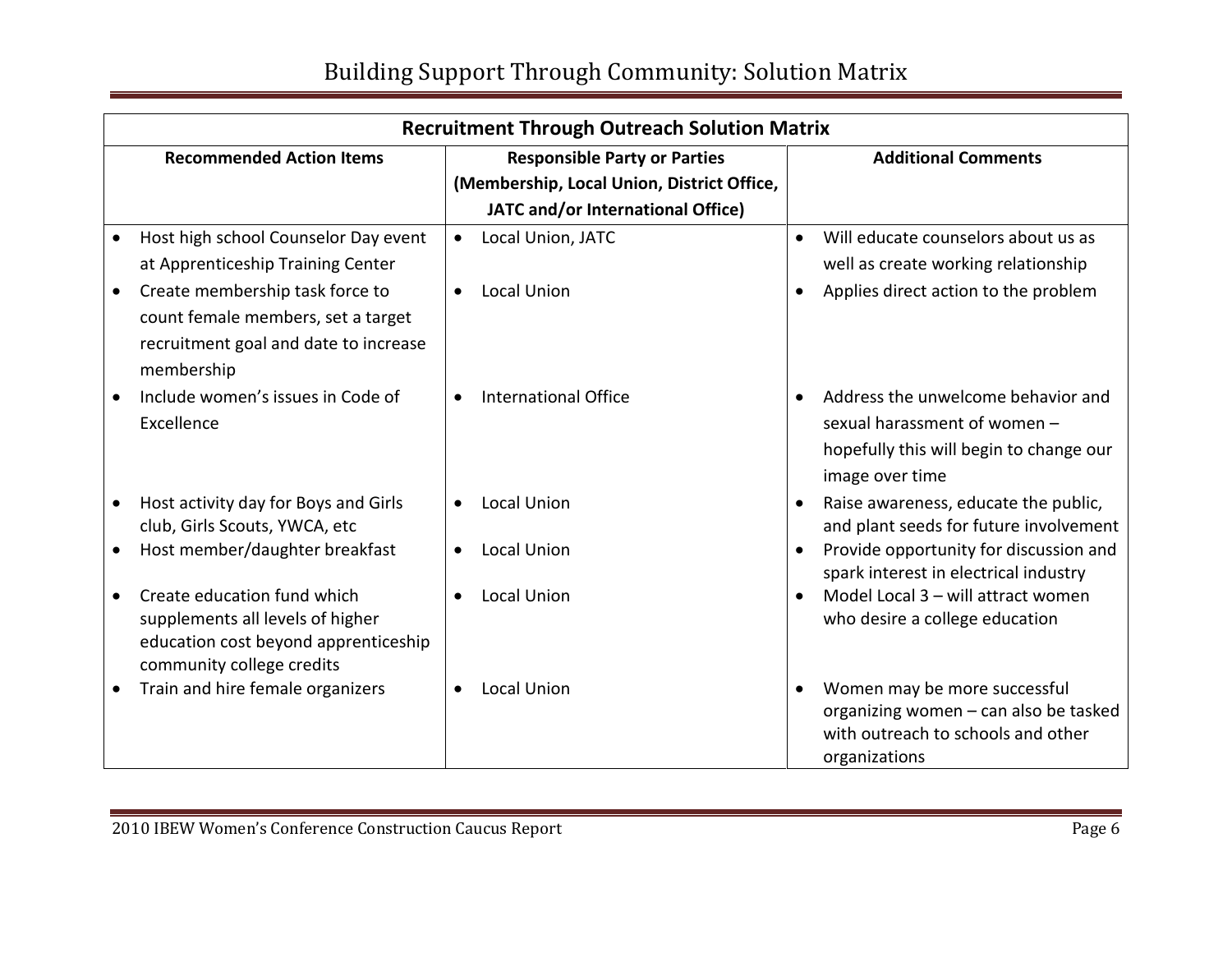# Building Support Through Community: Solution Matrix

| Recruitment Through Outreach Solution Matrix | | |
|---|---|---|
| **Recommended Action Items** | **Responsible Party or Parties (Membership, Local Union, District Office, JATC and/or International Office)** | **Additional Comments** |
| • Host high school Counselor Day event at Apprenticeship Training Center | • Local Union, JATC | • Will educate counselors about us as well as create working relationship |
| • Create membership task force to count female members, set a target recruitment goal and date to increase membership | • Local Union | • Applies direct action to the problem |
| • Include women's issues in Code of Excellence | • International Office | • Address the unwelcome behavior and sexual harassment of women – hopefully this will begin to change our image over time |
| • Host activity day for Boys and Girls club, Girls Scouts, YWCA, etc | • Local Union | • Raise awareness, educate the public, and plant seeds for future involvement |
| • Host member/daughter breakfast | • Local Union | • Provide opportunity for discussion and spark interest in electrical industry |
| • Create education fund which supplements all levels of higher education cost beyond apprenticeship community college credits | • Local Union | • Model Local 3 – will attract women who desire a college education |
| • Train and hire female organizers | • Local Union | • Women may be more successful organizing women – can also be tasked with outreach to schools and other organizations |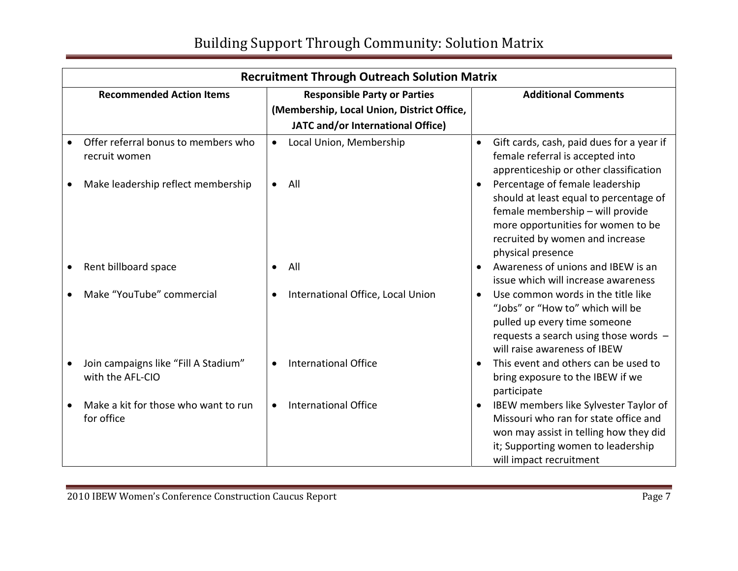# Building Support Through Community: Solution Matrix

| Recruitment Through Outreach Solution Matrix | | |
|---|---|---|
| **Recommended Action Items** | **Responsible Party or Parties (Membership, Local Union, District Office, JATC and/or International Office)** | **Additional Comments** |
| • Offer referral bonus to members who recruit women | • Local Union, Membership | • Gift cards, cash, paid dues for a year if female referral is accepted into apprenticeship or other classification |
| • Make leadership reflect membership | • All | • Percentage of female leadership should at least equal to percentage of female membership – will provide more opportunities for women to be recruited by women and increase physical presence |
| • Rent billboard space | • All | • Awareness of unions and IBEW is an issue which will increase awareness |
| • Make "YouTube" commercial | • International Office, Local Union | • Use common words in the title like "Jobs" or "How to" which will be pulled up every time someone requests a search using those words – will raise awareness of IBEW |
| • Join campaigns like "Fill A Stadium" with the AFL-CIO | • International Office | • This event and others can be used to bring exposure to the IBEW if we participate |
| • Make a kit for those who want to run for office | • International Office | • IBEW members like Sylvester Taylor of Missouri who ran for state office and won may assist in telling how they did it; Supporting women to leadership will impact recruitment |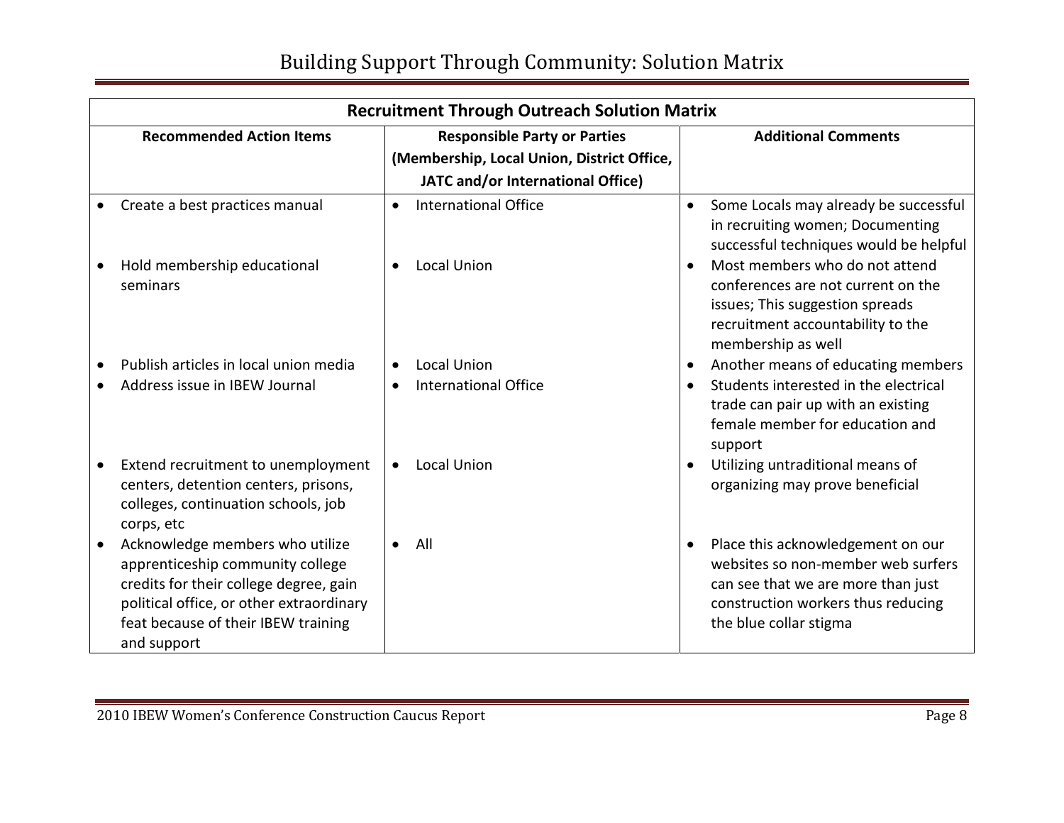# Building Support Through Community: Solution Matrix

| Recruitment Through Outreach Solution Matrix | | |
|---|---|---|
| **Recommended Action Items** | **Responsible Party or Parties (Membership, Local Union, District Office, JATC and/or International Office)** | **Additional Comments** |
| • Create a best practices manual | • International Office | • Some Locals may already be successful in recruiting women; Documenting successful techniques would be helpful |
| • Hold membership educational seminars | • Local Union | • Most members who do not attend conferences are not current on the issues; This suggestion spreads recruitment accountability to the membership as well |
| • Publish articles in local union media | • Local Union | • Another means of educating members |
| • Address issue in IBEW Journal | • International Office | • Students interested in the electrical trade can pair up with an existing female member for education and support |
| • Extend recruitment to unemployment centers, detention centers, prisons, colleges, continuation schools, job corps, etc | • Local Union | • Utilizing untraditional means of organizing may prove beneficial |
| • Acknowledge members who utilize apprenticeship community college credits for their college degree, gain political office, or other extraordinary feat because of their IBEW training and support | • All | • Place this acknowledgement on our websites so non-member web surfers can see that we are more than just construction workers thus reducing the blue collar stigma |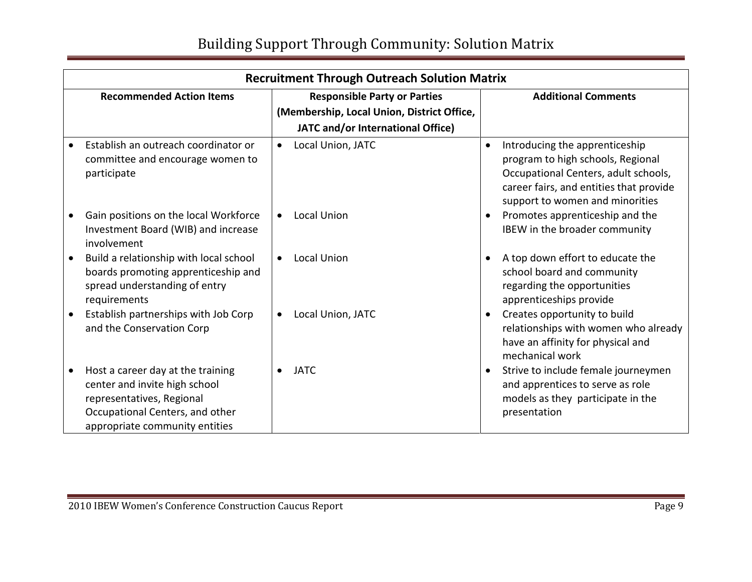# Building Support Through Community: Solution Matrix

| Recruitment Through Outreach Solution Matrix | | |
|---|---|---|
| **Recommended Action Items** | **Responsible Party or Parties (Membership, Local Union, District Office, JATC and/or International Office)** | **Additional Comments** |
| • Establish an outreach coordinator or committee and encourage women to participate | • Local Union, JATC | • Introducing the apprenticeship program to high schools, Regional Occupational Centers, adult schools, career fairs, and entities that provide support to women and minorities |
| • Gain positions on the local Workforce Investment Board (WIB) and increase involvement | • Local Union | • Promotes apprenticeship and the IBEW in the broader community |
| • Build a relationship with local school boards promoting apprenticeship and spread understanding of entry requirements | • Local Union | • A top down effort to educate the school board and community regarding the opportunities apprenticeships provide |
| • Establish partnerships with Job Corp and the Conservation Corp | • Local Union, JATC | • Creates opportunity to build relationships with women who already have an affinity for physical and mechanical work |
| • Host a career day at the training center and invite high school representatives, Regional Occupational Centers, and other appropriate community entities | • JATC | • Strive to include female journeymen and apprentices to serve as role models as they participate in the presentation |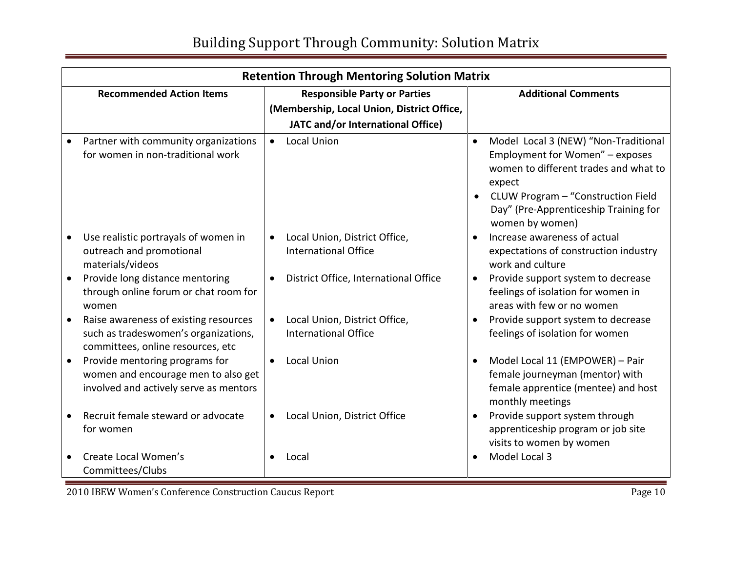# Building Support Through Community: Solution Matrix

| Retention Through Mentoring Solution Matrix | | |
|---|---|---|
| **Recommended Action Items** | **Responsible Party or Parties (Membership, Local Union, District Office, JATC and/or International Office)** | **Additional Comments** |
| • Partner with community organizations for women in non-traditional work | • Local Union | • Model Local 3 (NEW) "Non-Traditional Employment for Women" – exposes women to different trades and what to expect<br>• CLUW Program – "Construction Field Day" (Pre-Apprenticeship Training for women by women) |
| • Use realistic portrayals of women in outreach and promotional materials/videos | • Local Union, District Office, International Office | • Increase awareness of actual expectations of construction industry work and culture |
| • Provide long distance mentoring through online forum or chat room for women | • District Office, International Office | • Provide support system to decrease feelings of isolation for women in areas with few or no women |
| • Raise awareness of existing resources such as tradeswomen's organizations, committees, online resources, etc | • Local Union, District Office, International Office | • Provide support system to decrease feelings of isolation for women |
| • Provide mentoring programs for women and encourage men to also get involved and actively serve as mentors | • Local Union | • Model Local 11 (EMPOWER) – Pair female journeyman (mentor) with female apprentice (mentee) and host monthly meetings |
| • Recruit female steward or advocate for women | • Local Union, District Office | • Provide support system through apprenticeship program or job site visits to women by women |
| • Create Local Women's Committees/Clubs | • Local | • Model Local 3 |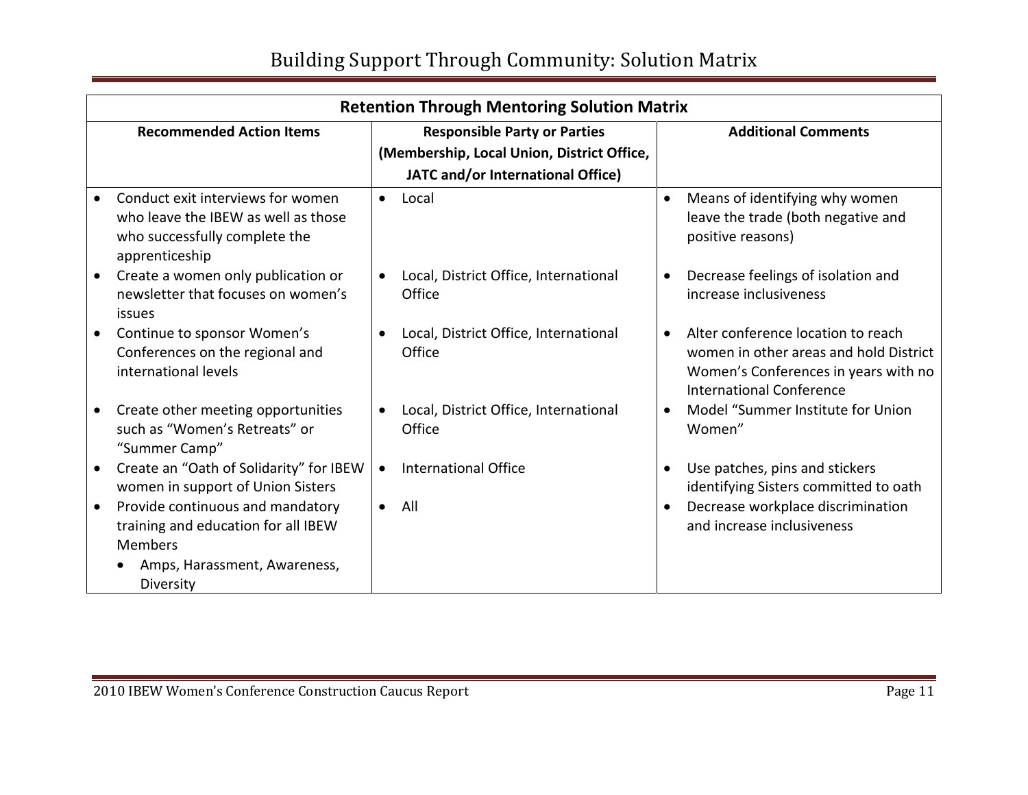# Building Support Through Community: Solution Matrix

| Retention Through Mentoring Solution Matrix | | |
|---|---|---|
| **Recommended Action Items** | **Responsible Party or Parties (Membership, Local Union, District Office, JATC and/or International Office)** | **Additional Comments** |
| • Conduct exit interviews for women who leave the IBEW as well as those who successfully complete the apprenticeship | • Local | • Means of identifying why women leave the trade (both negative and positive reasons) |
| • Create a women only publication or newsletter that focuses on women's issues | • Local, District Office, International Office | • Decrease feelings of isolation and increase inclusiveness |
| • Continue to sponsor Women's Conferences on the regional and international levels | • Local, District Office, International Office | • Alter conference location to reach women in other areas and hold District Women's Conferences in years with no International Conference |
| • Create other meeting opportunities such as "Women's Retreats" or "Summer Camp" | • Local, District Office, International Office | • Model "Summer Institute for Union Women" |
| • Create an "Oath of Solidarity" for IBEW women in support of Union Sisters | • International Office | • Use patches, pins and stickers identifying Sisters committed to oath |
| • Provide continuous and mandatory training and education for all IBEW Members<br>  • Amps, Harassment, Awareness, Diversity | • All | • Decrease workplace discrimination and increase inclusiveness |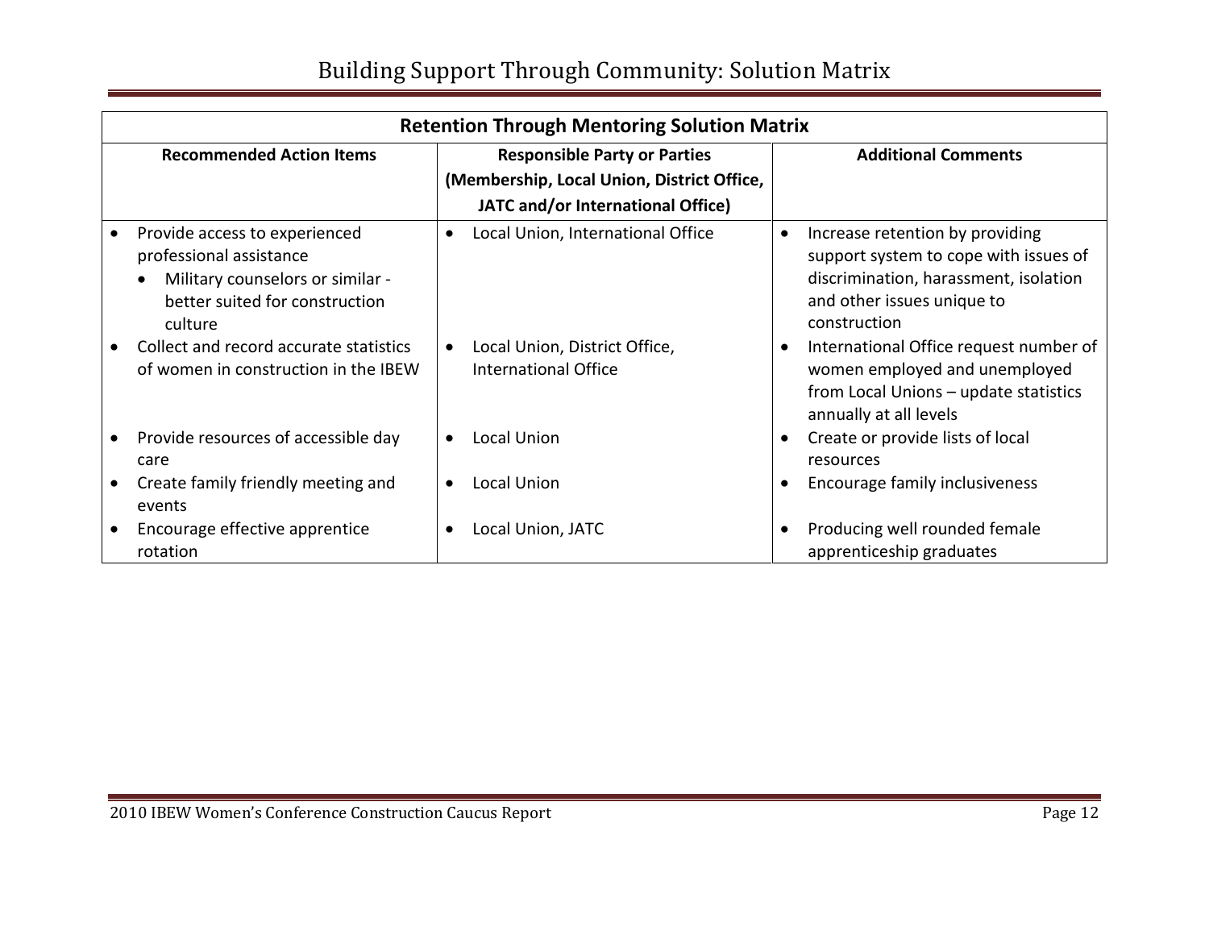# Building Support Through Community: Solution Matrix

| Retention Through Mentoring Solution Matrix | | |
|---|---|---|
| **Recommended Action Items** | **Responsible Party or Parties (Membership, Local Union, District Office, JATC and/or International Office)** | **Additional Comments** |
| • Provide access to experienced professional assistance<br>  • Military counselors or similar - better suited for construction culture | • Local Union, International Office | • Increase retention by providing support system to cope with issues of discrimination, harassment, isolation and other issues unique to construction |
| • Collect and record accurate statistics of women in construction in the IBEW | • Local Union, District Office, International Office | • International Office request number of women employed and unemployed from Local Unions – update statistics annually at all levels |
| • Provide resources of accessible day care | • Local Union | • Create or provide lists of local resources |
| • Create family friendly meeting and events | • Local Union | • Encourage family inclusiveness |
| • Encourage effective apprentice rotation | • Local Union, JATC | • Producing well rounded female apprenticeship graduates |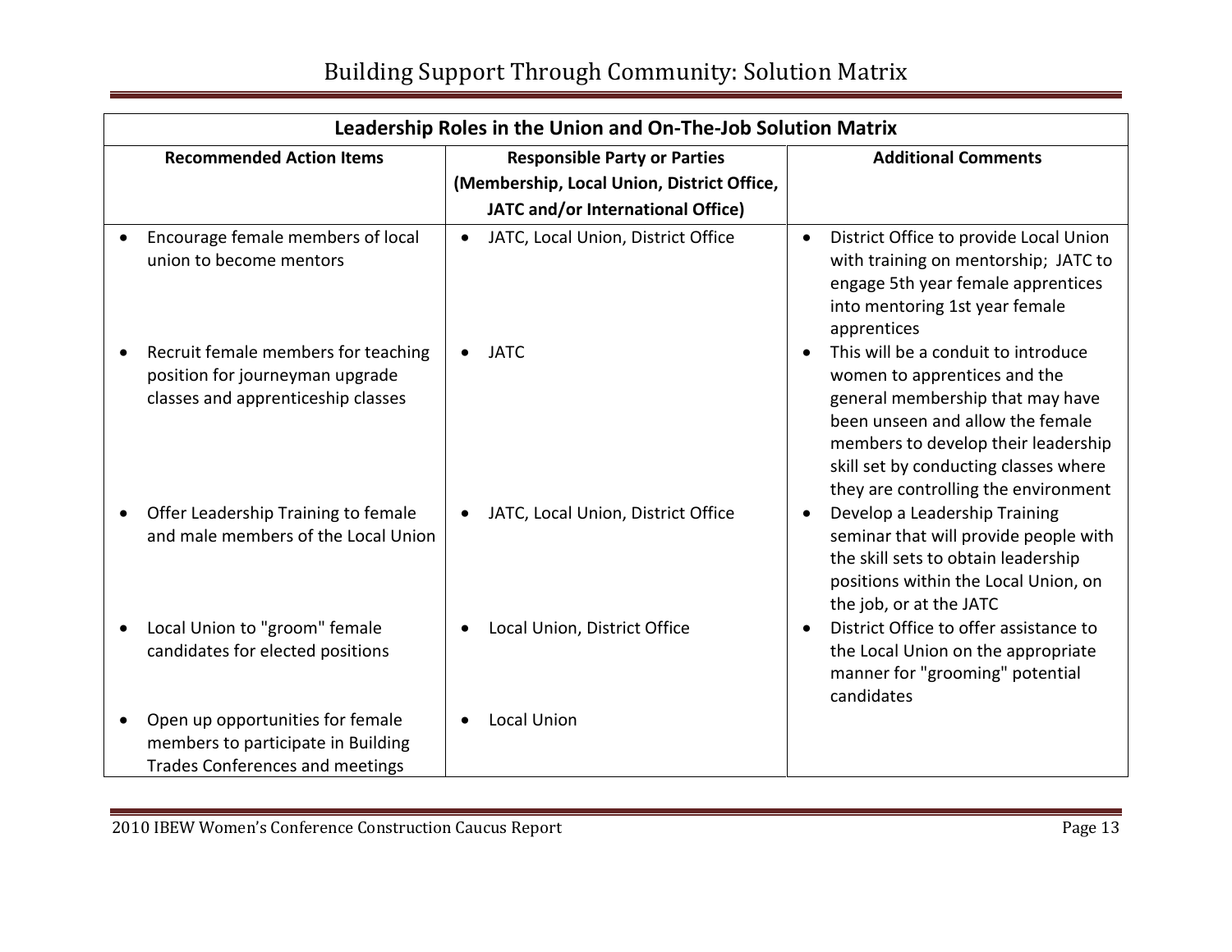# Building Support Through Community: Solution Matrix

| Leadership Roles in the Union and On-The-Job Solution Matrix | | |
|---|---|---|
| **Recommended Action Items** | **Responsible Party or Parties (Membership, Local Union, District Office, JATC and/or International Office)** | **Additional Comments** |
| • Encourage female members of local union to become mentors | • JATC, Local Union, District Office | • District Office to provide Local Union with training on mentorship; JATC to engage 5th year female apprentices into mentoring 1st year female apprentices |
| • Recruit female members for teaching position for journeyman upgrade classes and apprenticeship classes | • JATC | • This will be a conduit to introduce women to apprentices and the general membership that may have been unseen and allow the female members to develop their leadership skill set by conducting classes where they are controlling the environment |
| • Offer Leadership Training to female and male members of the Local Union | • JATC, Local Union, District Office | • Develop a Leadership Training seminar that will provide people with the skill sets to obtain leadership positions within the Local Union, on the job, or at the JATC |
| • Local Union to "groom" female candidates for elected positions | • Local Union, District Office | • District Office to offer assistance to the Local Union on the appropriate manner for "grooming" potential candidates |
| • Open up opportunities for female members to participate in Building Trades Conferences and meetings | • Local Union | |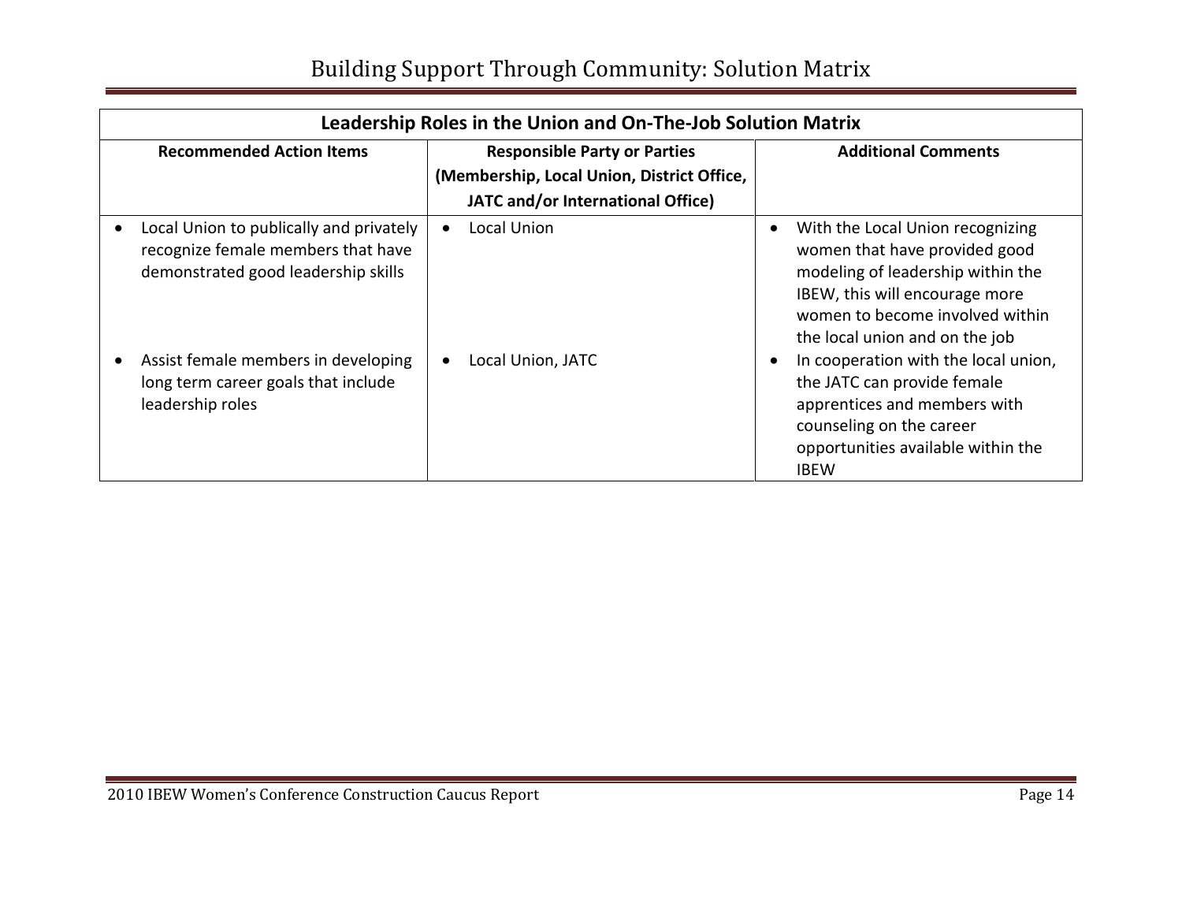# Building Support Through Community: Solution Matrix

| Leadership Roles in the Union and On-The-Job Solution Matrix | | |
|---|---|---|
| **Recommended Action Items** | **Responsible Party or Parties (Membership, Local Union, District Office, JATC and/or International Office)** | **Additional Comments** |
| • Local Union to publically and privately recognize female members that have demonstrated good leadership skills | • Local Union | • With the Local Union recognizing women that have provided good modeling of leadership within the IBEW, this will encourage more women to become involved within the local union and on the job |
| • Assist female members in developing long term career goals that include leadership roles | • Local Union, JATC | • In cooperation with the local union, the JATC can provide female apprentices and members with counseling on the career opportunities available within the IBEW |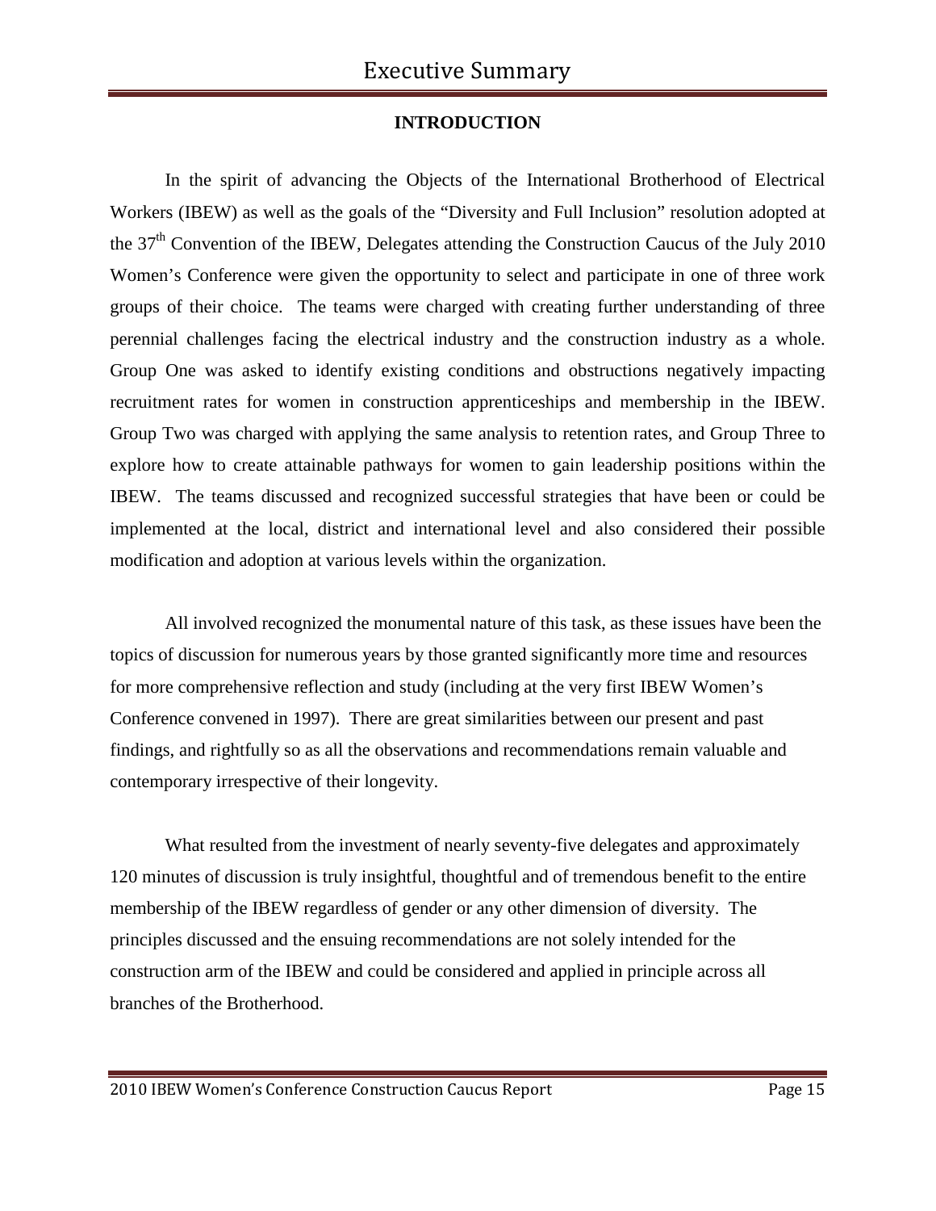# Executive Summary

## INTRODUCTION

In the spirit of advancing the Objects of the International Brotherhood of Electrical Workers (IBEW) as well as the goals of the "Diversity and Full Inclusion" resolution adopted at the 37th Convention of the IBEW, Delegates attending the Construction Caucus of the July 2010 Women's Conference were given the opportunity to select and participate in one of three work groups of their choice. The teams were charged with creating further understanding of three perennial challenges facing the electrical industry and the construction industry as a whole. Group One was asked to identify existing conditions and obstructions negatively impacting recruitment rates for women in construction apprenticeships and membership in the IBEW. Group Two was charged with applying the same analysis to retention rates, and Group Three to explore how to create attainable pathways for women to gain leadership positions within the IBEW. The teams discussed and recognized successful strategies that have been or could be implemented at the local, district and international level and also considered their possible modification and adoption at various levels within the organization.

All involved recognized the monumental nature of this task, as these issues have been the topics of discussion for numerous years by those granted significantly more time and resources for more comprehensive reflection and study (including at the very first IBEW Women's Conference convened in 1997). There are great similarities between our present and past findings, and rightfully so as all the observations and recommendations remain valuable and contemporary irrespective of their longevity.

What resulted from the investment of nearly seventy-five delegates and approximately 120 minutes of discussion is truly insightful, thoughtful and of tremendous benefit to the entire membership of the IBEW regardless of gender or any other dimension of diversity. The principles discussed and the ensuing recommendations are not solely intended for the construction arm of the IBEW and could be considered and applied in principle across all branches of the Brotherhood.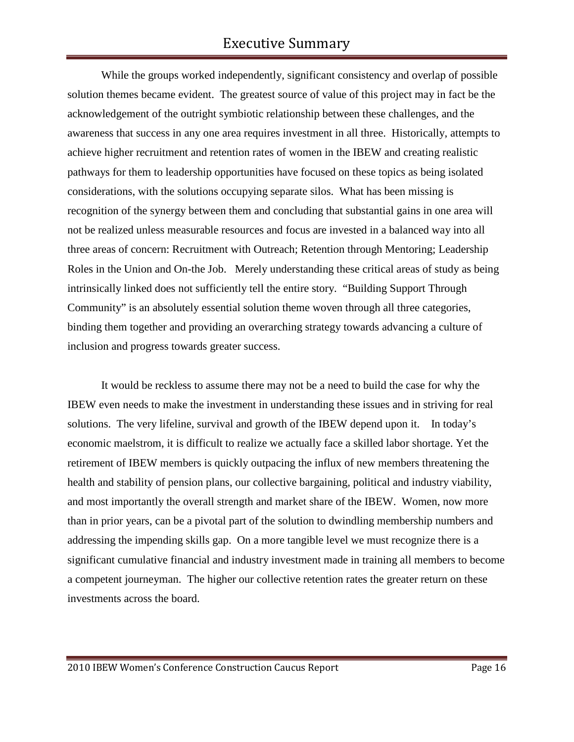# Executive Summary

While the groups worked independently, significant consistency and overlap of possible solution themes became evident. The greatest source of value of this project may in fact be the acknowledgement of the outright symbiotic relationship between these challenges, and the awareness that success in any one area requires investment in all three. Historically, attempts to achieve higher recruitment and retention rates of women in the IBEW and creating realistic pathways for them to leadership opportunities have focused on these topics as being isolated considerations, with the solutions occupying separate silos. What has been missing is recognition of the synergy between them and concluding that substantial gains in one area will not be realized unless measurable resources and focus are invested in a balanced way into all three areas of concern: Recruitment with Outreach; Retention through Mentoring; Leadership Roles in the Union and On-the Job. Merely understanding these critical areas of study as being intrinsically linked does not sufficiently tell the entire story. "Building Support Through Community" is an absolutely essential solution theme woven through all three categories, binding them together and providing an overarching strategy towards advancing a culture of inclusion and progress towards greater success.

It would be reckless to assume there may not be a need to build the case for why the IBEW even needs to make the investment in understanding these issues and in striving for real solutions. The very lifeline, survival and growth of the IBEW depend upon it. In today's economic maelstrom, it is difficult to realize we actually face a skilled labor shortage. Yet the retirement of IBEW members is quickly outpacing the influx of new members threatening the health and stability of pension plans, our collective bargaining, political and industry viability, and most importantly the overall strength and market share of the IBEW. Women, now more than in prior years, can be a pivotal part of the solution to dwindling membership numbers and addressing the impending skills gap. On a more tangible level we must recognize there is a significant cumulative financial and industry investment made in training all members to become a competent journeyman. The higher our collective retention rates the greater return on these investments across the board.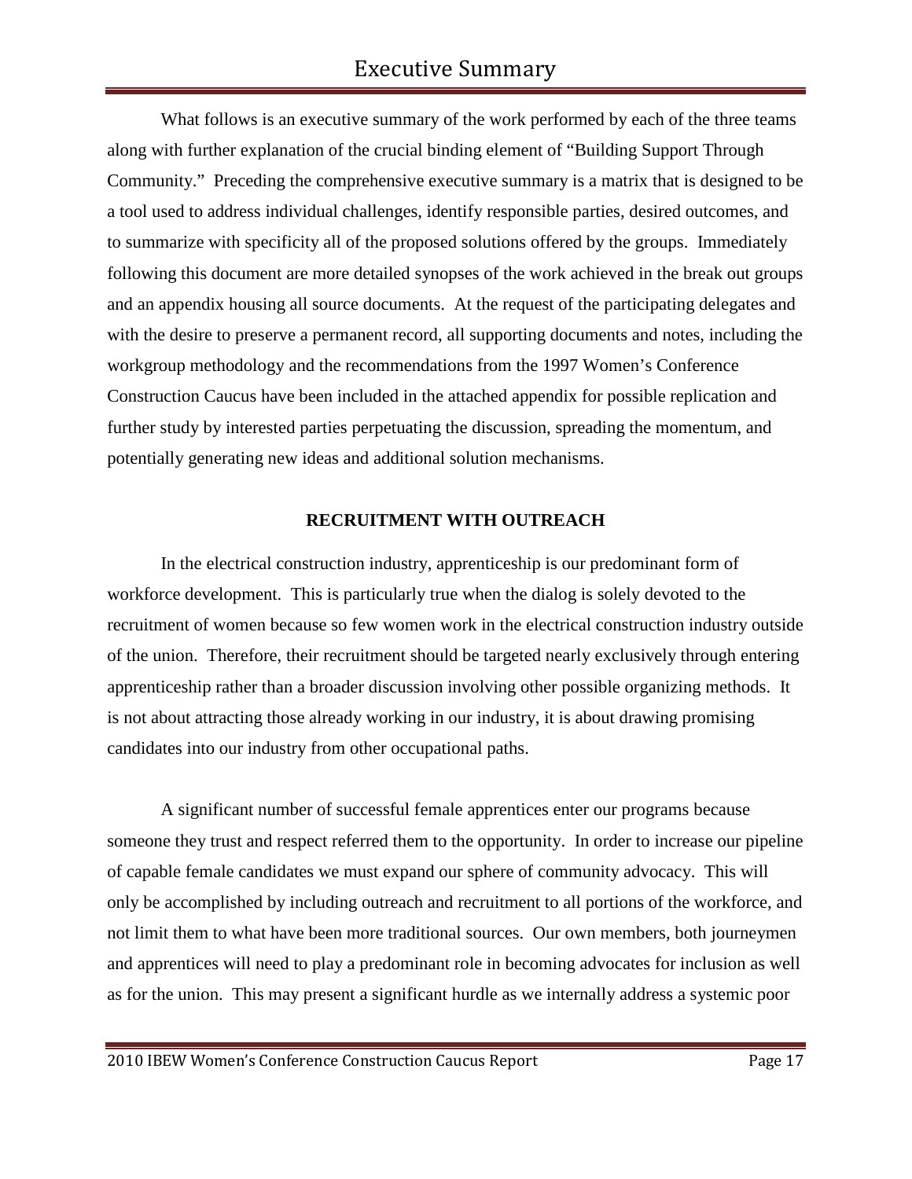# Executive Summary

What follows is an executive summary of the work performed by each of the three teams along with further explanation of the crucial binding element of "Building Support Through Community." Preceding the comprehensive executive summary is a matrix that is designed to be a tool used to address individual challenges, identify responsible parties, desired outcomes, and to summarize with specificity all of the proposed solutions offered by the groups. Immediately following this document are more detailed synopses of the work achieved in the break out groups and an appendix housing all source documents. At the request of the participating delegates and with the desire to preserve a permanent record, all supporting documents and notes, including the workgroup methodology and the recommendations from the 1997 Women's Conference Construction Caucus have been included in the attached appendix for possible replication and further study by interested parties perpetuating the discussion, spreading the momentum, and potentially generating new ideas and additional solution mechanisms.

**RECRUITMENT WITH OUTREACH**

In the electrical construction industry, apprenticeship is our predominant form of workforce development. This is particularly true when the dialog is solely devoted to the recruitment of women because so few women work in the electrical construction industry outside of the union. Therefore, their recruitment should be targeted nearly exclusively through entering apprenticeship rather than a broader discussion involving other possible organizing methods. It is not about attracting those already working in our industry, it is about drawing promising candidates into our industry from other occupational paths.

A significant number of successful female apprentices enter our programs because someone they trust and respect referred them to the opportunity. In order to increase our pipeline of capable female candidates we must expand our sphere of community advocacy. This will only be accomplished by including outreach and recruitment to all portions of the workforce, and not limit them to what have been more traditional sources. Our own members, both journeymen and apprentices will need to play a predominant role in becoming advocates for inclusion as well as for the union. This may present a significant hurdle as we internally address a systemic poor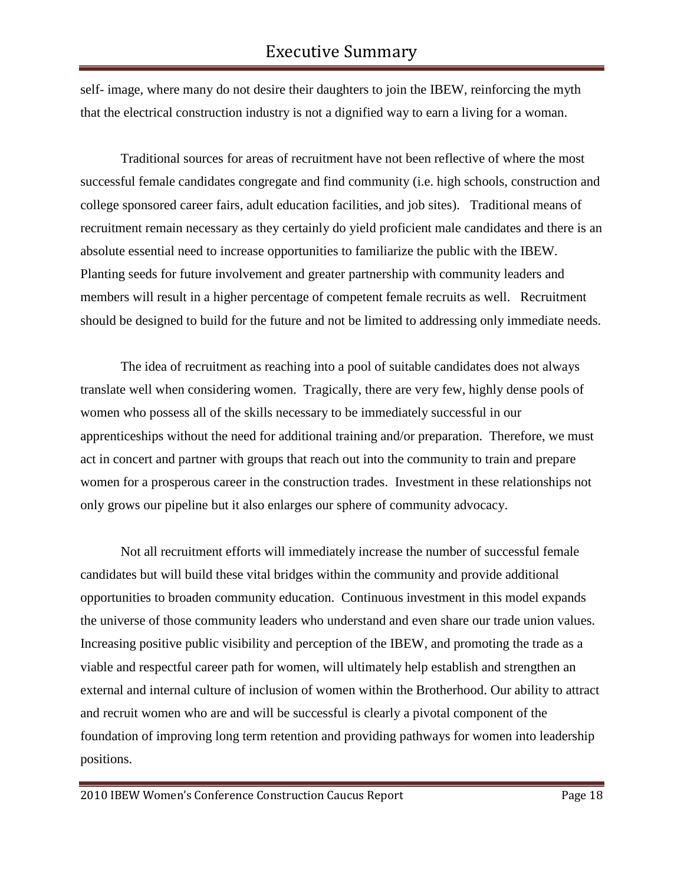self- image, where many do not desire their daughters to join the IBEW, reinforcing the myth that the electrical construction industry is not a dignified way to earn a living for a woman.

Traditional sources for areas of recruitment have not been reflective of where the most successful female candidates congregate and find community (i.e. high schools, construction and college sponsored career fairs, adult education facilities, and job sites). Traditional means of recruitment remain necessary as they certainly do yield proficient male candidates and there is an absolute essential need to increase opportunities to familiarize the public with the IBEW. Planting seeds for future involvement and greater partnership with community leaders and members will result in a higher percentage of competent female recruits as well. Recruitment should be designed to build for the future and not be limited to addressing only immediate needs.

The idea of recruitment as reaching into a pool of suitable candidates does not always translate well when considering women. Tragically, there are very few, highly dense pools of women who possess all of the skills necessary to be immediately successful in our apprenticeships without the need for additional training and/or preparation. Therefore, we must act in concert and partner with groups that reach out into the community to train and prepare women for a prosperous career in the construction trades. Investment in these relationships not only grows our pipeline but it also enlarges our sphere of community advocacy.

Not all recruitment efforts will immediately increase the number of successful female candidates but will build these vital bridges within the community and provide additional opportunities to broaden community education. Continuous investment in this model expands the universe of those community leaders who understand and even share our trade union values. Increasing positive public visibility and perception of the IBEW, and promoting the trade as a viable and respectful career path for women, will ultimately help establish and strengthen an external and internal culture of inclusion of women within the Brotherhood. Our ability to attract and recruit women who are and will be successful is clearly a pivotal component of the foundation of improving long term retention and providing pathways for women into leadership positions.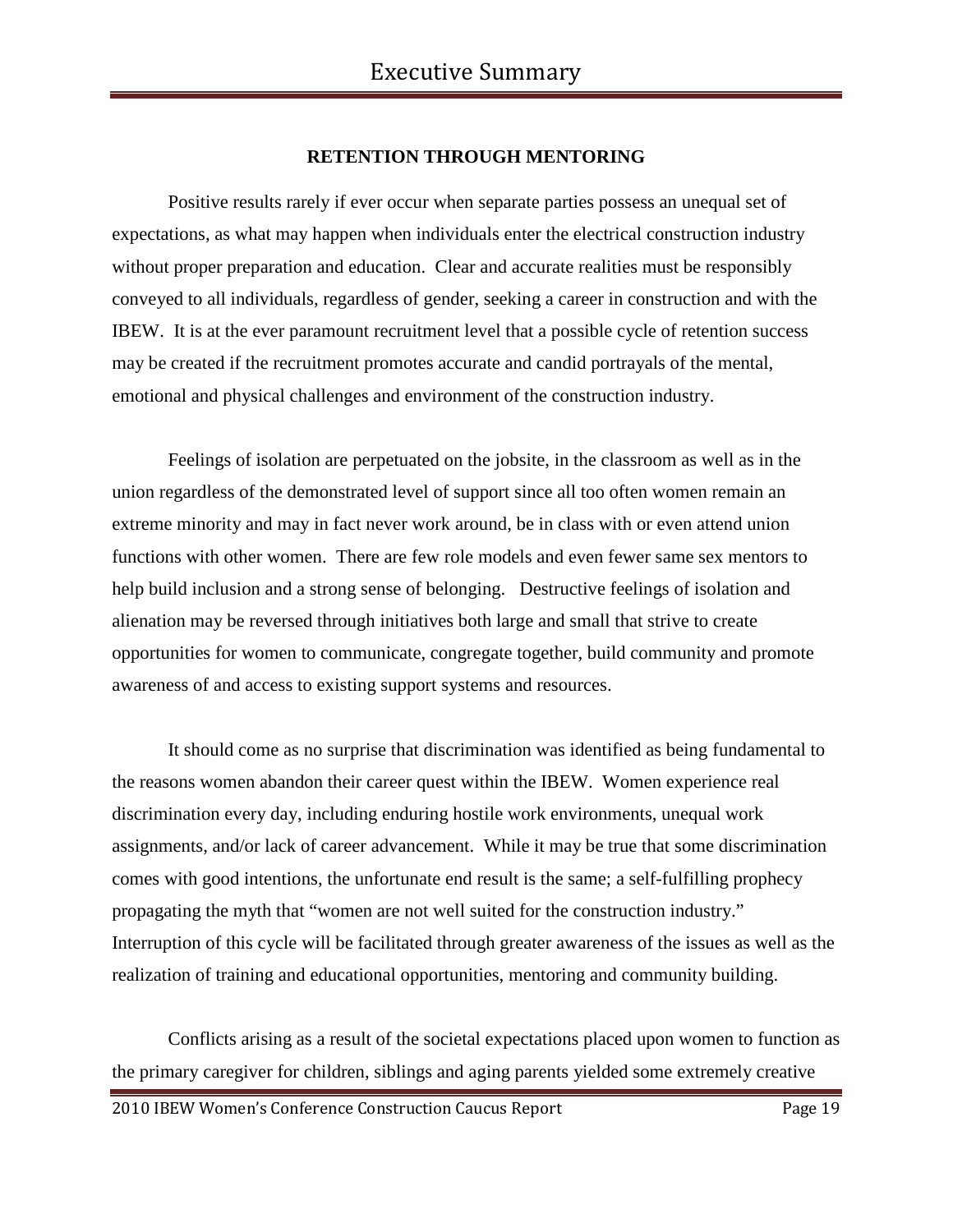**RETENTION THROUGH MENTORING**

Positive results rarely if ever occur when separate parties possess an unequal set of expectations, as what may happen when individuals enter the electrical construction industry without proper preparation and education. Clear and accurate realities must be responsibly conveyed to all individuals, regardless of gender, seeking a career in construction and with the IBEW. It is at the ever paramount recruitment level that a possible cycle of retention success may be created if the recruitment promotes accurate and candid portrayals of the mental, emotional and physical challenges and environment of the construction industry.

Feelings of isolation are perpetuated on the jobsite, in the classroom as well as in the union regardless of the demonstrated level of support since all too often women remain an extreme minority and may in fact never work around, be in class with or even attend union functions with other women. There are few role models and even fewer same sex mentors to help build inclusion and a strong sense of belonging. Destructive feelings of isolation and alienation may be reversed through initiatives both large and small that strive to create opportunities for women to communicate, congregate together, build community and promote awareness of and access to existing support systems and resources.

It should come as no surprise that discrimination was identified as being fundamental to the reasons women abandon their career quest within the IBEW. Women experience real discrimination every day, including enduring hostile work environments, unequal work assignments, and/or lack of career advancement. While it may be true that some discrimination comes with good intentions, the unfortunate end result is the same; a self-fulfilling prophecy propagating the myth that "women are not well suited for the construction industry." Interruption of this cycle will be facilitated through greater awareness of the issues as well as the realization of training and educational opportunities, mentoring and community building.

Conflicts arising as a result of the societal expectations placed upon women to function as the primary caregiver for children, siblings and aging parents yielded some extremely creative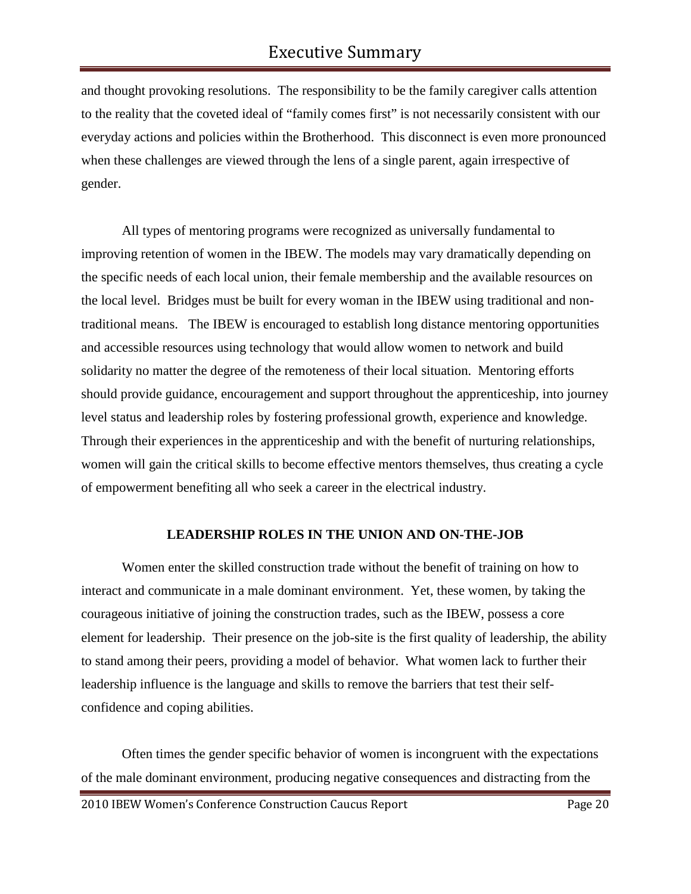and thought provoking resolutions. The responsibility to be the family caregiver calls attention to the reality that the coveted ideal of "family comes first" is not necessarily consistent with our everyday actions and policies within the Brotherhood. This disconnect is even more pronounced when these challenges are viewed through the lens of a single parent, again irrespective of gender.

All types of mentoring programs were recognized as universally fundamental to improving retention of women in the IBEW. The models may vary dramatically depending on the specific needs of each local union, their female membership and the available resources on the local level. Bridges must be built for every woman in the IBEW using traditional and non-traditional means. The IBEW is encouraged to establish long distance mentoring opportunities and accessible resources using technology that would allow women to network and build solidarity no matter the degree of the remoteness of their local situation. Mentoring efforts should provide guidance, encouragement and support throughout the apprenticeship, into journey level status and leadership roles by fostering professional growth, experience and knowledge. Through their experiences in the apprenticeship and with the benefit of nurturing relationships, women will gain the critical skills to become effective mentors themselves, thus creating a cycle of empowerment benefiting all who seek a career in the electrical industry.

**LEADERSHIP ROLES IN THE UNION AND ON-THE-JOB**

Women enter the skilled construction trade without the benefit of training on how to interact and communicate in a male dominant environment. Yet, these women, by taking the courageous initiative of joining the construction trades, such as the IBEW, possess a core element for leadership. Their presence on the job-site is the first quality of leadership, the ability to stand among their peers, providing a model of behavior. What women lack to further their leadership influence is the language and skills to remove the barriers that test their self-confidence and coping abilities.

Often times the gender specific behavior of women is incongruent with the expectations of the male dominant environment, producing negative consequences and distracting from the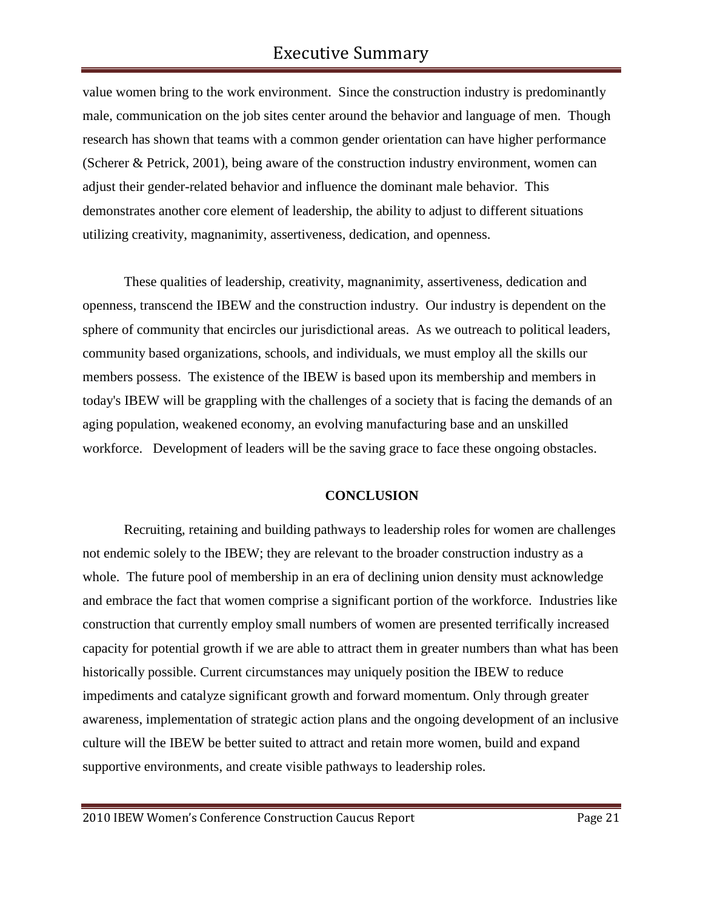value women bring to the work environment. Since the construction industry is predominantly male, communication on the job sites center around the behavior and language of men. Though research has shown that teams with a common gender orientation can have higher performance (Scherer & Petrick, 2001), being aware of the construction industry environment, women can adjust their gender-related behavior and influence the dominant male behavior. This demonstrates another core element of leadership, the ability to adjust to different situations utilizing creativity, magnanimity, assertiveness, dedication, and openness.

These qualities of leadership, creativity, magnanimity, assertiveness, dedication and openness, transcend the IBEW and the construction industry. Our industry is dependent on the sphere of community that encircles our jurisdictional areas. As we outreach to political leaders, community based organizations, schools, and individuals, we must employ all the skills our members possess. The existence of the IBEW is based upon its membership and members in today's IBEW will be grappling with the challenges of a society that is facing the demands of an aging population, weakened economy, an evolving manufacturing base and an unskilled workforce. Development of leaders will be the saving grace to face these ongoing obstacles.

**CONCLUSION**

Recruiting, retaining and building pathways to leadership roles for women are challenges not endemic solely to the IBEW; they are relevant to the broader construction industry as a whole. The future pool of membership in an era of declining union density must acknowledge and embrace the fact that women comprise a significant portion of the workforce. Industries like construction that currently employ small numbers of women are presented terrifically increased capacity for potential growth if we are able to attract them in greater numbers than what has been historically possible. Current circumstances may uniquely position the IBEW to reduce impediments and catalyze significant growth and forward momentum. Only through greater awareness, implementation of strategic action plans and the ongoing development of an inclusive culture will the IBEW be better suited to attract and retain more women, build and expand supportive environments, and create visible pathways to leadership roles.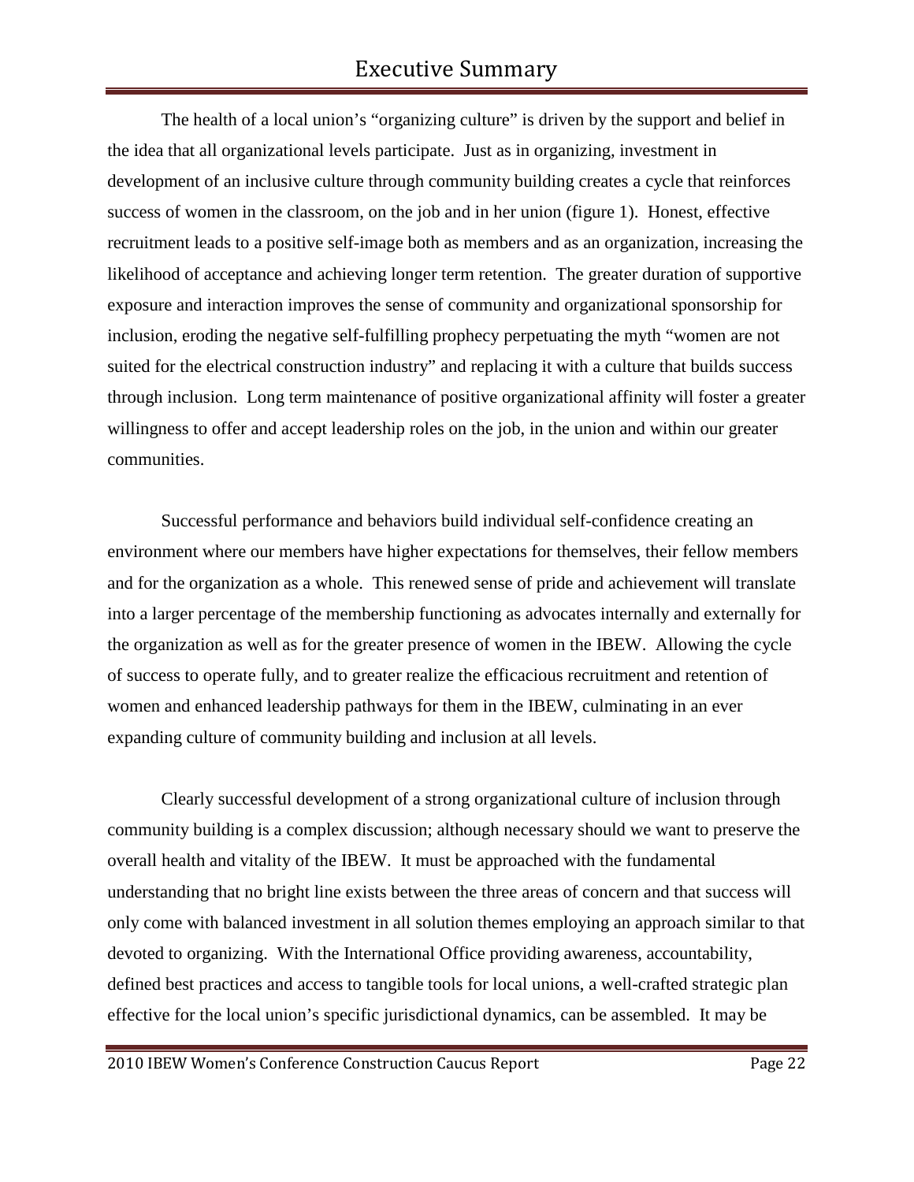## Executive Summary

The health of a local union's "organizing culture" is driven by the support and belief in the idea that all organizational levels participate. Just as in organizing, investment in development of an inclusive culture through community building creates a cycle that reinforces success of women in the classroom, on the job and in her union (figure 1). Honest, effective recruitment leads to a positive self-image both as members and as an organization, increasing the likelihood of acceptance and achieving longer term retention. The greater duration of supportive exposure and interaction improves the sense of community and organizational sponsorship for inclusion, eroding the negative self-fulfilling prophecy perpetuating the myth "women are not suited for the electrical construction industry" and replacing it with a culture that builds success through inclusion. Long term maintenance of positive organizational affinity will foster a greater willingness to offer and accept leadership roles on the job, in the union and within our greater communities.

Successful performance and behaviors build individual self-confidence creating an environment where our members have higher expectations for themselves, their fellow members and for the organization as a whole. This renewed sense of pride and achievement will translate into a larger percentage of the membership functioning as advocates internally and externally for the organization as well as for the greater presence of women in the IBEW. Allowing the cycle of success to operate fully, and to greater realize the efficacious recruitment and retention of women and enhanced leadership pathways for them in the IBEW, culminating in an ever expanding culture of community building and inclusion at all levels.

Clearly successful development of a strong organizational culture of inclusion through community building is a complex discussion; although necessary should we want to preserve the overall health and vitality of the IBEW. It must be approached with the fundamental understanding that no bright line exists between the three areas of concern and that success will only come with balanced investment in all solution themes employing an approach similar to that devoted to organizing. With the International Office providing awareness, accountability, defined best practices and access to tangible tools for local unions, a well-crafted strategic plan effective for the local union's specific jurisdictional dynamics, can be assembled. It may be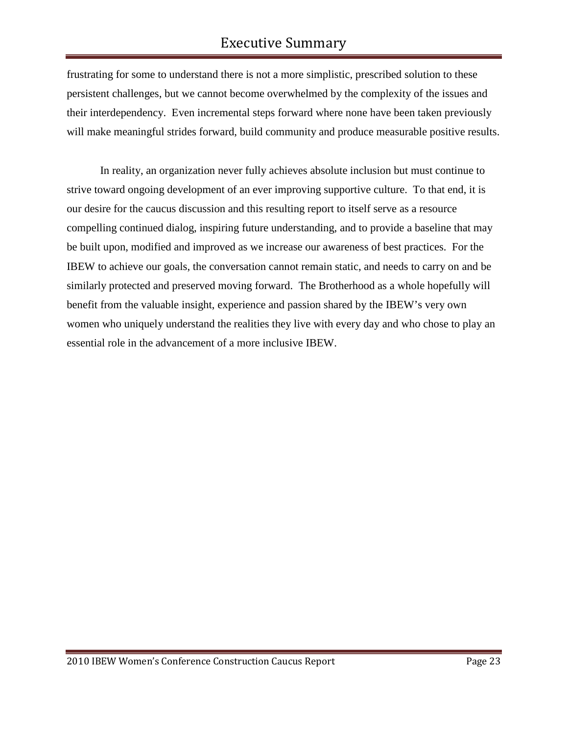frustrating for some to understand there is not a more simplistic, prescribed solution to these persistent challenges, but we cannot become overwhelmed by the complexity of the issues and their interdependency. Even incremental steps forward where none have been taken previously will make meaningful strides forward, build community and produce measurable positive results.

In reality, an organization never fully achieves absolute inclusion but must continue to strive toward ongoing development of an ever improving supportive culture. To that end, it is our desire for the caucus discussion and this resulting report to itself serve as a resource compelling continued dialog, inspiring future understanding, and to provide a baseline that may be built upon, modified and improved as we increase our awareness of best practices. For the IBEW to achieve our goals, the conversation cannot remain static, and needs to carry on and be similarly protected and preserved moving forward. The Brotherhood as a whole hopefully will benefit from the valuable insight, experience and passion shared by the IBEW's very own women who uniquely understand the realities they live with every day and who chose to play an essential role in the advancement of a more inclusive IBEW.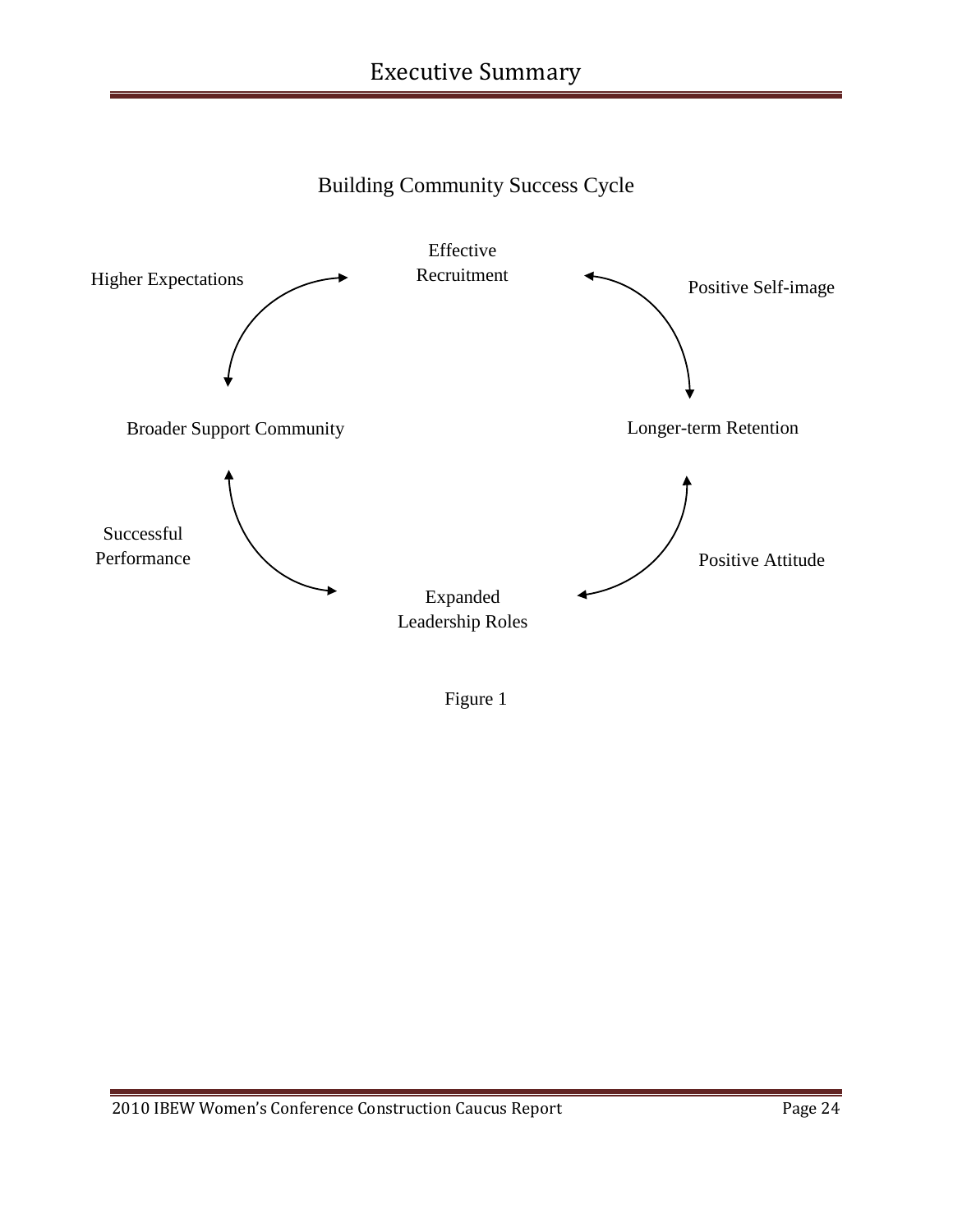Building Community Success Cycle

Effective Recruitment

Higher Expectations

Positive Self-image

Broader Support Community

Longer-term Retention

Successful Performance

Positive Attitude

Expanded Leadership Roles

Figure 1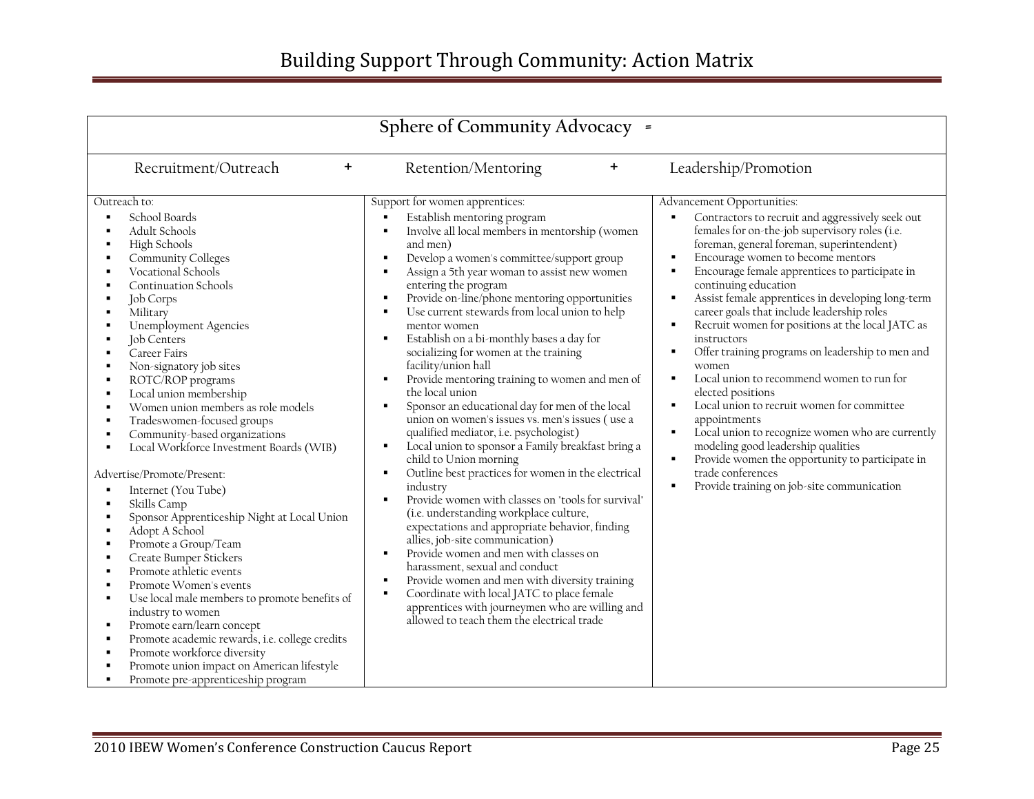# Building Support Through Community: Action Matrix

| Sphere of Community Advocacy = | | |
|---|---|---|
| Recruitment/Outreach + | Retention/Mentoring + | Leadership/Promotion |
| Outreach to:<br>▪ School Boards<br>▪ Adult Schools<br>▪ High Schools<br>▪ Community Colleges<br>▪ Vocational Schools<br>▪ Continuation Schools<br>▪ Job Corps<br>▪ Military<br>▪ Unemployment Agencies<br>▪ Job Centers<br>▪ Career Fairs<br>▪ Non-signatory job sites<br>▪ ROTC/ROP programs<br>▪ Local union membership<br>▪ Women union members as role models<br>▪ Tradeswomen-focused groups<br>▪ Community-based organizations<br>▪ Local Workforce Investment Boards (WIB)<br><br>Advertise/Promote/Present:<br>▪ Internet (You Tube)<br>▪ Skills Camp<br>▪ Sponsor Apprenticeship Night at Local Union<br>▪ Adopt A School<br>▪ Promote a Group/Team<br>▪ Create Bumper Stickers<br>▪ Promote athletic events<br>▪ Promote Women's events<br>▪ Use local male members to promote benefits of industry to women<br>▪ Promote earn/learn concept<br>▪ Promote academic rewards, i.e. college credits<br>▪ Promote workforce diversity<br>▪ Promote union impact on American lifestyle<br>▪ Promote pre-apprenticeship program | Support for women apprentices:<br>▪ Establish mentoring program<br>▪ Involve all local members in mentorship (women and men)<br>▪ Develop a women's committee/support group<br>▪ Assign a 5th year woman to assist new women entering the program<br>▪ Provide on-line/phone mentoring opportunities<br>▪ Use current stewards from local union to help mentor women<br>▪ Establish on a bi-monthly bases a day for socializing for women at the training facility/union hall<br>▪ Provide mentoring training to women and men of the local union<br>▪ Sponsor an educational day for men of the local union on women's issues vs. men's issues ( use a qualified mediator, i.e. psychologist)<br>▪ Local union to sponsor a Family breakfast bring a child to Union morning<br>▪ Outline best practices for women in the electrical industry<br>▪ Provide women with classes on "tools for survival" (i.e. understanding workplace culture, expectations and appropriate behavior, finding allies, job-site communication)<br>▪ Provide women and men with classes on harassment, sexual and conduct<br>▪ Provide women and men with diversity training<br>▪ Coordinate with local JATC to place female apprentices with journeymen who are willing and allowed to teach them the electrical trade | Advancement Opportunities:<br>▪ Contractors to recruit and aggressively seek out females for on-the-job supervisory roles (i.e. foreman, general foreman, superintendent)<br>▪ Encourage women to become mentors<br>▪ Encourage female apprentices to participate in continuing education<br>▪ Assist female apprentices in developing long-term career goals that include leadership roles<br>▪ Recruit women for positions at the local JATC as instructors<br>▪ Offer training programs on leadership to men and women<br>▪ Local union to recommend women to run for elected positions<br>▪ Local union to recruit women for committee appointments<br>▪ Local union to recognize women who are currently modeling good leadership qualities<br>▪ Provide women the opportunity to participate in trade conferences<br>▪ Provide training on job-site communication |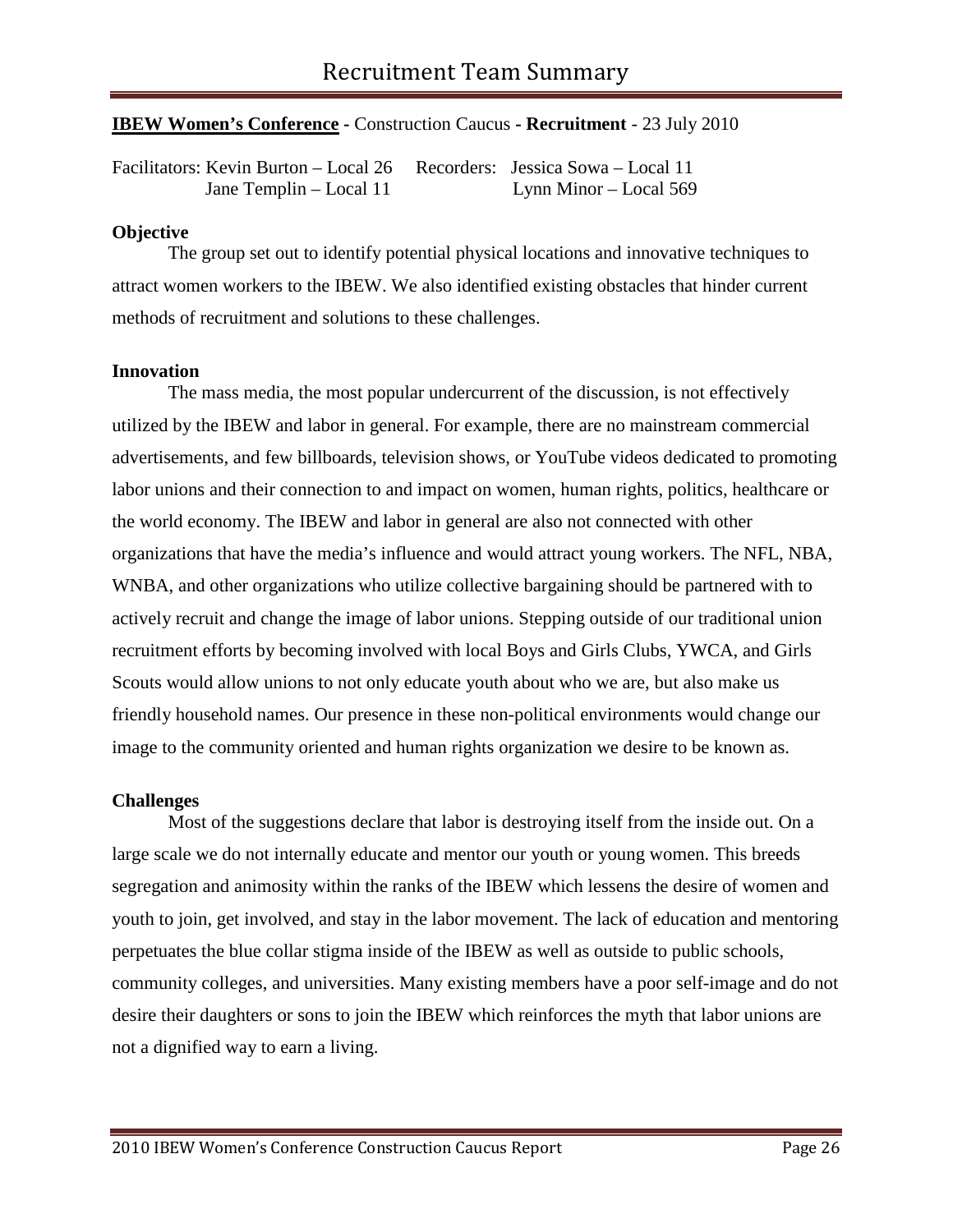# Recruitment Team Summary

**IBEW Women's Conference** - Construction Caucus - **Recruitment** - 23 July 2010

Facilitators: Kevin Burton – Local 26
Jane Templin – Local 11

Recorders: Jessica Sowa – Local 11
Lynn Minor – Local 569

**Objective**

The group set out to identify potential physical locations and innovative techniques to attract women workers to the IBEW. We also identified existing obstacles that hinder current methods of recruitment and solutions to these challenges.

**Innovation**

The mass media, the most popular undercurrent of the discussion, is not effectively utilized by the IBEW and labor in general. For example, there are no mainstream commercial advertisements, and few billboards, television shows, or YouTube videos dedicated to promoting labor unions and their connection to and impact on women, human rights, politics, healthcare or the world economy. The IBEW and labor in general are also not connected with other organizations that have the media's influence and would attract young workers. The NFL, NBA, WNBA, and other organizations who utilize collective bargaining should be partnered with to actively recruit and change the image of labor unions. Stepping outside of our traditional union recruitment efforts by becoming involved with local Boys and Girls Clubs, YWCA, and Girls Scouts would allow unions to not only educate youth about who we are, but also make us friendly household names. Our presence in these non-political environments would change our image to the community oriented and human rights organization we desire to be known as.

**Challenges**

Most of the suggestions declare that labor is destroying itself from the inside out. On a large scale we do not internally educate and mentor our youth or young women. This breeds segregation and animosity within the ranks of the IBEW which lessens the desire of women and youth to join, get involved, and stay in the labor movement. The lack of education and mentoring perpetuates the blue collar stigma inside of the IBEW as well as outside to public schools, community colleges, and universities. Many existing members have a poor self-image and do not desire their daughters or sons to join the IBEW which reinforces the myth that labor unions are not a dignified way to earn a living.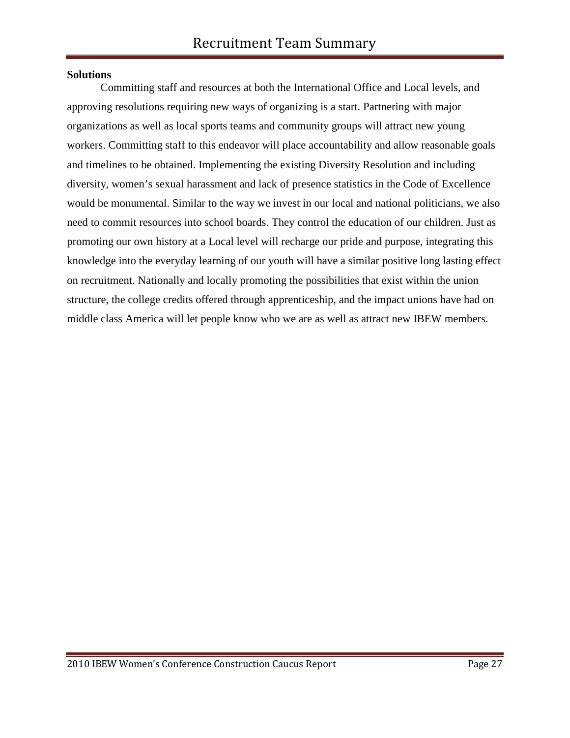**Solutions**

Committing staff and resources at both the International Office and Local levels, and approving resolutions requiring new ways of organizing is a start. Partnering with major organizations as well as local sports teams and community groups will attract new young workers. Committing staff to this endeavor will place accountability and allow reasonable goals and timelines to be obtained. Implementing the existing Diversity Resolution and including diversity, women's sexual harassment and lack of presence statistics in the Code of Excellence would be monumental. Similar to the way we invest in our local and national politicians, we also need to commit resources into school boards. They control the education of our children. Just as promoting our own history at a Local level will recharge our pride and purpose, integrating this knowledge into the everyday learning of our youth will have a similar positive long lasting effect on recruitment. Nationally and locally promoting the possibilities that exist within the union structure, the college credits offered through apprenticeship, and the impact unions have had on middle class America will let people know who we are as well as attract new IBEW members.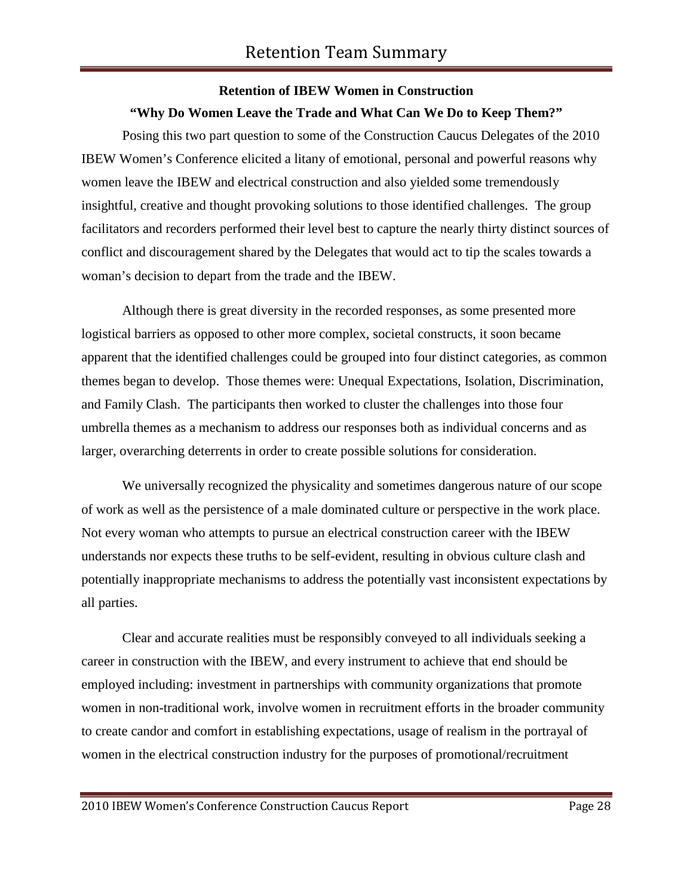# Retention Team Summary

**Retention of IBEW Women in Construction**

**"Why Do Women Leave the Trade and What Can We Do to Keep Them?"**

Posing this two part question to some of the Construction Caucus Delegates of the 2010 IBEW Women's Conference elicited a litany of emotional, personal and powerful reasons why women leave the IBEW and electrical construction and also yielded some tremendously insightful, creative and thought provoking solutions to those identified challenges. The group facilitators and recorders performed their level best to capture the nearly thirty distinct sources of conflict and discouragement shared by the Delegates that would act to tip the scales towards a woman's decision to depart from the trade and the IBEW.

Although there is great diversity in the recorded responses, as some presented more logistical barriers as opposed to other more complex, societal constructs, it soon became apparent that the identified challenges could be grouped into four distinct categories, as common themes began to develop. Those themes were: Unequal Expectations, Isolation, Discrimination, and Family Clash. The participants then worked to cluster the challenges into those four umbrella themes as a mechanism to address our responses both as individual concerns and as larger, overarching deterrents in order to create possible solutions for consideration.

We universally recognized the physicality and sometimes dangerous nature of our scope of work as well as the persistence of a male dominated culture or perspective in the work place. Not every woman who attempts to pursue an electrical construction career with the IBEW understands nor expects these truths to be self-evident, resulting in obvious culture clash and potentially inappropriate mechanisms to address the potentially vast inconsistent expectations by all parties.

Clear and accurate realities must be responsibly conveyed to all individuals seeking a career in construction with the IBEW, and every instrument to achieve that end should be employed including: investment in partnerships with community organizations that promote women in non-traditional work, involve women in recruitment efforts in the broader community to create candor and comfort in establishing expectations, usage of realism in the portrayal of women in the electrical construction industry for the purposes of promotional/recruitment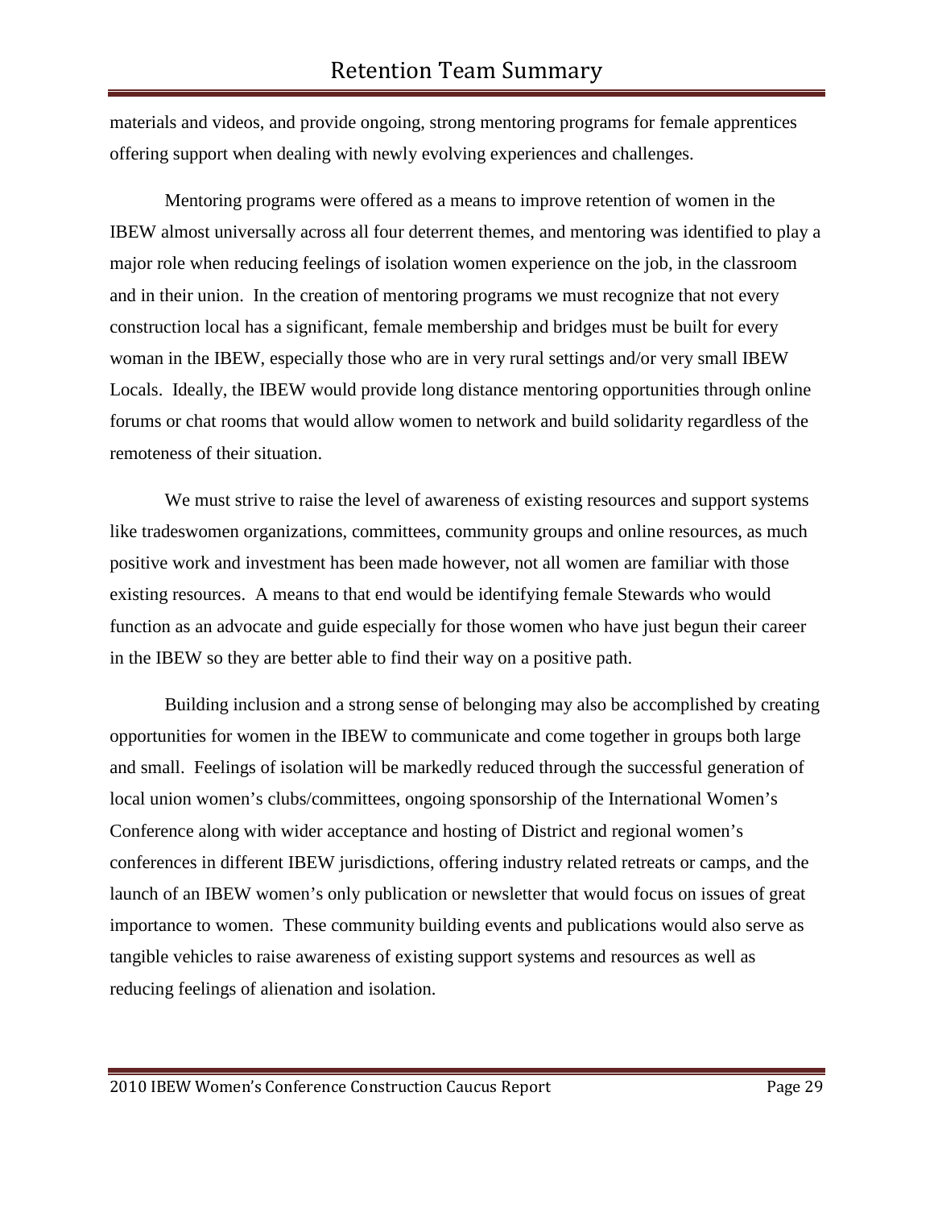materials and videos, and provide ongoing, strong mentoring programs for female apprentices offering support when dealing with newly evolving experiences and challenges.

Mentoring programs were offered as a means to improve retention of women in the IBEW almost universally across all four deterrent themes, and mentoring was identified to play a major role when reducing feelings of isolation women experience on the job, in the classroom and in their union. In the creation of mentoring programs we must recognize that not every construction local has a significant, female membership and bridges must be built for every woman in the IBEW, especially those who are in very rural settings and/or very small IBEW Locals. Ideally, the IBEW would provide long distance mentoring opportunities through online forums or chat rooms that would allow women to network and build solidarity regardless of the remoteness of their situation.

We must strive to raise the level of awareness of existing resources and support systems like tradeswomen organizations, committees, community groups and online resources, as much positive work and investment has been made however, not all women are familiar with those existing resources. A means to that end would be identifying female Stewards who would function as an advocate and guide especially for those women who have just begun their career in the IBEW so they are better able to find their way on a positive path.

Building inclusion and a strong sense of belonging may also be accomplished by creating opportunities for women in the IBEW to communicate and come together in groups both large and small. Feelings of isolation will be markedly reduced through the successful generation of local union women's clubs/committees, ongoing sponsorship of the International Women's Conference along with wider acceptance and hosting of District and regional women's conferences in different IBEW jurisdictions, offering industry related retreats or camps, and the launch of an IBEW women's only publication or newsletter that would focus on issues of great importance to women. These community building events and publications would also serve as tangible vehicles to raise awareness of existing support systems and resources as well as reducing feelings of alienation and isolation.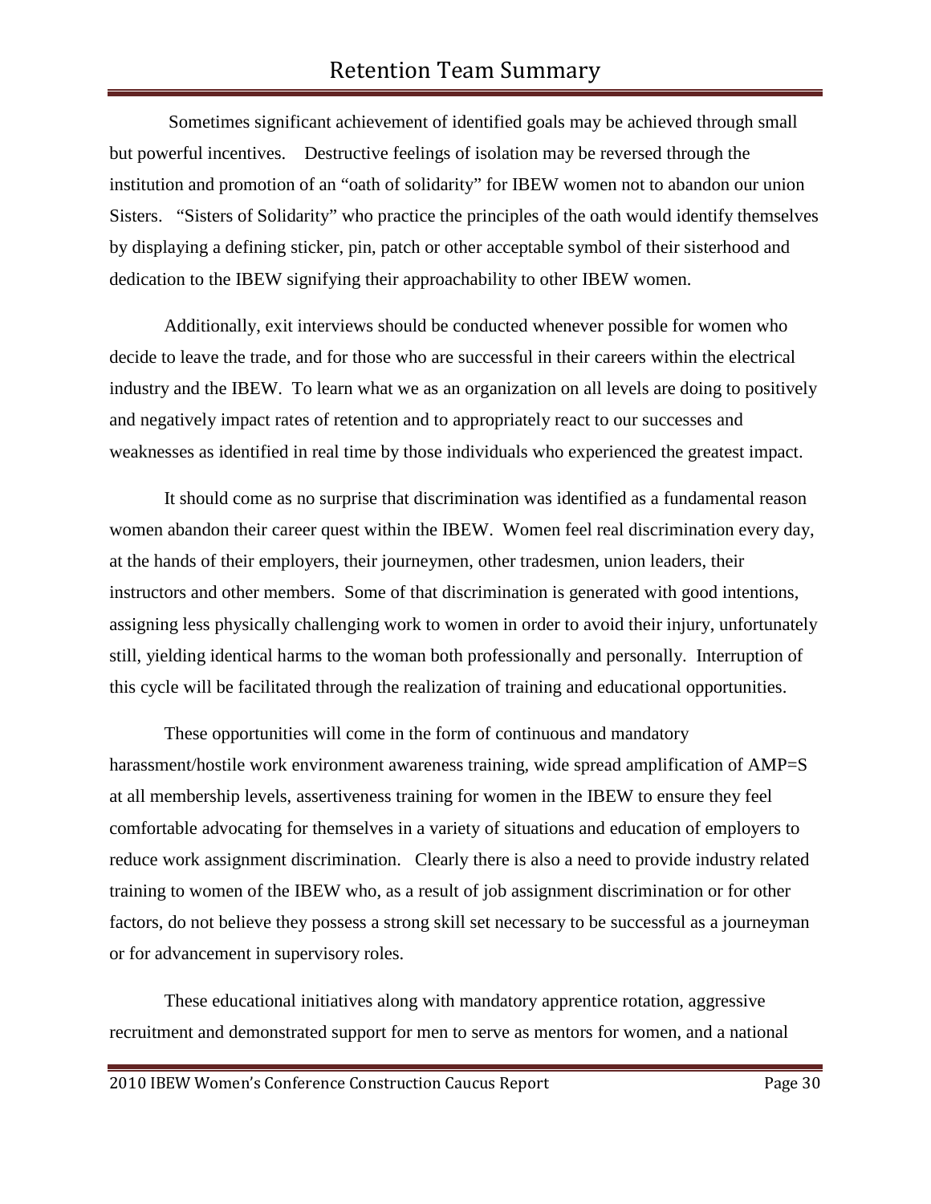# Retention Team Summary

Sometimes significant achievement of identified goals may be achieved through small but powerful incentives. Destructive feelings of isolation may be reversed through the institution and promotion of an "oath of solidarity" for IBEW women not to abandon our union Sisters. "Sisters of Solidarity" who practice the principles of the oath would identify themselves by displaying a defining sticker, pin, patch or other acceptable symbol of their sisterhood and dedication to the IBEW signifying their approachability to other IBEW women.

Additionally, exit interviews should be conducted whenever possible for women who decide to leave the trade, and for those who are successful in their careers within the electrical industry and the IBEW. To learn what we as an organization on all levels are doing to positively and negatively impact rates of retention and to appropriately react to our successes and weaknesses as identified in real time by those individuals who experienced the greatest impact.

It should come as no surprise that discrimination was identified as a fundamental reason women abandon their career quest within the IBEW. Women feel real discrimination every day, at the hands of their employers, their journeymen, other tradesmen, union leaders, their instructors and other members. Some of that discrimination is generated with good intentions, assigning less physically challenging work to women in order to avoid their injury, unfortunately still, yielding identical harms to the woman both professionally and personally. Interruption of this cycle will be facilitated through the realization of training and educational opportunities.

These opportunities will come in the form of continuous and mandatory harassment/hostile work environment awareness training, wide spread amplification of AMP=S at all membership levels, assertiveness training for women in the IBEW to ensure they feel comfortable advocating for themselves in a variety of situations and education of employers to reduce work assignment discrimination. Clearly there is also a need to provide industry related training to women of the IBEW who, as a result of job assignment discrimination or for other factors, do not believe they possess a strong skill set necessary to be successful as a journeyman or for advancement in supervisory roles.

These educational initiatives along with mandatory apprentice rotation, aggressive recruitment and demonstrated support for men to serve as mentors for women, and a national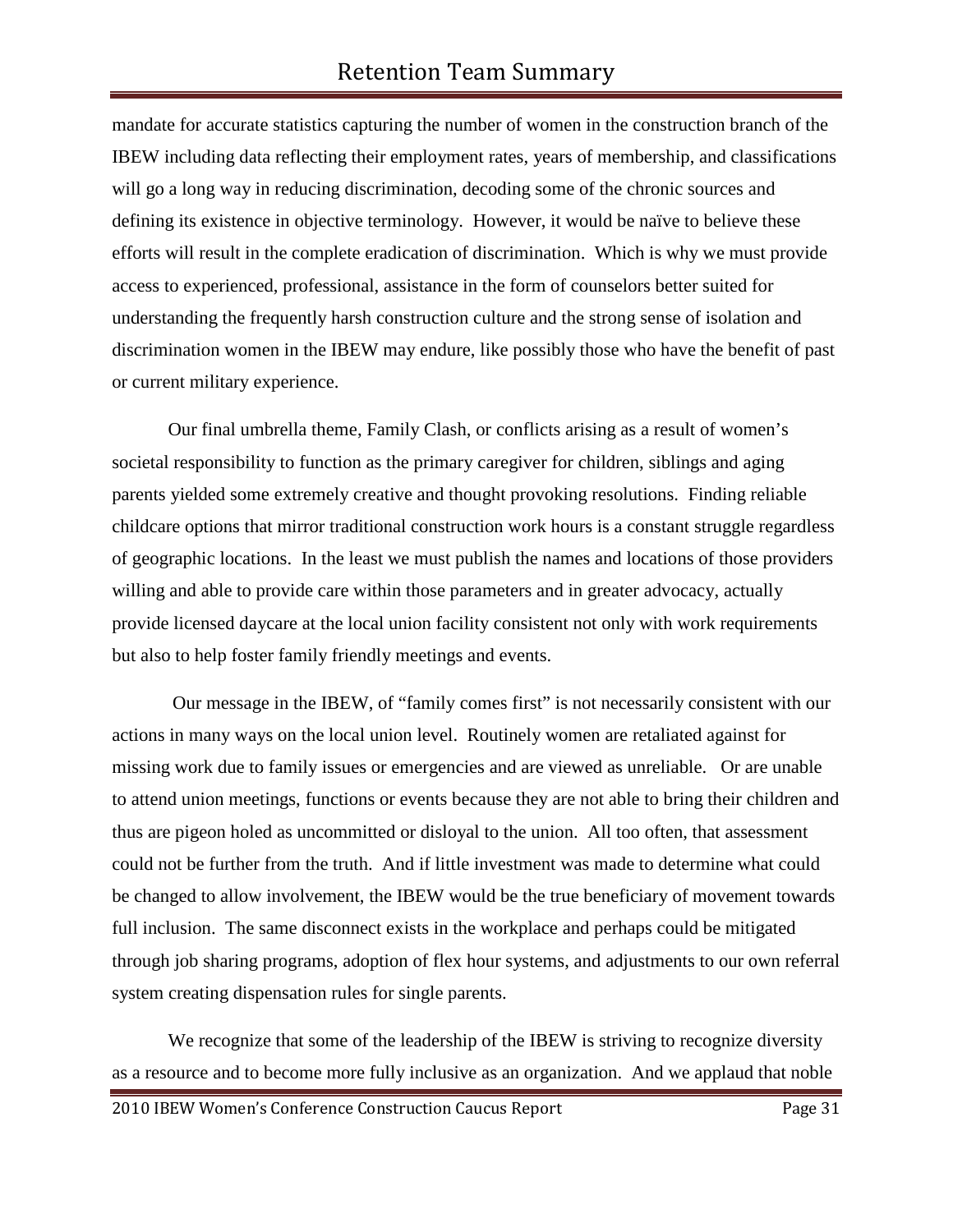mandate for accurate statistics capturing the number of women in the construction branch of the IBEW including data reflecting their employment rates, years of membership, and classifications will go a long way in reducing discrimination, decoding some of the chronic sources and defining its existence in objective terminology. However, it would be naïve to believe these efforts will result in the complete eradication of discrimination. Which is why we must provide access to experienced, professional, assistance in the form of counselors better suited for understanding the frequently harsh construction culture and the strong sense of isolation and discrimination women in the IBEW may endure, like possibly those who have the benefit of past or current military experience.

Our final umbrella theme, Family Clash, or conflicts arising as a result of women's societal responsibility to function as the primary caregiver for children, siblings and aging parents yielded some extremely creative and thought provoking resolutions. Finding reliable childcare options that mirror traditional construction work hours is a constant struggle regardless of geographic locations. In the least we must publish the names and locations of those providers willing and able to provide care within those parameters and in greater advocacy, actually provide licensed daycare at the local union facility consistent not only with work requirements but also to help foster family friendly meetings and events.

Our message in the IBEW, of "family comes first" is not necessarily consistent with our actions in many ways on the local union level. Routinely women are retaliated against for missing work due to family issues or emergencies and are viewed as unreliable. Or are unable to attend union meetings, functions or events because they are not able to bring their children and thus are pigeon holed as uncommitted or disloyal to the union. All too often, that assessment could not be further from the truth. And if little investment was made to determine what could be changed to allow involvement, the IBEW would be the true beneficiary of movement towards full inclusion. The same disconnect exists in the workplace and perhaps could be mitigated through job sharing programs, adoption of flex hour systems, and adjustments to our own referral system creating dispensation rules for single parents.

We recognize that some of the leadership of the IBEW is striving to recognize diversity as a resource and to become more fully inclusive as an organization. And we applaud that noble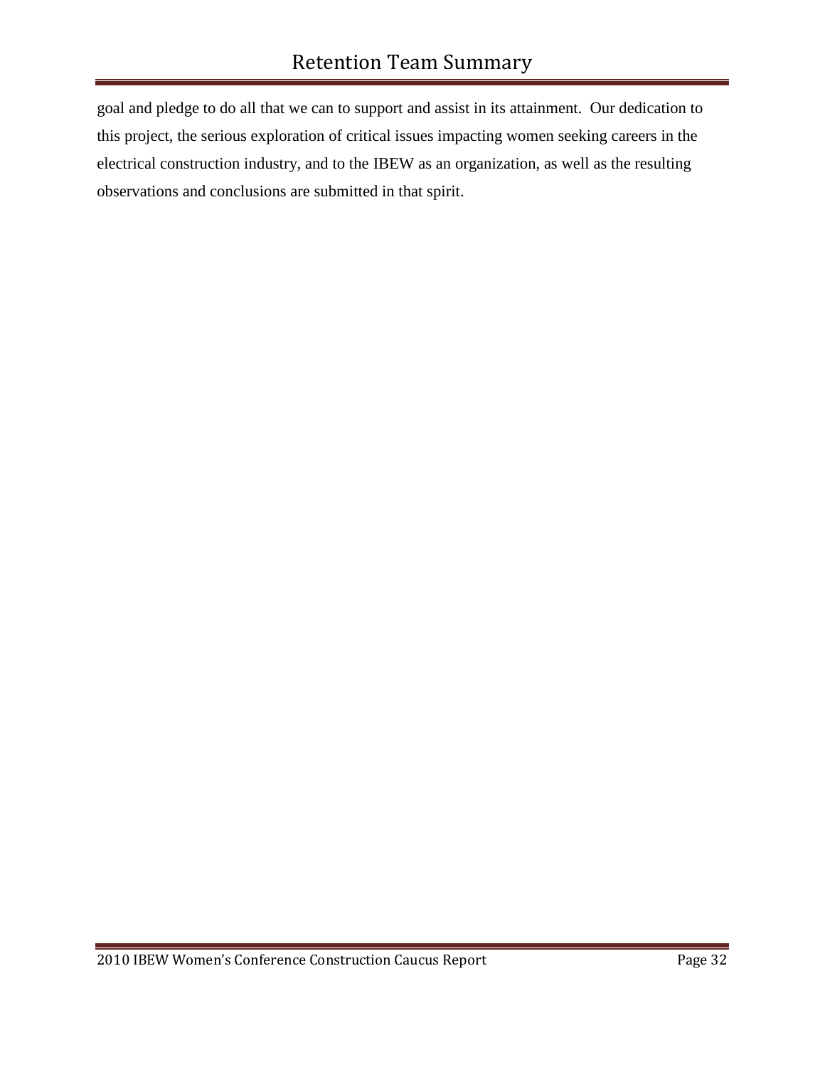goal and pledge to do all that we can to support and assist in its attainment. Our dedication to this project, the serious exploration of critical issues impacting women seeking careers in the electrical construction industry, and to the IBEW as an organization, as well as the resulting observations and conclusions are submitted in that spirit.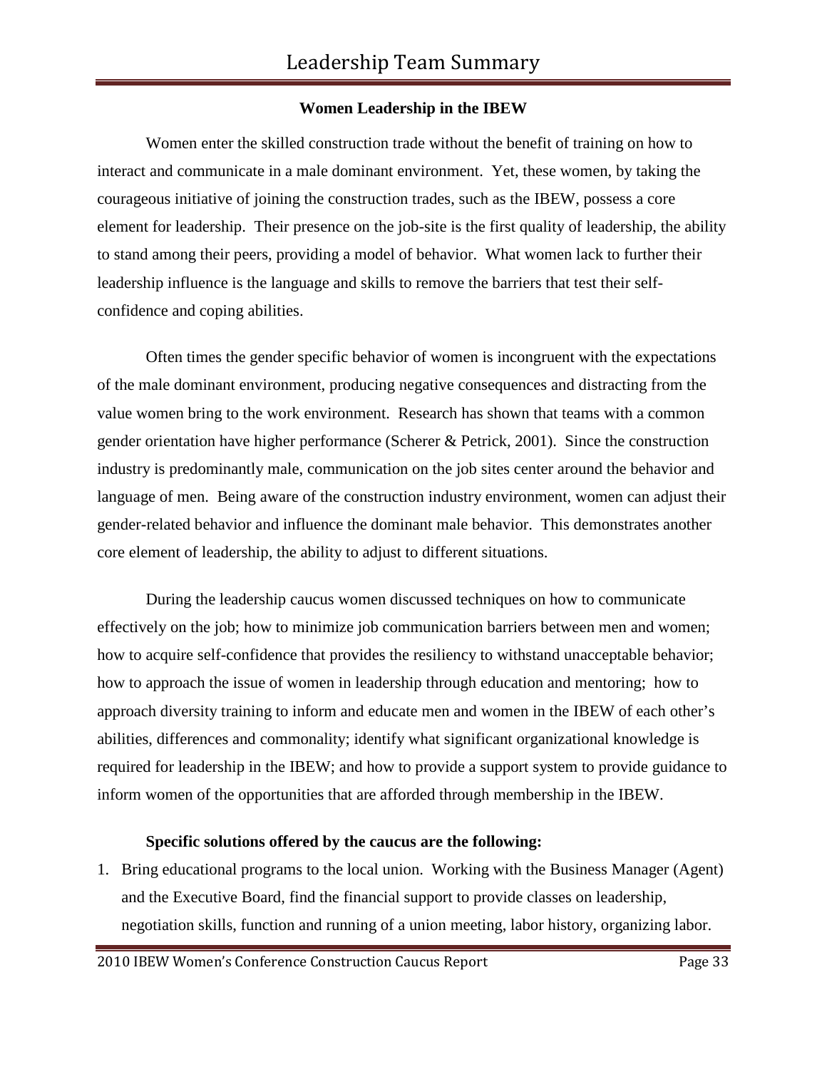## Women Leadership in the IBEW

Women enter the skilled construction trade without the benefit of training on how to interact and communicate in a male dominant environment. Yet, these women, by taking the courageous initiative of joining the construction trades, such as the IBEW, possess a core element for leadership. Their presence on the job-site is the first quality of leadership, the ability to stand among their peers, providing a model of behavior. What women lack to further their leadership influence is the language and skills to remove the barriers that test their self-confidence and coping abilities.

Often times the gender specific behavior of women is incongruent with the expectations of the male dominant environment, producing negative consequences and distracting from the value women bring to the work environment. Research has shown that teams with a common gender orientation have higher performance (Scherer & Petrick, 2001). Since the construction industry is predominantly male, communication on the job sites center around the behavior and language of men. Being aware of the construction industry environment, women can adjust their gender-related behavior and influence the dominant male behavior. This demonstrates another core element of leadership, the ability to adjust to different situations.

During the leadership caucus women discussed techniques on how to communicate effectively on the job; how to minimize job communication barriers between men and women; how to acquire self-confidence that provides the resiliency to withstand unacceptable behavior; how to approach the issue of women in leadership through education and mentoring; how to approach diversity training to inform and educate men and women in the IBEW of each other's abilities, differences and commonality; identify what significant organizational knowledge is required for leadership in the IBEW; and how to provide a support system to provide guidance to inform women of the opportunities that are afforded through membership in the IBEW.

**Specific solutions offered by the caucus are the following:**

1. Bring educational programs to the local union. Working with the Business Manager (Agent) and the Executive Board, find the financial support to provide classes on leadership, negotiation skills, function and running of a union meeting, labor history, organizing labor.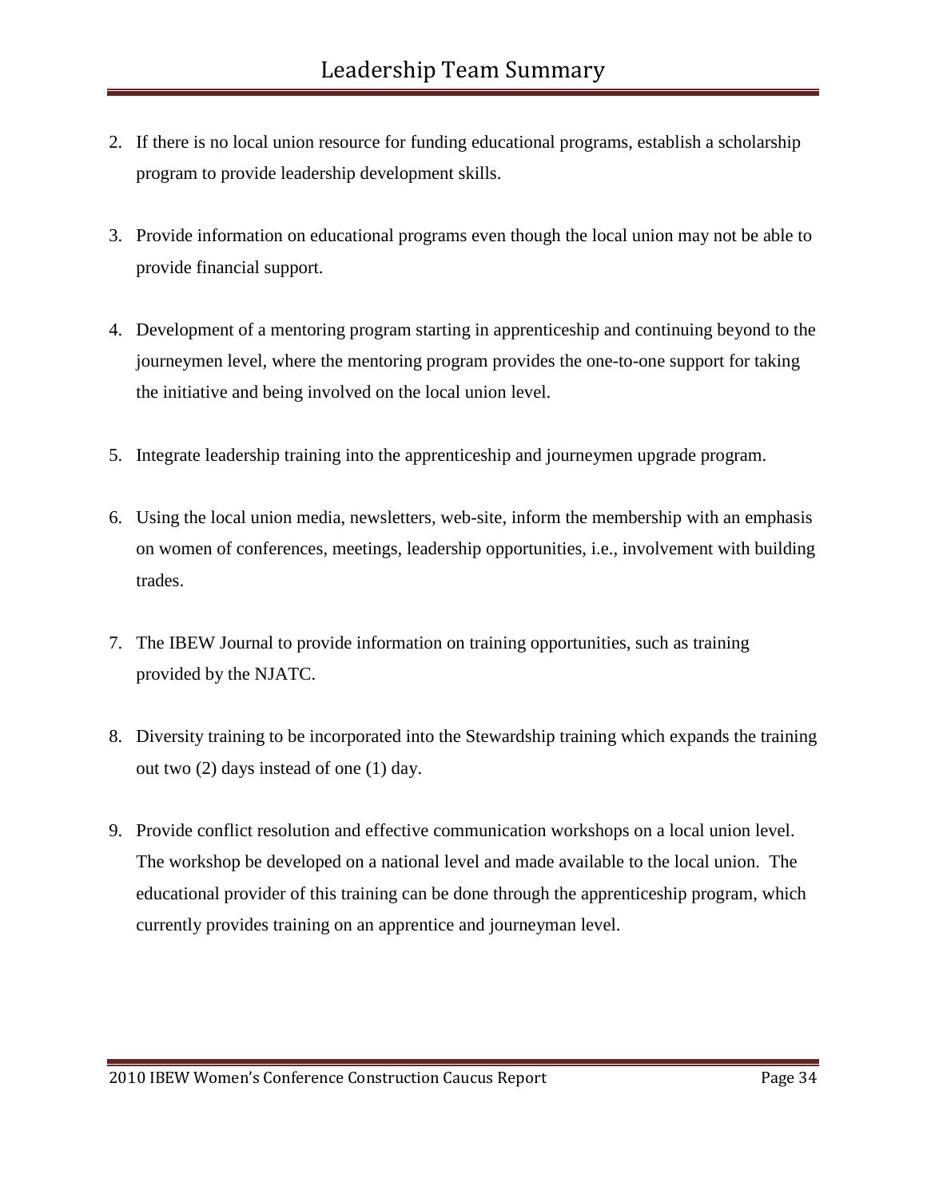# Leadership Team Summary

2. If there is no local union resource for funding educational programs, establish a scholarship program to provide leadership development skills.

3. Provide information on educational programs even though the local union may not be able to provide financial support.

4. Development of a mentoring program starting in apprenticeship and continuing beyond to the journeymen level, where the mentoring program provides the one-to-one support for taking the initiative and being involved on the local union level.

5. Integrate leadership training into the apprenticeship and journeymen upgrade program.

6. Using the local union media, newsletters, web-site, inform the membership with an emphasis on women of conferences, meetings, leadership opportunities, i.e., involvement with building trades.

7. The IBEW Journal to provide information on training opportunities, such as training provided by the NJATC.

8. Diversity training to be incorporated into the Stewardship training which expands the training out two (2) days instead of one (1) day.

9. Provide conflict resolution and effective communication workshops on a local union level. The workshop be developed on a national level and made available to the local union. The educational provider of this training can be done through the apprenticeship program, which currently provides training on an apprentice and journeyman level.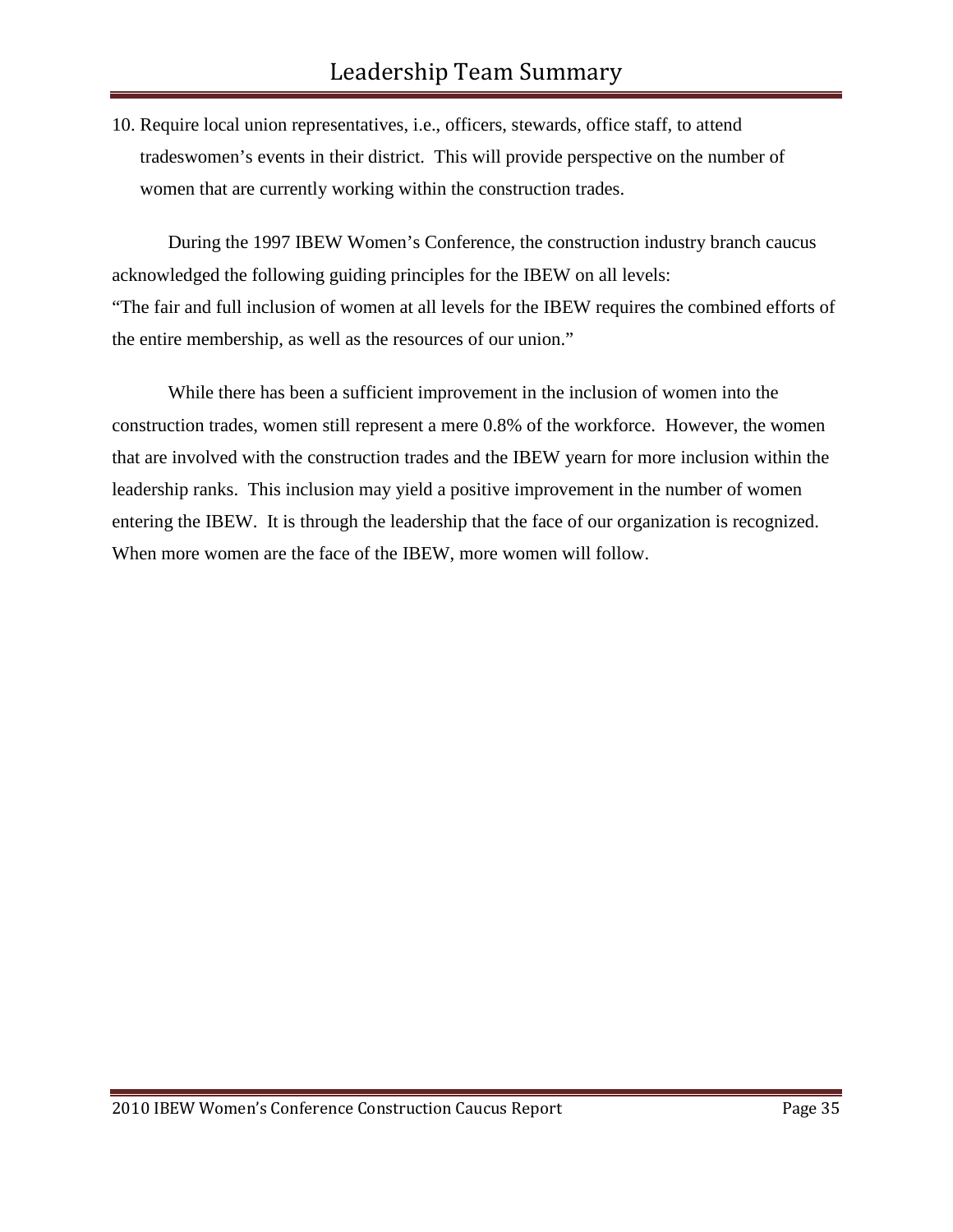# Leadership Team Summary

10. Require local union representatives, i.e., officers, stewards, office staff, to attend tradeswomen's events in their district. This will provide perspective on the number of women that are currently working within the construction trades.

During the 1997 IBEW Women's Conference, the construction industry branch caucus acknowledged the following guiding principles for the IBEW on all levels:
"The fair and full inclusion of women at all levels for the IBEW requires the combined efforts of the entire membership, as well as the resources of our union."

While there has been a sufficient improvement in the inclusion of women into the construction trades, women still represent a mere 0.8% of the workforce. However, the women that are involved with the construction trades and the IBEW yearn for more inclusion within the leadership ranks. This inclusion may yield a positive improvement in the number of women entering the IBEW. It is through the leadership that the face of our organization is recognized. When more women are the face of the IBEW, more women will follow.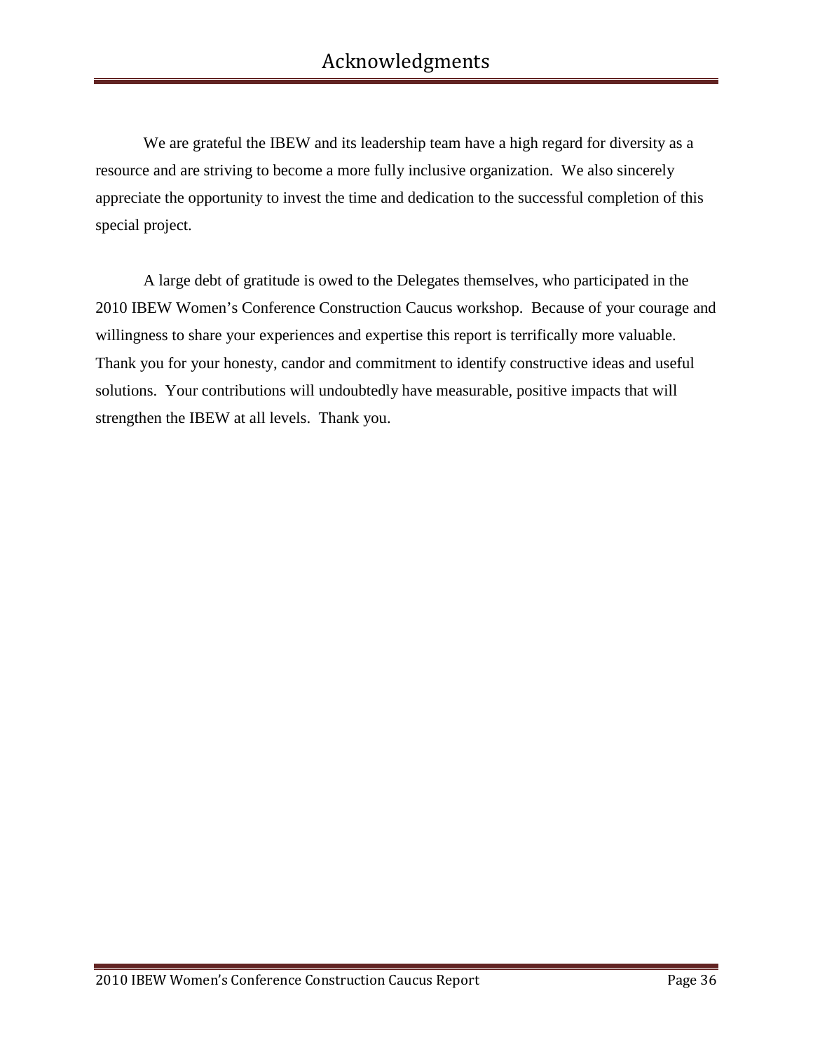# Acknowledgments

We are grateful the IBEW and its leadership team have a high regard for diversity as a resource and are striving to become a more fully inclusive organization. We also sincerely appreciate the opportunity to invest the time and dedication to the successful completion of this special project.

A large debt of gratitude is owed to the Delegates themselves, who participated in the 2010 IBEW Women's Conference Construction Caucus workshop. Because of your courage and willingness to share your experiences and expertise this report is terrifically more valuable. Thank you for your honesty, candor and commitment to identify constructive ideas and useful solutions. Your contributions will undoubtedly have measurable, positive impacts that will strengthen the IBEW at all levels. Thank you.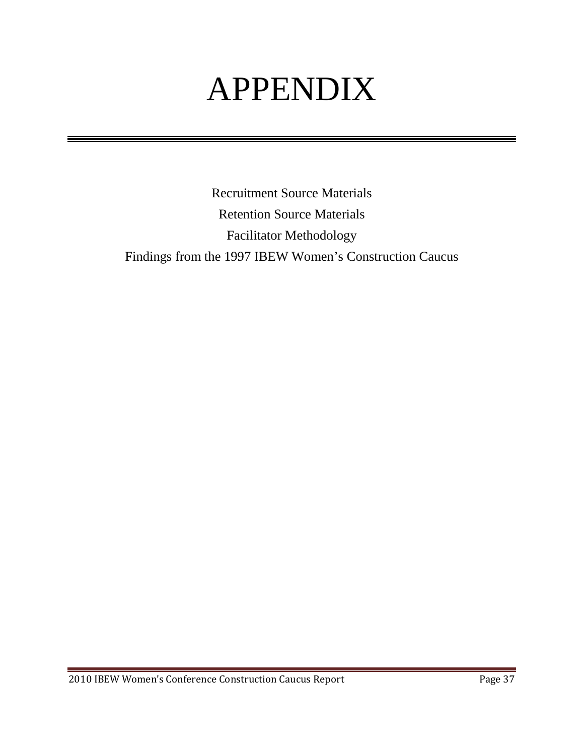# APPENDIX

Recruitment Source Materials

Retention Source Materials

Facilitator Methodology

Findings from the 1997 IBEW Women's Construction Caucus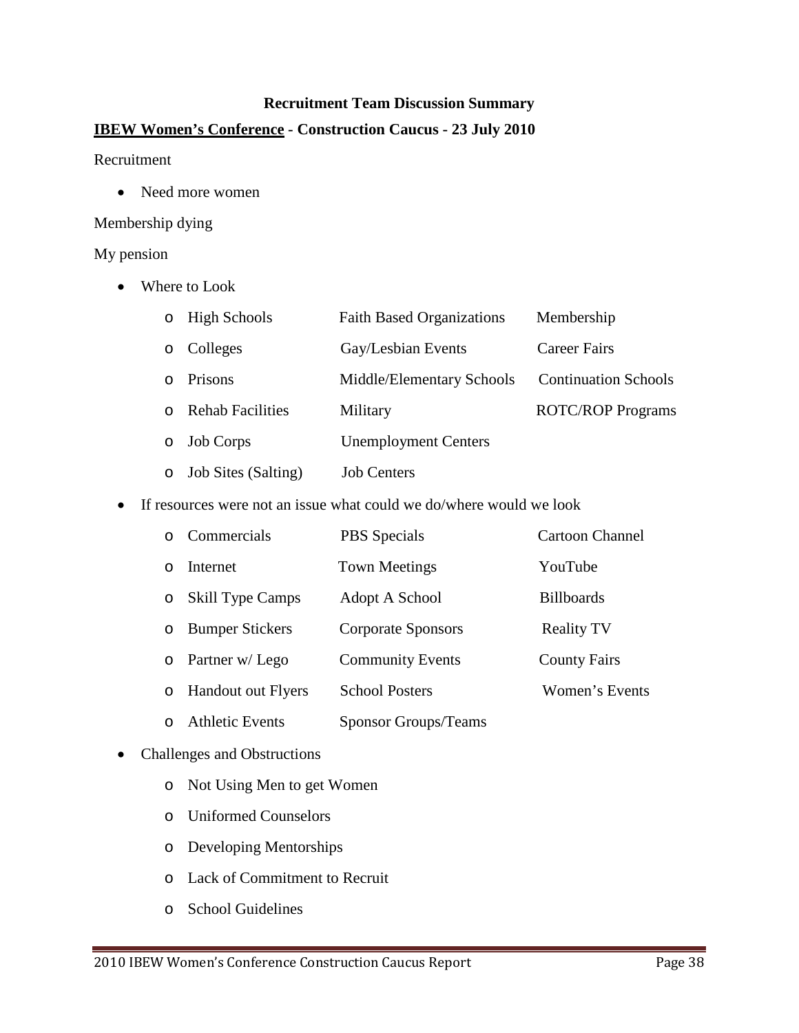**Recruitment Team Discussion Summary**

**<u>IBEW Women's Conference</u> - Construction Caucus - 23 July 2010**

Recruitment

- Need more women

Membership dying

My pension

- Where to Look
  - High Schools — Faith Based Organizations — Membership
  - Colleges — Gay/Lesbian Events — Career Fairs
  - Prisons — Middle/Elementary Schools — Continuation Schools
  - Rehab Facilities — Military — ROTC/ROP Programs
  - Job Corps — Unemployment Centers
  - Job Sites (Salting) — Job Centers
- If resources were not an issue what could we do/where would we look
  - Commercials — PBS Specials — Cartoon Channel
  - Internet — Town Meetings — YouTube
  - Skill Type Camps — Adopt A School — Billboards
  - Bumper Stickers — Corporate Sponsors — Reality TV
  - Partner w/ Lego — Community Events — County Fairs
  - Handout out Flyers — School Posters — Women's Events
  - Athletic Events — Sponsor Groups/Teams
- Challenges and Obstructions
  - Not Using Men to get Women
  - Uniformed Counselors
  - Developing Mentorships
  - Lack of Commitment to Recruit
  - School Guidelines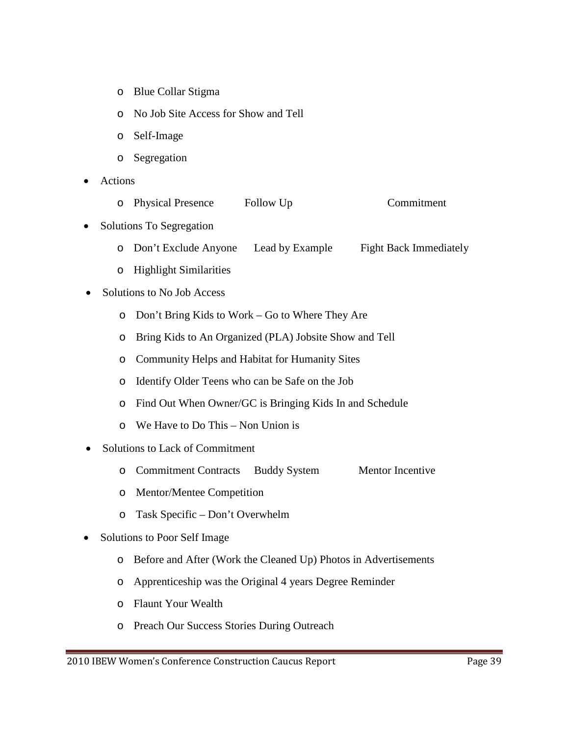- Blue Collar Stigma
  - No Job Site Access for Show and Tell
  - Self-Image
  - Segregation
- Actions
  - Physical Presence Follow Up Commitment
- Solutions To Segregation
  - Don't Exclude Anyone Lead by Example Fight Back Immediately
  - Highlight Similarities
- Solutions to No Job Access
  - Don't Bring Kids to Work – Go to Where They Are
  - Bring Kids to An Organized (PLA) Jobsite Show and Tell
  - Community Helps and Habitat for Humanity Sites
  - Identify Older Teens who can be Safe on the Job
  - Find Out When Owner/GC is Bringing Kids In and Schedule
  - We Have to Do This – Non Union is
- Solutions to Lack of Commitment
  - Commitment Contracts Buddy System Mentor Incentive
  - Mentor/Mentee Competition
  - Task Specific – Don't Overwhelm
- Solutions to Poor Self Image
  - Before and After (Work the Cleaned Up) Photos in Advertisements
  - Apprenticeship was the Original 4 years Degree Reminder
  - Flaunt Your Wealth
  - Preach Our Success Stories During Outreach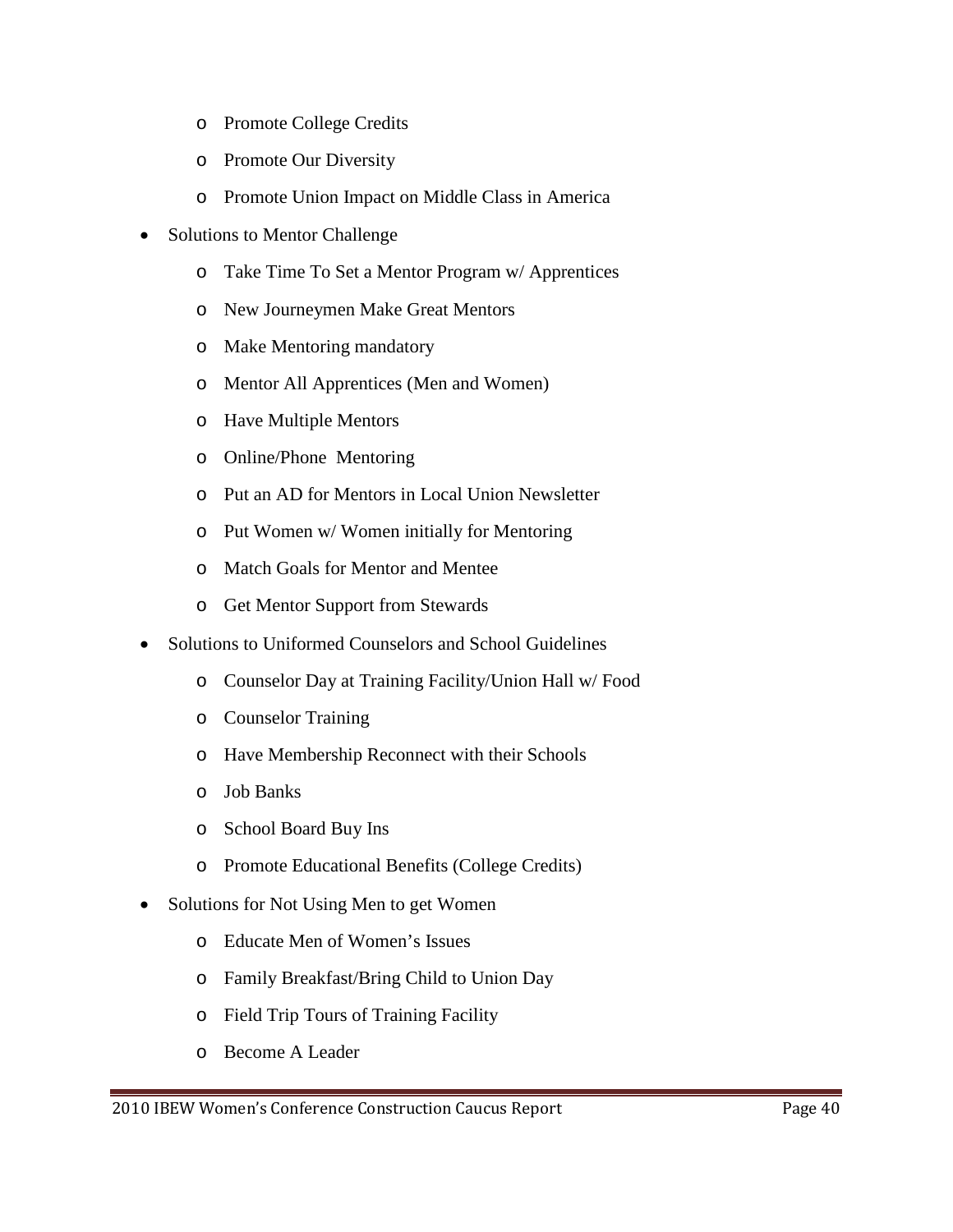- Promote College Credits
  - Promote Our Diversity
  - Promote Union Impact on Middle Class in America
- Solutions to Mentor Challenge
  - Take Time To Set a Mentor Program w/ Apprentices
  - New Journeymen Make Great Mentors
  - Make Mentoring mandatory
  - Mentor All Apprentices (Men and Women)
  - Have Multiple Mentors
  - Online/Phone Mentoring
  - Put an AD for Mentors in Local Union Newsletter
  - Put Women w/ Women initially for Mentoring
  - Match Goals for Mentor and Mentee
  - Get Mentor Support from Stewards
- Solutions to Uniformed Counselors and School Guidelines
  - Counselor Day at Training Facility/Union Hall w/ Food
  - Counselor Training
  - Have Membership Reconnect with their Schools
  - Job Banks
  - School Board Buy Ins
  - Promote Educational Benefits (College Credits)
- Solutions for Not Using Men to get Women
  - Educate Men of Women's Issues
  - Family Breakfast/Bring Child to Union Day
  - Field Trip Tours of Training Facility
  - Become A Leader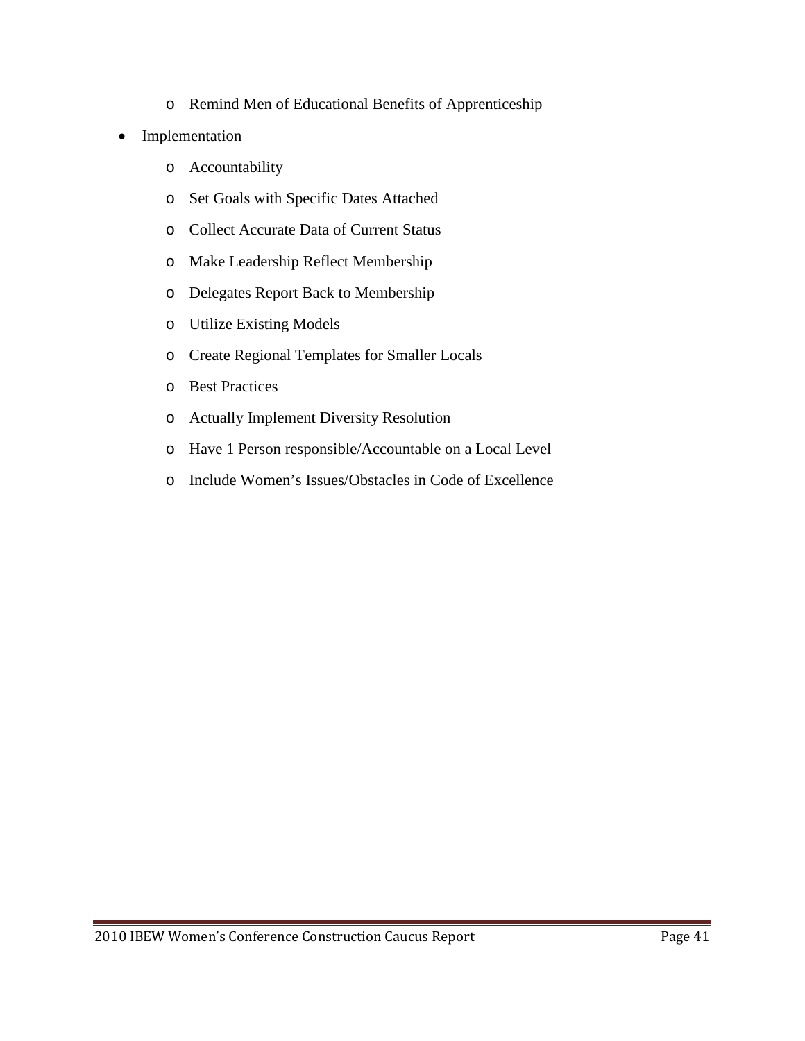- Remind Men of Educational Benefits of Apprenticeship

- Implementation
    - Accountability
    - Set Goals with Specific Dates Attached
    - Collect Accurate Data of Current Status
    - Make Leadership Reflect Membership
    - Delegates Report Back to Membership
    - Utilize Existing Models
    - Create Regional Templates for Smaller Locals
    - Best Practices
    - Actually Implement Diversity Resolution
    - Have 1 Person responsible/Accountable on a Local Level
    - Include Women's Issues/Obstacles in Code of Excellence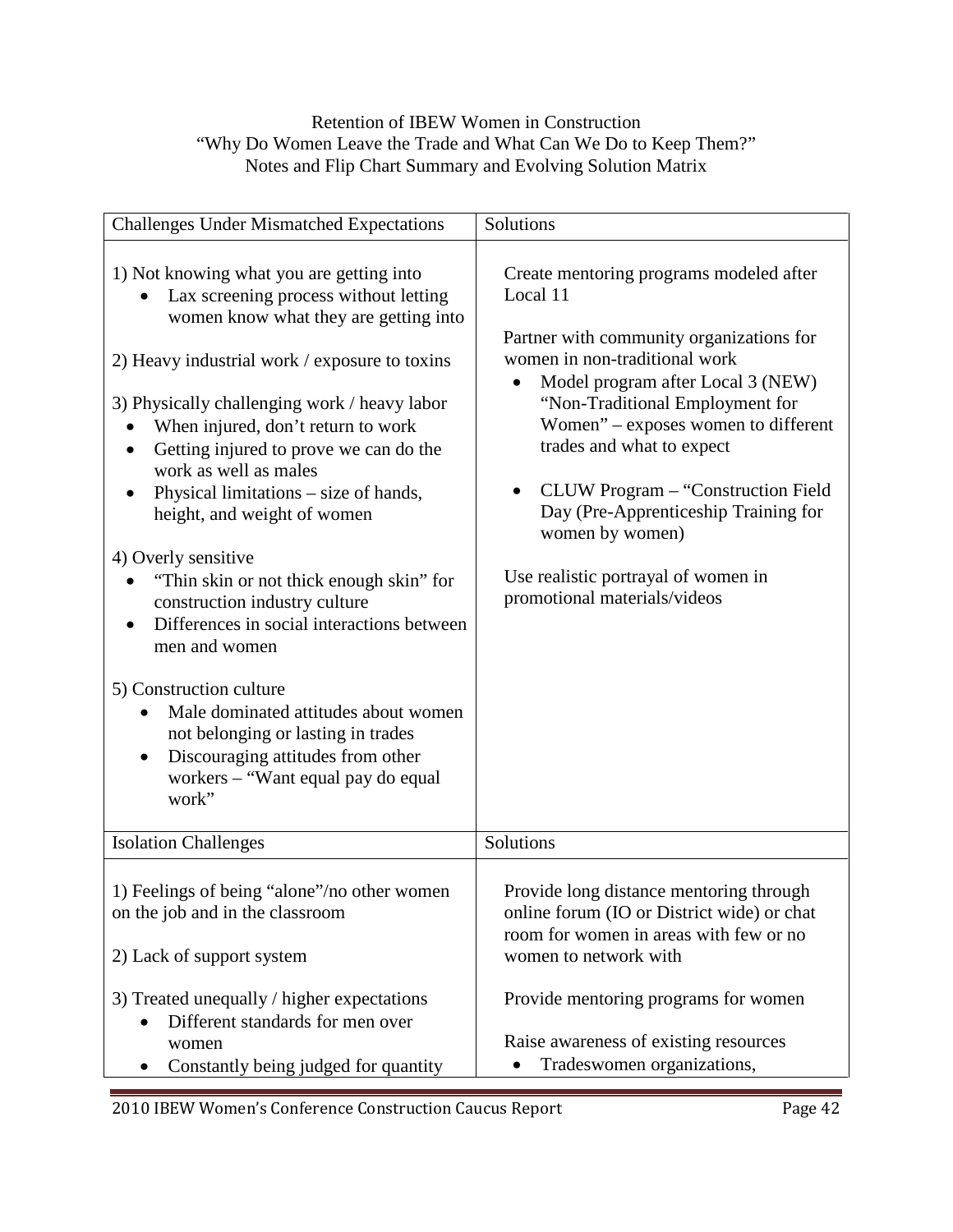Retention of IBEW Women in Construction
"Why Do Women Leave the Trade and What Can We Do to Keep Them?"
Notes and Flip Chart Summary and Evolving Solution Matrix

| Challenges Under Mismatched Expectations | Solutions |
|---|---|
| 1) Not knowing what you are getting into<br>• Lax screening process without letting women know what they are getting into<br><br>2) Heavy industrial work / exposure to toxins<br><br>3) Physically challenging work / heavy labor<br>• When injured, don't return to work<br>• Getting injured to prove we can do the work as well as males<br>• Physical limitations – size of hands, height, and weight of women<br><br>4) Overly sensitive<br>• "Thin skin or not thick enough skin" for construction industry culture<br>• Differences in social interactions between men and women<br><br>5) Construction culture<br>• Male dominated attitudes about women not belonging or lasting in trades<br>• Discouraging attitudes from other workers – "Want equal pay do equal work" | Create mentoring programs modeled after Local 11<br><br>Partner with community organizations for women in non-traditional work<br>• Model program after Local 3 (NEW) "Non-Traditional Employment for Women" – exposes women to different trades and what to expect<br><br>• CLUW Program – "Construction Field Day (Pre-Apprenticeship Training for women by women)<br><br>Use realistic portrayal of women in promotional materials/videos |

| Isolation Challenges | Solutions |
|---|---|
| 1) Feelings of being "alone"/no other women on the job and in the classroom<br><br>2) Lack of support system<br><br>3) Treated unequally / higher expectations<br>• Different standards for men over women<br>• Constantly being judged for quantity | Provide long distance mentoring through online forum (IO or District wide) or chat room for women in areas with few or no women to network with<br><br>Provide mentoring programs for women<br><br>Raise awareness of existing resources<br>• Tradeswomen organizations, |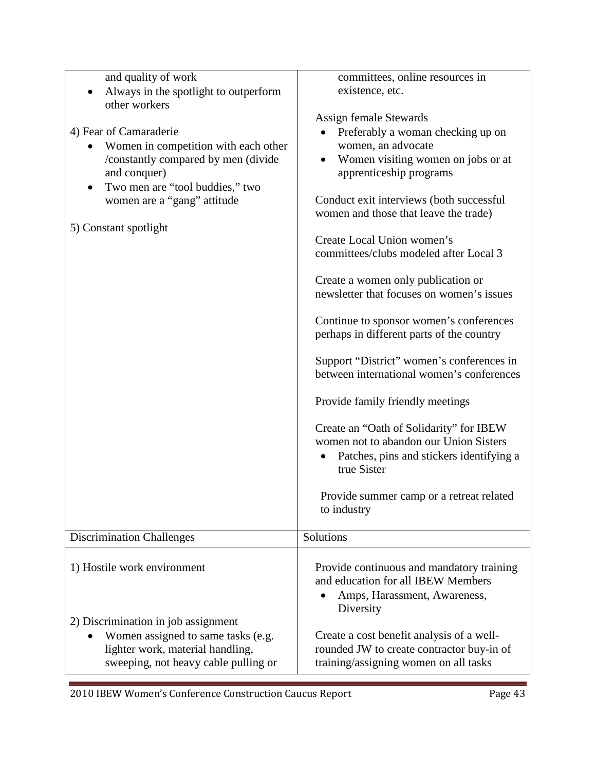| | |
|---|---|
| and quality of work<br>• Always in the spotlight to outperform other workers<br><br>4) Fear of Camaraderie<br>• Women in competition with each other /constantly compared by men (divide and conquer)<br>• Two men are "tool buddies," two women are a "gang" attitude<br><br>5) Constant spotlight | committees, online resources in existence, etc.<br><br>Assign female Stewards<br>• Preferably a woman checking up on women, an advocate<br>• Women visiting women on jobs or at apprenticeship programs<br><br>Conduct exit interviews (both successful women and those that leave the trade)<br><br>Create Local Union women's committees/clubs modeled after Local 3<br><br>Create a women only publication or newsletter that focuses on women's issues<br><br>Continue to sponsor women's conferences perhaps in different parts of the country<br><br>Support "District" women's conferences in between international women's conferences<br><br>Provide family friendly meetings<br><br>Create an "Oath of Solidarity" for IBEW women not to abandon our Union Sisters<br>• Patches, pins and stickers identifying a true Sister<br><br>Provide summer camp or a retreat related to industry |
| Discrimination Challenges | Solutions |
| 1) Hostile work environment<br><br>2) Discrimination in job assignment<br>• Women assigned to same tasks (e.g. lighter work, material handling, sweeping, not heavy cable pulling or | Provide continuous and mandatory training and education for all IBEW Members<br>• Amps, Harassment, Awareness, Diversity<br><br>Create a cost benefit analysis of a well-rounded JW to create contractor buy-in of training/assigning women on all tasks |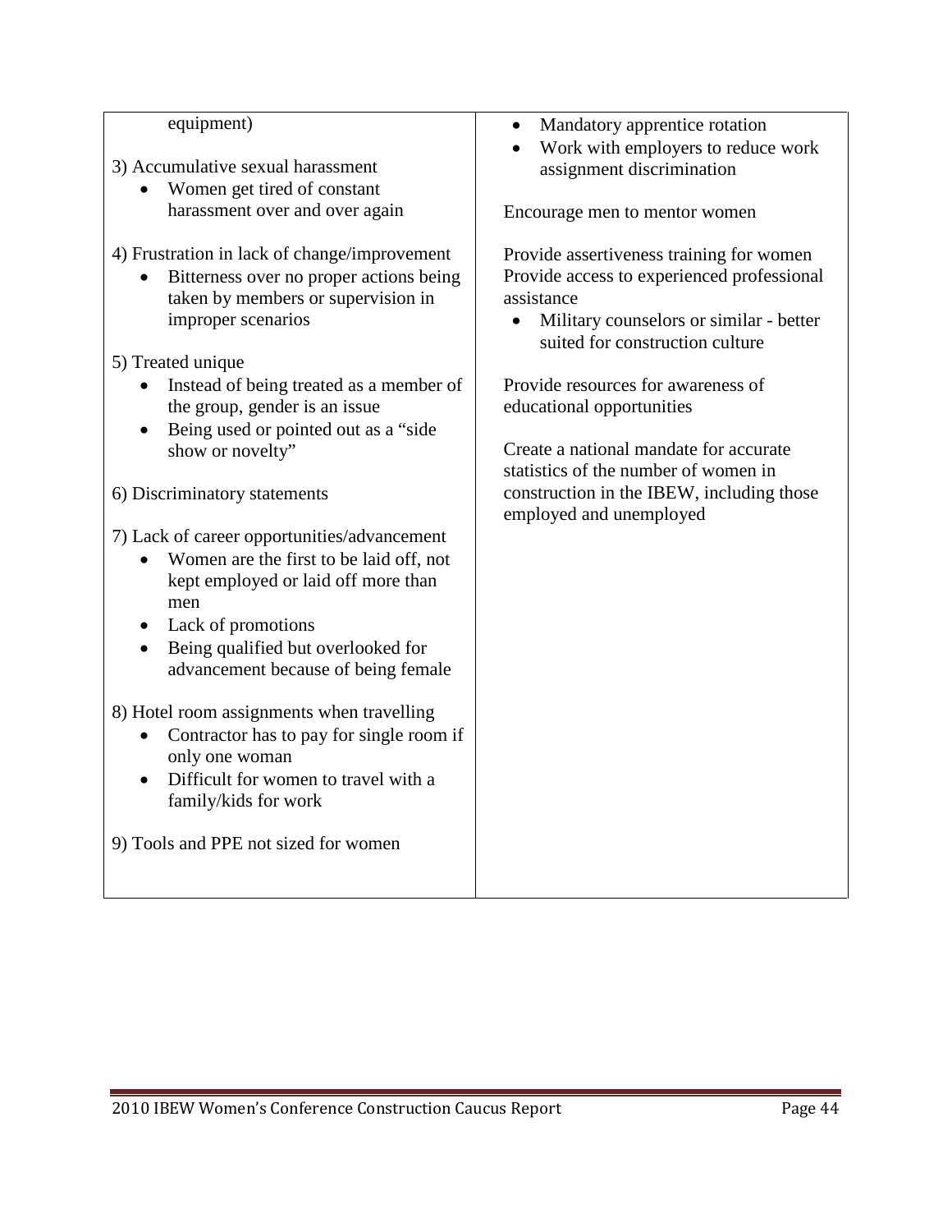| | |
|---|---|
| equipment)<br><br>3) Accumulative sexual harassment<br>• Women get tired of constant harassment over and over again<br><br>4) Frustration in lack of change/improvement<br>• Bitterness over no proper actions being taken by members or supervision in improper scenarios<br><br>5) Treated unique<br>• Instead of being treated as a member of the group, gender is an issue<br>• Being used or pointed out as a "side show or novelty"<br><br>6) Discriminatory statements<br><br>7) Lack of career opportunities/advancement<br>• Women are the first to be laid off, not kept employed or laid off more than men<br>• Lack of promotions<br>• Being qualified but overlooked for advancement because of being female<br><br>8) Hotel room assignments when travelling<br>• Contractor has to pay for single room if only one woman<br>• Difficult for women to travel with a family/kids for work<br><br>9) Tools and PPE not sized for women | • Mandatory apprentice rotation<br>• Work with employers to reduce work assignment discrimination<br><br>Encourage men to mentor women<br><br>Provide assertiveness training for women<br>Provide access to experienced professional assistance<br>• Military counselors or similar - better suited for construction culture<br><br>Provide resources for awareness of educational opportunities<br><br>Create a national mandate for accurate statistics of the number of women in construction in the IBEW, including those employed and unemployed |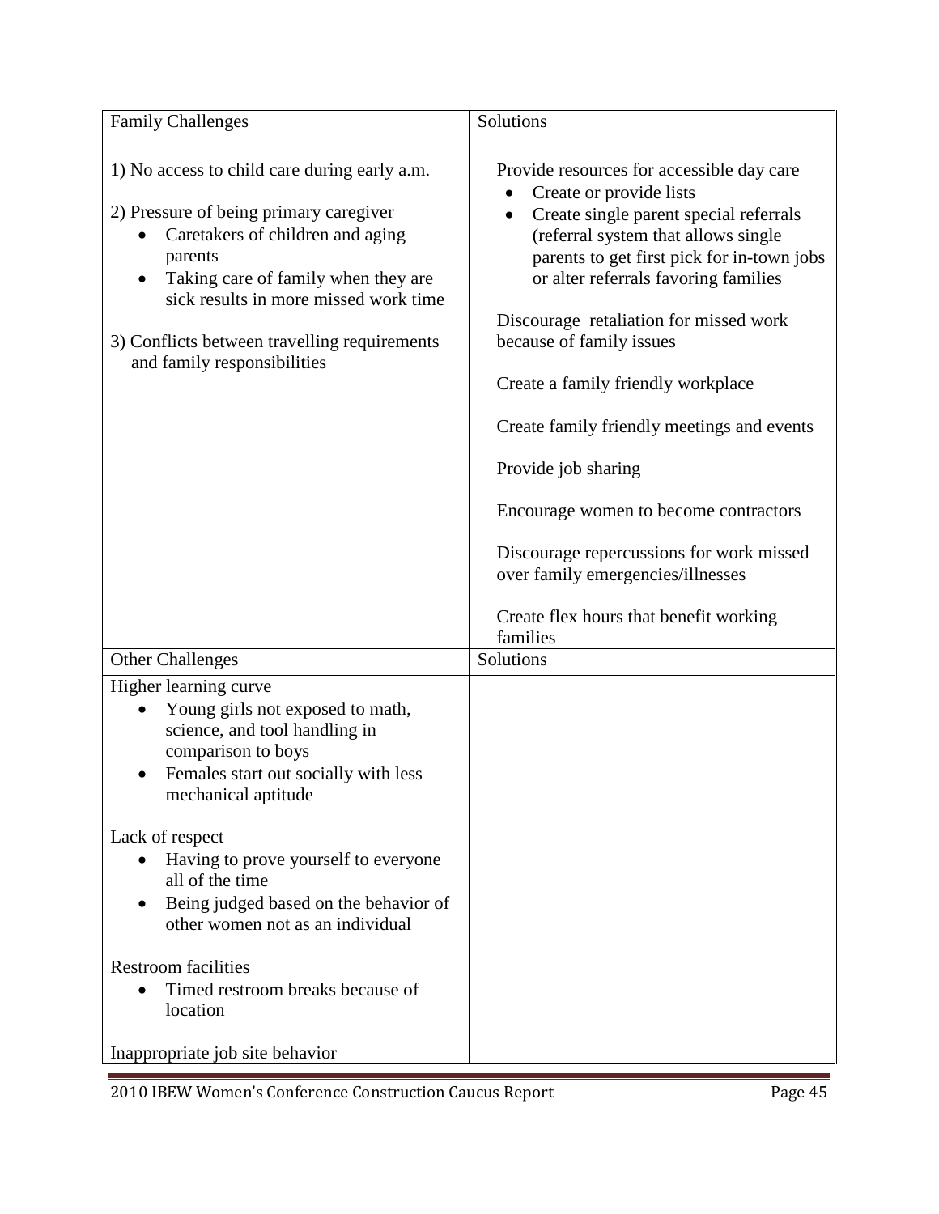| Family Challenges | Solutions |
|---|---|
| 1) No access to child care during early a.m.<br><br>2) Pressure of being primary caregiver<br>• Caretakers of children and aging parents<br>• Taking care of family when they are sick results in more missed work time<br><br>3) Conflicts between travelling requirements and family responsibilities | Provide resources for accessible day care<br>• Create or provide lists<br>• Create single parent special referrals (referral system that allows single parents to get first pick for in-town jobs or alter referrals favoring families<br><br>Discourage retaliation for missed work because of family issues<br><br>Create a family friendly workplace<br><br>Create family friendly meetings and events<br><br>Provide job sharing<br><br>Encourage women to become contractors<br><br>Discourage repercussions for work missed over family emergencies/illnesses<br><br>Create flex hours that benefit working families |

| Other Challenges | Solutions |
|---|---|
| Higher learning curve<br>• Young girls not exposed to math, science, and tool handling in comparison to boys<br>• Females start out socially with less mechanical aptitude<br><br>Lack of respect<br>• Having to prove yourself to everyone all of the time<br>• Being judged based on the behavior of other women not as an individual<br><br>Restroom facilities<br>• Timed restroom breaks because of location<br><br>Inappropriate job site behavior | |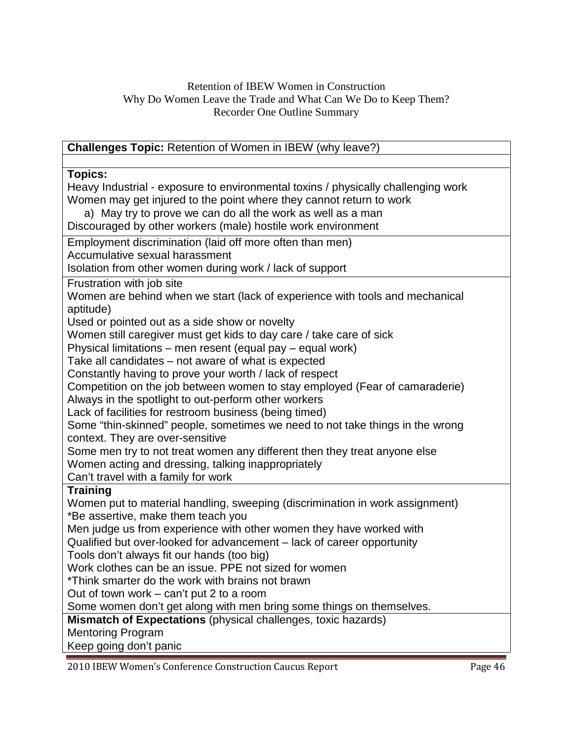Retention of IBEW Women in Construction
Why Do Women Leave the Trade and What Can We Do to Keep Them?
Recorder One Outline Summary

**Challenges Topic:** Retention of Women in IBEW (why leave?)

**Topics:**

Heavy Industrial - exposure to environmental toxins / physically challenging work
Women may get injured to the point where they cannot return to work
a) May try to prove we can do all the work as well as a man
Discouraged by other workers (male) hostile work environment

Employment discrimination (laid off more often than men)
Accumulative sexual harassment
Isolation from other women during work / lack of support

Frustration with job site
Women are behind when we start (lack of experience with tools and mechanical aptitude)
Used or pointed out as a side show or novelty
Women still caregiver must get kids to day care / take care of sick
Physical limitations – men resent (equal pay – equal work)
Take all candidates – not aware of what is expected
Constantly having to prove your worth / lack of respect
Competition on the job between women to stay employed (Fear of camaraderie)
Always in the spotlight to out-perform other workers
Lack of facilities for restroom business (being timed)
Some "thin-skinned" people, sometimes we need to not take things in the wrong context. They are over-sensitive
Some men try to not treat women any different then they treat anyone else
Women acting and dressing, talking inappropriately
Can't travel with a family for work

**Training**

Women put to material handling, sweeping (discrimination in work assignment)
*Be assertive, make them teach you
Men judge us from experience with other women they have worked with
Qualified but over-looked for advancement – lack of career opportunity
Tools don't always fit our hands (too big)
Work clothes can be an issue. PPE not sized for women
*Think smarter do the work with brains not brawn
Out of town work – can't put 2 to a room
Some women don't get along with men bring some things on themselves.

**Mismatch of Expectations** (physical challenges, toxic hazards)

Mentoring Program
Keep going don't panic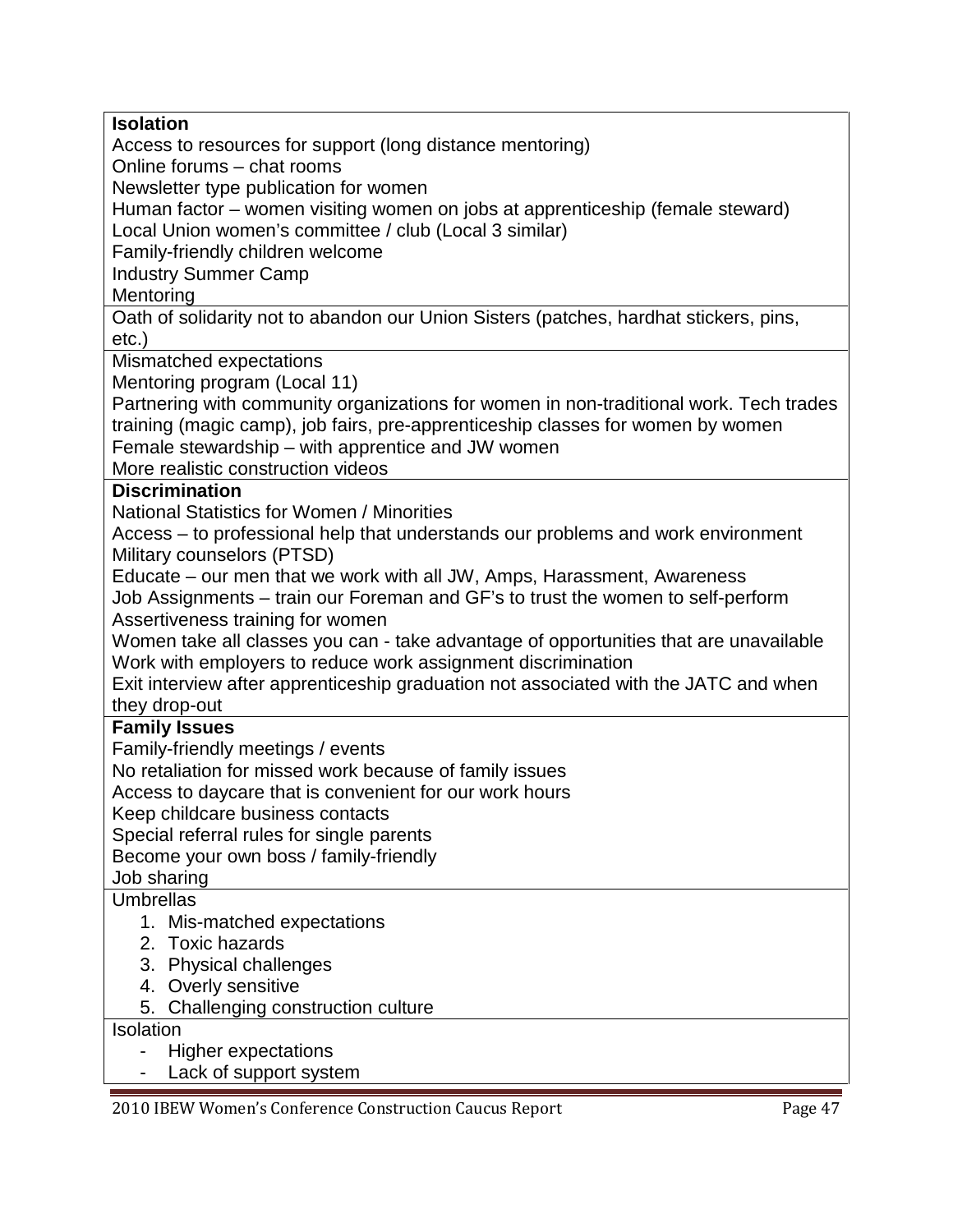| **Isolation**<br>Access to resources for support (long distance mentoring)<br>Online forums – chat rooms<br>Newsletter type publication for women<br>Human factor – women visiting women on jobs at apprenticeship (female steward)<br>Local Union women's committee / club (Local 3 similar)<br>Family-friendly children welcome<br>Industry Summer Camp<br>Mentoring |
|---|
| Oath of solidarity not to abandon our Union Sisters (patches, hardhat stickers, pins, etc.) |
| Mismatched expectations<br>Mentoring program (Local 11)<br>Partnering with community organizations for women in non-traditional work. Tech trades training (magic camp), job fairs, pre-apprenticeship classes for women by women<br>Female stewardship – with apprentice and JW women<br>More realistic construction videos |
| **Discrimination**<br>National Statistics for Women / Minorities<br>Access – to professional help that understands our problems and work environment<br>Military counselors (PTSD)<br>Educate – our men that we work with all JW, Amps, Harassment, Awareness<br>Job Assignments – train our Foreman and GF's to trust the women to self-perform<br>Assertiveness training for women<br>Women take all classes you can - take advantage of opportunities that are unavailable<br>Work with employers to reduce work assignment discrimination<br>Exit interview after apprenticeship graduation not associated with the JATC and when they drop-out |
| **Family Issues**<br>Family-friendly meetings / events<br>No retaliation for missed work because of family issues<br>Access to daycare that is convenient for our work hours<br>Keep childcare business contacts<br>Special referral rules for single parents<br>Become your own boss / family-friendly<br>Job sharing |
| Umbrellas<br>1. Mis-matched expectations<br>2. Toxic hazards<br>3. Physical challenges<br>4. Overly sensitive<br>5. Challenging construction culture |
| Isolation<br>- Higher expectations<br>- Lack of support system |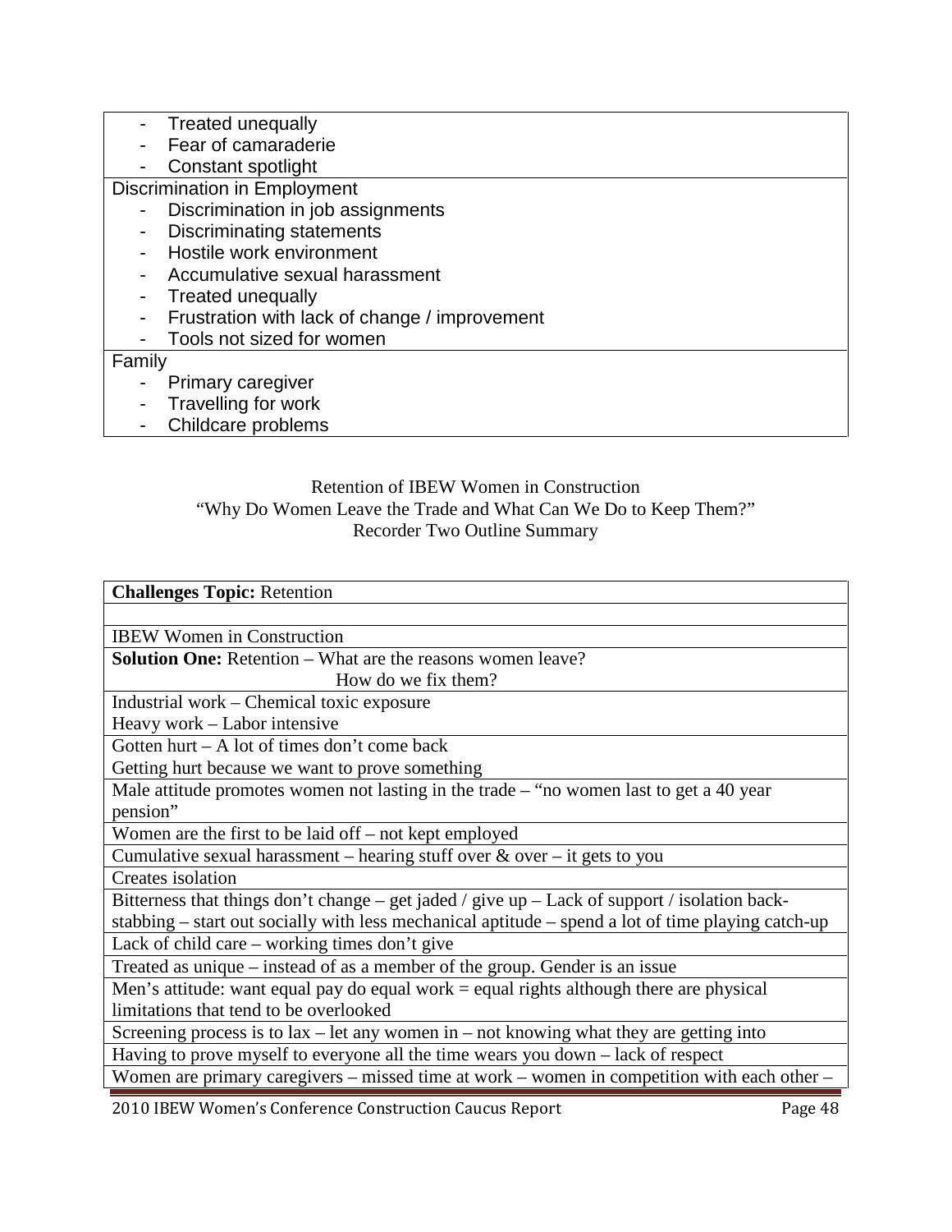| |
|---|
| - Treated unequally<br>- Fear of camaraderie<br>- Constant spotlight |
| Discrimination in Employment<br>- Discrimination in job assignments<br>- Discriminating statements<br>- Hostile work environment<br>- Accumulative sexual harassment<br>- Treated unequally<br>- Frustration with lack of change / improvement<br>- Tools not sized for women |
| Family<br>- Primary caregiver<br>- Travelling for work<br>- Childcare problems |

Retention of IBEW Women in Construction
"Why Do Women Leave the Trade and What Can We Do to Keep Them?"
Recorder Two Outline Summary

| **Challenges Topic:** Retention |
|---|
| |
| IBEW Women in Construction |
| **Solution One:** Retention – What are the reasons women leave?<br>How do we fix them? |
| Industrial work – Chemical toxic exposure<br>Heavy work – Labor intensive |
| Gotten hurt – A lot of times don't come back<br>Getting hurt because we want to prove something |
| Male attitude promotes women not lasting in the trade – "no women last to get a 40 year pension" |
| Women are the first to be laid off – not kept employed |
| Cumulative sexual harassment – hearing stuff over & over – it gets to you |
| Creates isolation |
| Bitterness that things don't change – get jaded / give up – Lack of support / isolation back-stabbing – start out socially with less mechanical aptitude – spend a lot of time playing catch-up |
| Lack of child care – working times don't give |
| Treated as unique – instead of as a member of the group. Gender is an issue |
| Men's attitude: want equal pay do equal work = equal rights although there are physical limitations that tend to be overlooked |
| Screening process is to lax – let any women in – not knowing what they are getting into |
| Having to prove myself to everyone all the time wears you down – lack of respect |
| Women are primary caregivers – missed time at work – women in competition with each other – |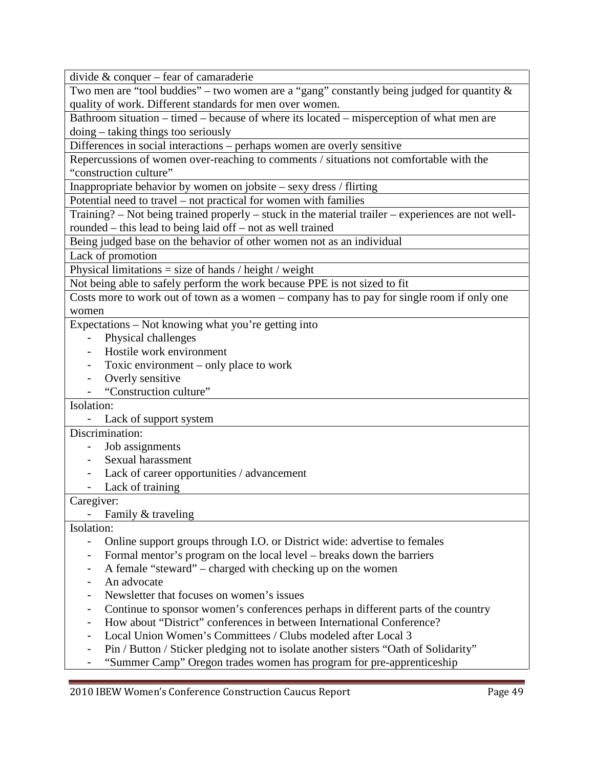| divide & conquer – fear of camaraderie |
|---|
| Two men are "tool buddies" – two women are a "gang" constantly being judged for quantity & quality of work. Different standards for men over women. |
| Bathroom situation – timed – because of where its located – misperception of what men are doing – taking things too seriously |
| Differences in social interactions – perhaps women are overly sensitive |
| Repercussions of women over-reaching to comments / situations not comfortable with the "construction culture" |
| Inappropriate behavior by women on jobsite – sexy dress / flirting |
| Potential need to travel – not practical for women with families |
| Training? – Not being trained properly – stuck in the material trailer – experiences are not well-rounded – this lead to being laid off – not as well trained |
| Being judged base on the behavior of other women not as an individual |
| Lack of promotion |
| Physical limitations = size of hands / height / weight |
| Not being able to safely perform the work because PPE is not sized to fit |
| Costs more to work out of town as a women – company has to pay for single room if only one women |
| Expectations – Not knowing what you're getting into<br>- Physical challenges<br>- Hostile work environment<br>- Toxic environment – only place to work<br>- Overly sensitive<br>- "Construction culture" |
| Isolation:<br>- Lack of support system |
| Discrimination:<br>- Job assignments<br>- Sexual harassment<br>- Lack of career opportunities / advancement<br>- Lack of training |
| Caregiver:<br>- Family & traveling |
| Isolation:<br>- Online support groups through I.O. or District wide: advertise to females<br>- Formal mentor's program on the local level – breaks down the barriers<br>- A female "steward" – charged with checking up on the women<br>- An advocate<br>- Newsletter that focuses on women's issues<br>- Continue to sponsor women's conferences perhaps in different parts of the country<br>- How about "District" conferences in between International Conference?<br>- Local Union Women's Committees / Clubs modeled after Local 3<br>- Pin / Button / Sticker pledging not to isolate another sisters "Oath of Solidarity"<br>- "Summer Camp" Oregon trades women has program for pre-apprenticeship |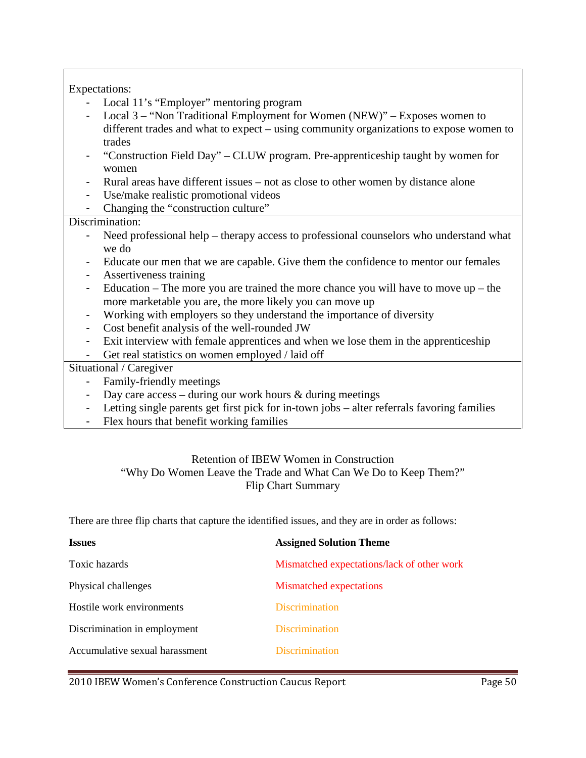Expectations:

- Local 11's "Employer" mentoring program
- Local 3 – "Non Traditional Employment for Women (NEW)" – Exposes women to different trades and what to expect – using community organizations to expose women to trades
- "Construction Field Day" – CLUW program. Pre-apprenticeship taught by women for women
- Rural areas have different issues – not as close to other women by distance alone
- Use/make realistic promotional videos
- Changing the "construction culture"

Discrimination:

- Need professional help – therapy access to professional counselors who understand what we do
- Educate our men that we are capable. Give them the confidence to mentor our females
- Assertiveness training
- Education – The more you are trained the more chance you will have to move up – the more marketable you are, the more likely you can move up
- Working with employers so they understand the importance of diversity
- Cost benefit analysis of the well-rounded JW
- Exit interview with female apprentices and when we lose them in the apprenticeship
- Get real statistics on women employed / laid off

Situational / Caregiver

- Family-friendly meetings
- Day care access – during our work hours & during meetings
- Letting single parents get first pick for in-town jobs – alter referrals favoring families
- Flex hours that benefit working families

## Retention of IBEW Women in Construction
## "Why Do Women Leave the Trade and What Can We Do to Keep Them?"
## Flip Chart Summary

There are three flip charts that capture the identified issues, and they are in order as follows:

| **Issues** | **Assigned Solution Theme** |
|---|---|
| Toxic hazards | Mismatched expectations/lack of other work |
| Physical challenges | Mismatched expectations |
| Hostile work environments | Discrimination |
| Discrimination in employment | Discrimination |
| Accumulative sexual harassment | Discrimination |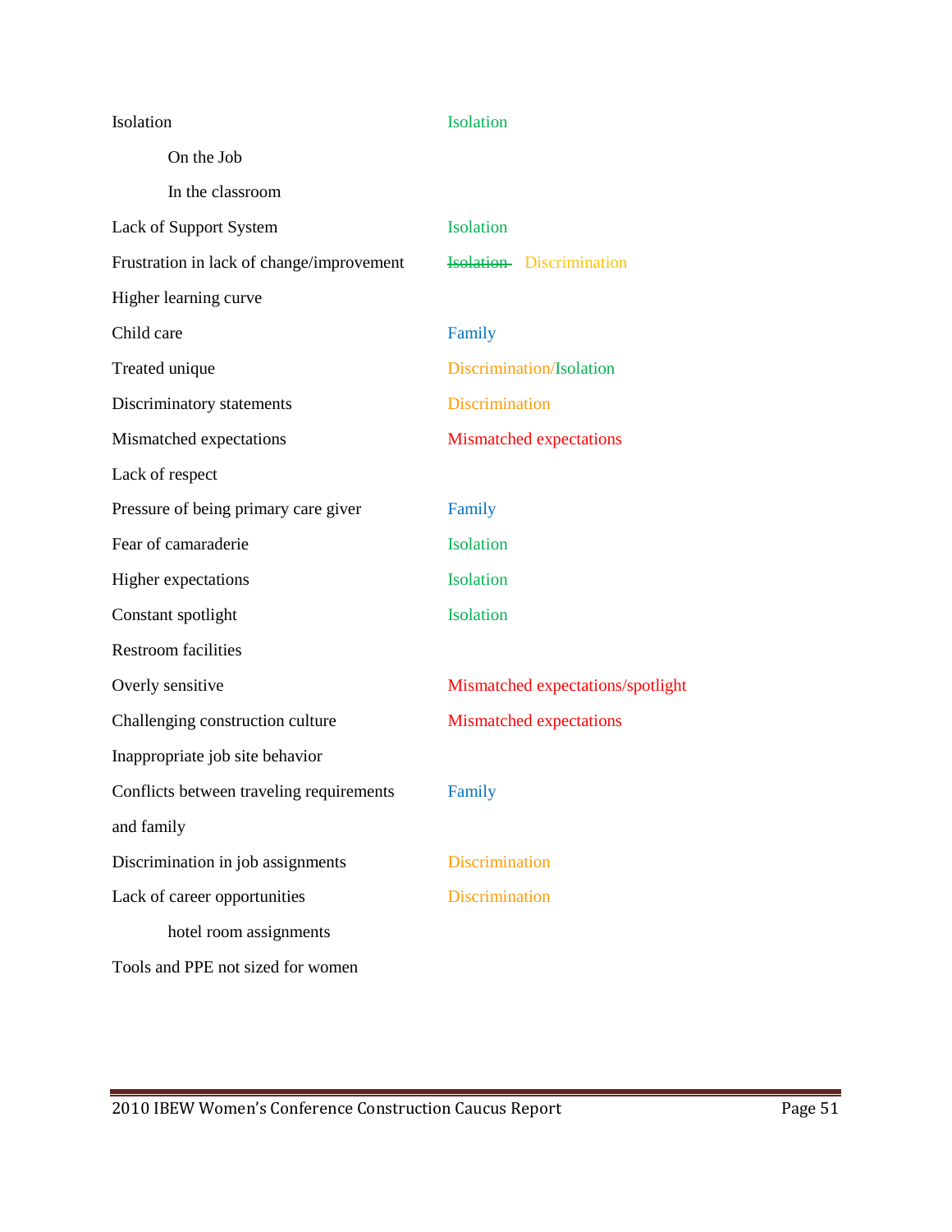| | |
|---|---|
| Isolation | Isolation |
| On the Job | |
| In the classroom | |
| Lack of Support System | Isolation |
| Frustration in lack of change/improvement | ~~Isolation~~ Discrimination |
| Higher learning curve | |
| Child care | Family |
| Treated unique | Discrimination/Isolation |
| Discriminatory statements | Discrimination |
| Mismatched expectations | Mismatched expectations |
| Lack of respect | |
| Pressure of being primary care giver | Family |
| Fear of camaraderie | Isolation |
| Higher expectations | Isolation |
| Constant spotlight | Isolation |
| Restroom facilities | |
| Overly sensitive | Mismatched expectations/spotlight |
| Challenging construction culture | Mismatched expectations |
| Inappropriate job site behavior | |
| Conflicts between traveling requirements and family | Family |
| Discrimination in job assignments | Discrimination |
| Lack of career opportunities | Discrimination |
| hotel room assignments | |
| Tools and PPE not sized for women | |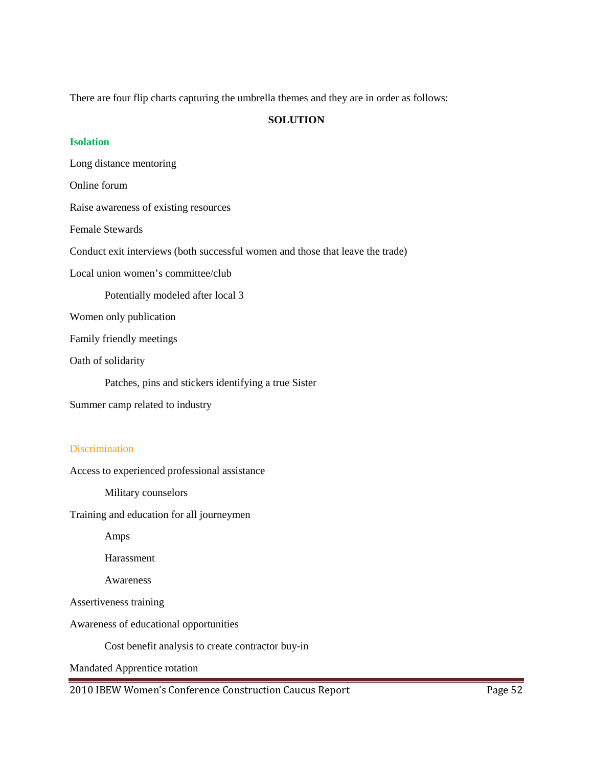There are four flip charts capturing the umbrella themes and they are in order as follows:

**SOLUTION**

### Isolation

Long distance mentoring

Online forum

Raise awareness of existing resources

Female Stewards

Conduct exit interviews (both successful women and those that leave the trade)

Local union women's committee/club

- Potentially modeled after local 3

Women only publication

Family friendly meetings

Oath of solidarity

- Patches, pins and stickers identifying a true Sister

Summer camp related to industry

### Discrimination

Access to experienced professional assistance

- Military counselors

Training and education for all journeymen

- Amps
- Harassment
- Awareness

Assertiveness training

Awareness of educational opportunities

- Cost benefit analysis to create contractor buy-in

Mandated Apprentice rotation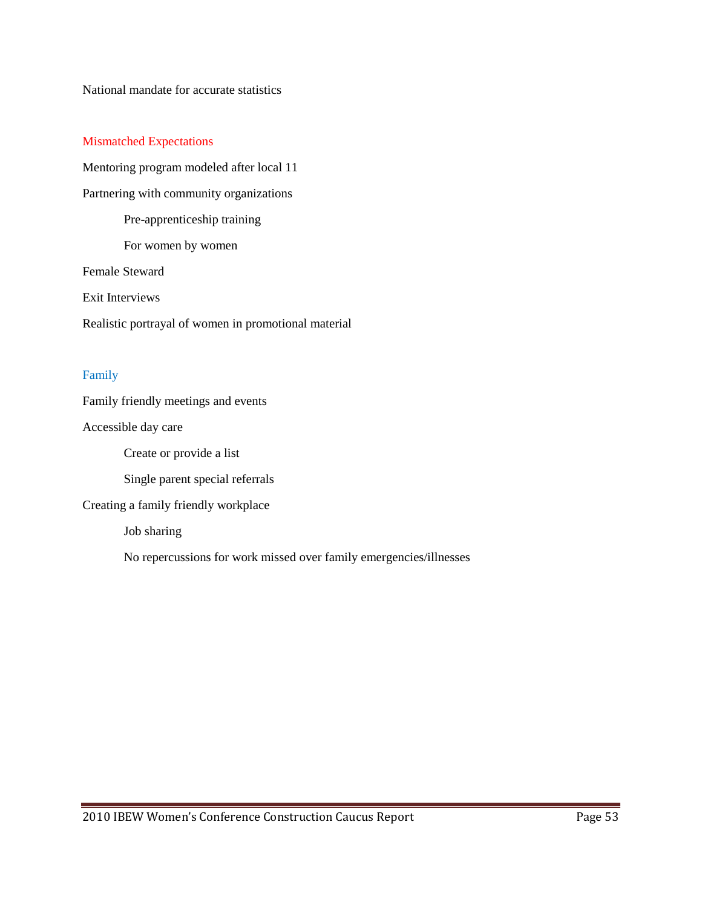National mandate for accurate statistics

### Mismatched Expectations

Mentoring program modeled after local 11

Partnering with community organizations

- Pre-apprenticeship training
- For women by women

Female Steward

Exit Interviews

Realistic portrayal of women in promotional material

### Family

Family friendly meetings and events

Accessible day care

- Create or provide a list
- Single parent special referrals

Creating a family friendly workplace

- Job sharing
- No repercussions for work missed over family emergencies/illnesses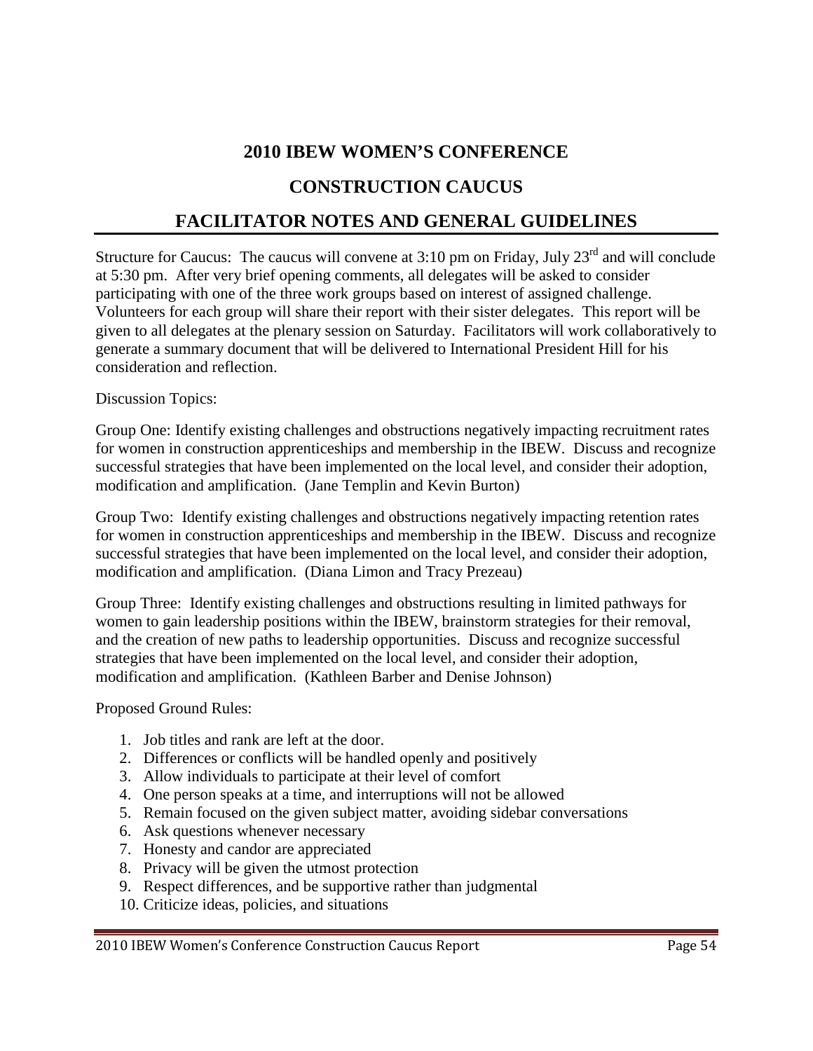# 2010 IBEW WOMEN'S CONFERENCE

# CONSTRUCTION CAUCUS

# FACILITATOR NOTES AND GENERAL GUIDELINES

Structure for Caucus: The caucus will convene at 3:10 pm on Friday, July 23rd and will conclude at 5:30 pm. After very brief opening comments, all delegates will be asked to consider participating with one of the three work groups based on interest of assigned challenge. Volunteers for each group will share their report with their sister delegates. This report will be given to all delegates at the plenary session on Saturday. Facilitators will work collaboratively to generate a summary document that will be delivered to International President Hill for his consideration and reflection.

Discussion Topics:

Group One: Identify existing challenges and obstructions negatively impacting recruitment rates for women in construction apprenticeships and membership in the IBEW. Discuss and recognize successful strategies that have been implemented on the local level, and consider their adoption, modification and amplification. (Jane Templin and Kevin Burton)

Group Two: Identify existing challenges and obstructions negatively impacting retention rates for women in construction apprenticeships and membership in the IBEW. Discuss and recognize successful strategies that have been implemented on the local level, and consider their adoption, modification and amplification. (Diana Limon and Tracy Prezeau)

Group Three: Identify existing challenges and obstructions resulting in limited pathways for women to gain leadership positions within the IBEW, brainstorm strategies for their removal, and the creation of new paths to leadership opportunities. Discuss and recognize successful strategies that have been implemented on the local level, and consider their adoption, modification and amplification. (Kathleen Barber and Denise Johnson)

Proposed Ground Rules:

1. Job titles and rank are left at the door.
2. Differences or conflicts will be handled openly and positively
3. Allow individuals to participate at their level of comfort
4. One person speaks at a time, and interruptions will not be allowed
5. Remain focused on the given subject matter, avoiding sidebar conversations
6. Ask questions whenever necessary
7. Honesty and candor are appreciated
8. Privacy will be given the utmost protection
9. Respect differences, and be supportive rather than judgmental
10. Criticize ideas, policies, and situations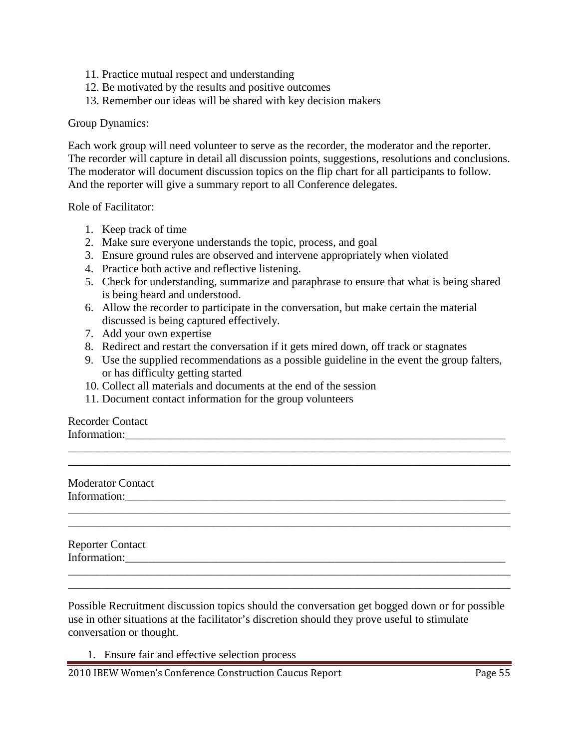11. Practice mutual respect and understanding
12. Be motivated by the results and positive outcomes
13. Remember our ideas will be shared with key decision makers

Group Dynamics:

Each work group will need volunteer to serve as the recorder, the moderator and the reporter. The recorder will capture in detail all discussion points, suggestions, resolutions and conclusions. The moderator will document discussion topics on the flip chart for all participants to follow. And the reporter will give a summary report to all Conference delegates.

Role of Facilitator:

1. Keep track of time
2. Make sure everyone understands the topic, process, and goal
3. Ensure ground rules are observed and intervene appropriately when violated
4. Practice both active and reflective listening.
5. Check for understanding, summarize and paraphrase to ensure that what is being shared is being heard and understood.
6. Allow the recorder to participate in the conversation, but make certain the material discussed is being captured effectively.
7. Add your own expertise
8. Redirect and restart the conversation if it gets mired down, off track or stagnates
9. Use the supplied recommendations as a possible guideline in the event the group falters, or has difficulty getting started
10. Collect all materials and documents at the end of the session
11. Document contact information for the group volunteers

Recorder Contact
Information:______________________________________________________________________
_______________________________________________________________________________
_______________________________________________________________________________

Moderator Contact
Information:______________________________________________________________________
_______________________________________________________________________________
_______________________________________________________________________________

Reporter Contact
Information:______________________________________________________________________
_______________________________________________________________________________
_______________________________________________________________________________

Possible Recruitment discussion topics should the conversation get bogged down or for possible use in other situations at the facilitator's discretion should they prove useful to stimulate conversation or thought.

1. Ensure fair and effective selection process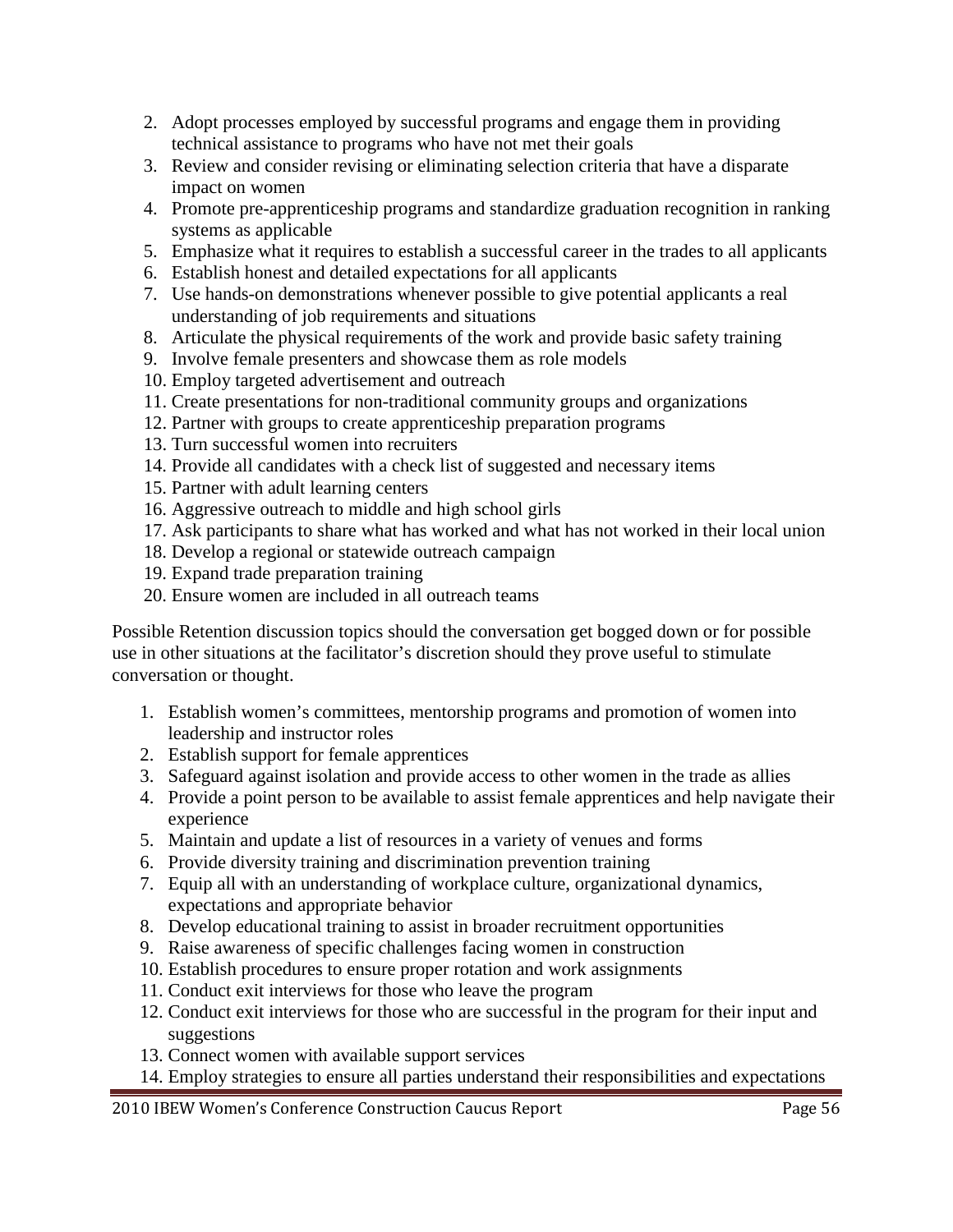2. Adopt processes employed by successful programs and engage them in providing technical assistance to programs who have not met their goals
3. Review and consider revising or eliminating selection criteria that have a disparate impact on women
4. Promote pre-apprenticeship programs and standardize graduation recognition in ranking systems as applicable
5. Emphasize what it requires to establish a successful career in the trades to all applicants
6. Establish honest and detailed expectations for all applicants
7. Use hands-on demonstrations whenever possible to give potential applicants a real understanding of job requirements and situations
8. Articulate the physical requirements of the work and provide basic safety training
9. Involve female presenters and showcase them as role models
10. Employ targeted advertisement and outreach
11. Create presentations for non-traditional community groups and organizations
12. Partner with groups to create apprenticeship preparation programs
13. Turn successful women into recruiters
14. Provide all candidates with a check list of suggested and necessary items
15. Partner with adult learning centers
16. Aggressive outreach to middle and high school girls
17. Ask participants to share what has worked and what has not worked in their local union
18. Develop a regional or statewide outreach campaign
19. Expand trade preparation training
20. Ensure women are included in all outreach teams

Possible Retention discussion topics should the conversation get bogged down or for possible use in other situations at the facilitator's discretion should they prove useful to stimulate conversation or thought.

1. Establish women's committees, mentorship programs and promotion of women into leadership and instructor roles
2. Establish support for female apprentices
3. Safeguard against isolation and provide access to other women in the trade as allies
4. Provide a point person to be available to assist female apprentices and help navigate their experience
5. Maintain and update a list of resources in a variety of venues and forms
6. Provide diversity training and discrimination prevention training
7. Equip all with an understanding of workplace culture, organizational dynamics, expectations and appropriate behavior
8. Develop educational training to assist in broader recruitment opportunities
9. Raise awareness of specific challenges facing women in construction
10. Establish procedures to ensure proper rotation and work assignments
11. Conduct exit interviews for those who leave the program
12. Conduct exit interviews for those who are successful in the program for their input and suggestions
13. Connect women with available support services
14. Employ strategies to ensure all parties understand their responsibilities and expectations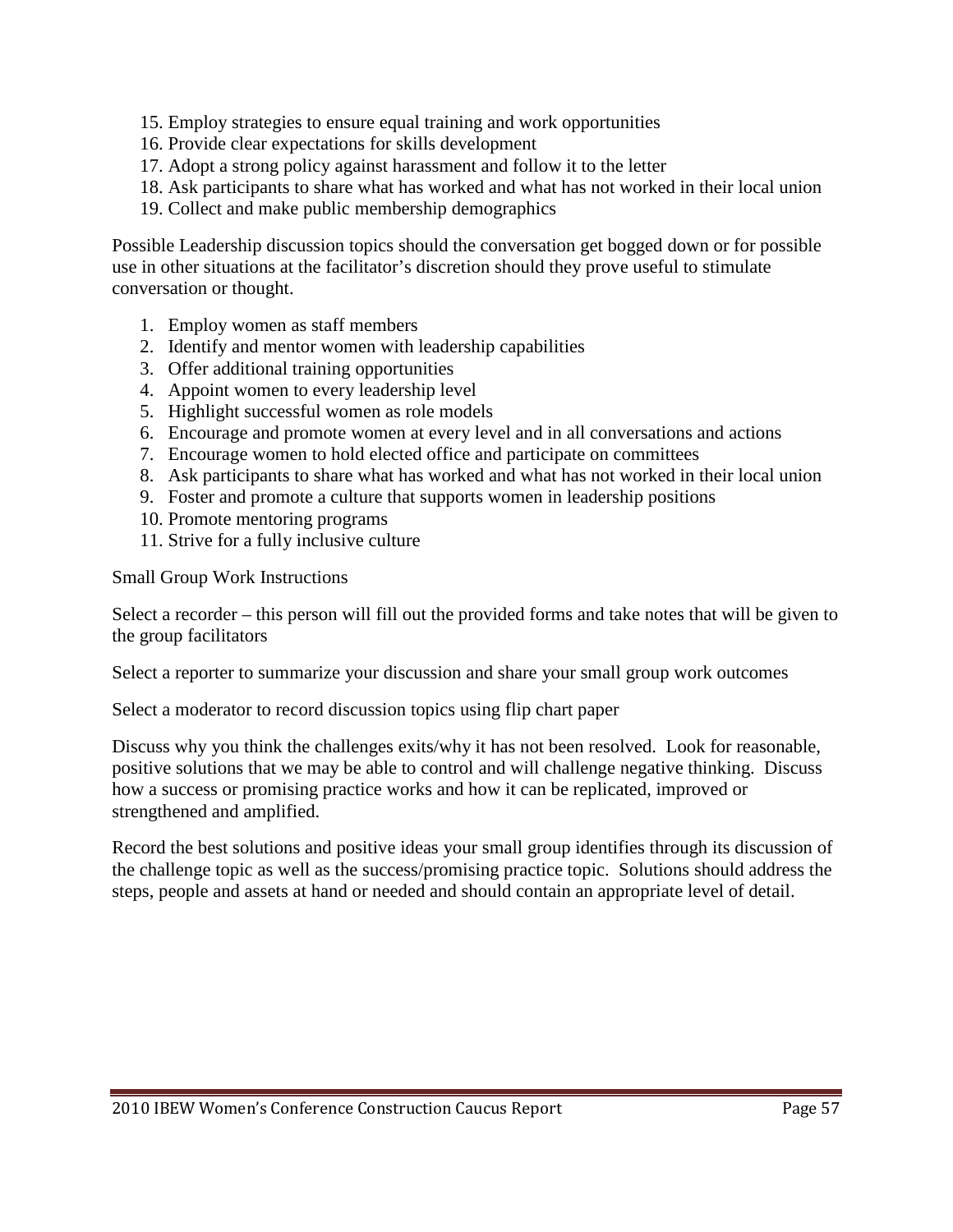15. Employ strategies to ensure equal training and work opportunities
16. Provide clear expectations for skills development
17. Adopt a strong policy against harassment and follow it to the letter
18. Ask participants to share what has worked and what has not worked in their local union
19. Collect and make public membership demographics

Possible Leadership discussion topics should the conversation get bogged down or for possible use in other situations at the facilitator's discretion should they prove useful to stimulate conversation or thought.

1. Employ women as staff members
2. Identify and mentor women with leadership capabilities
3. Offer additional training opportunities
4. Appoint women to every leadership level
5. Highlight successful women as role models
6. Encourage and promote women at every level and in all conversations and actions
7. Encourage women to hold elected office and participate on committees
8. Ask participants to share what has worked and what has not worked in their local union
9. Foster and promote a culture that supports women in leadership positions
10. Promote mentoring programs
11. Strive for a fully inclusive culture

Small Group Work Instructions

Select a recorder – this person will fill out the provided forms and take notes that will be given to the group facilitators

Select a reporter to summarize your discussion and share your small group work outcomes

Select a moderator to record discussion topics using flip chart paper

Discuss why you think the challenges exits/why it has not been resolved. Look for reasonable, positive solutions that we may be able to control and will challenge negative thinking. Discuss how a success or promising practice works and how it can be replicated, improved or strengthened and amplified.

Record the best solutions and positive ideas your small group identifies through its discussion of the challenge topic as well as the success/promising practice topic. Solutions should address the steps, people and assets at hand or needed and should contain an appropriate level of detail.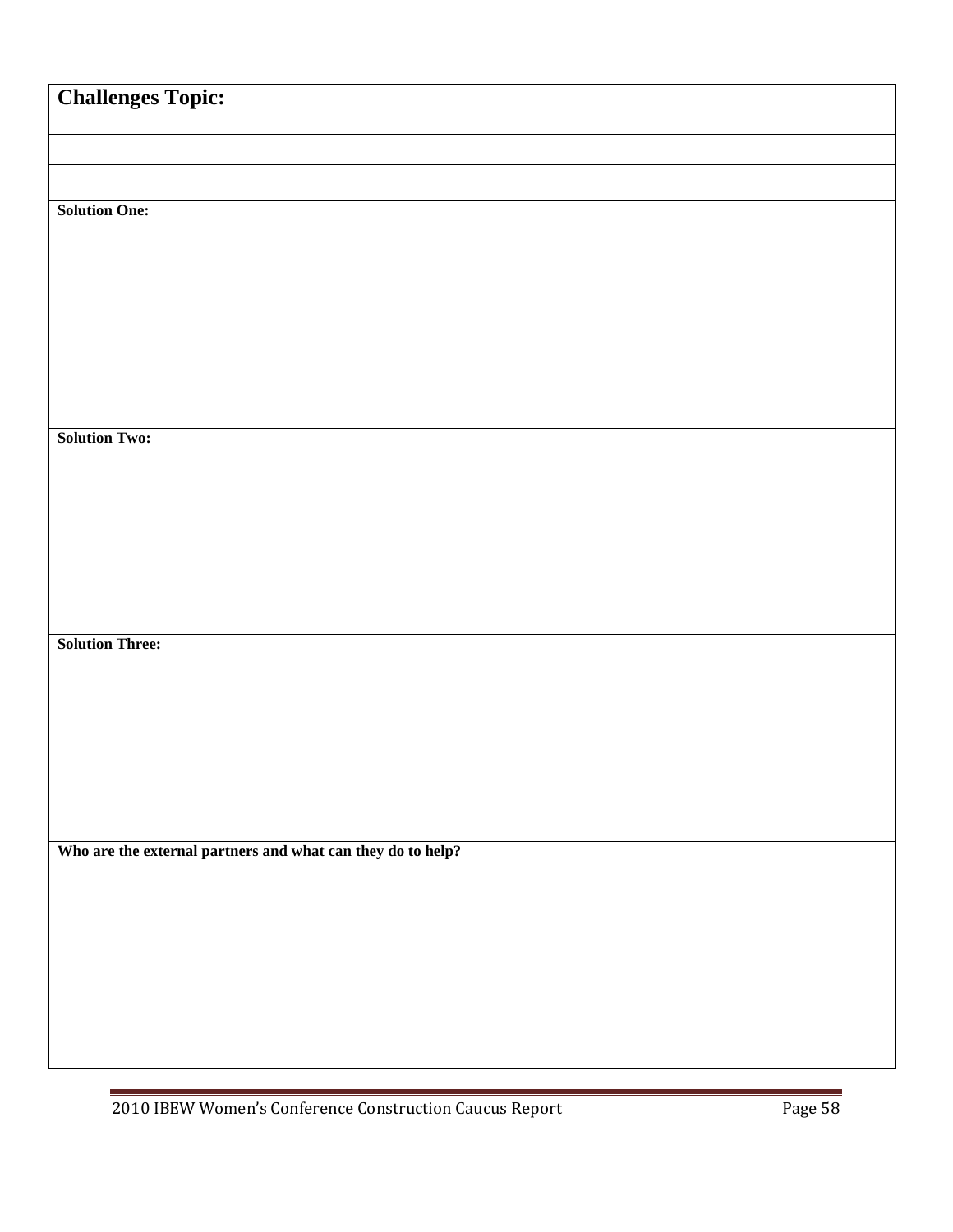**Challenges Topic:**

**Solution One:**

**Solution Two:**

**Solution Three:**

**Who are the external partners and what can they do to help?**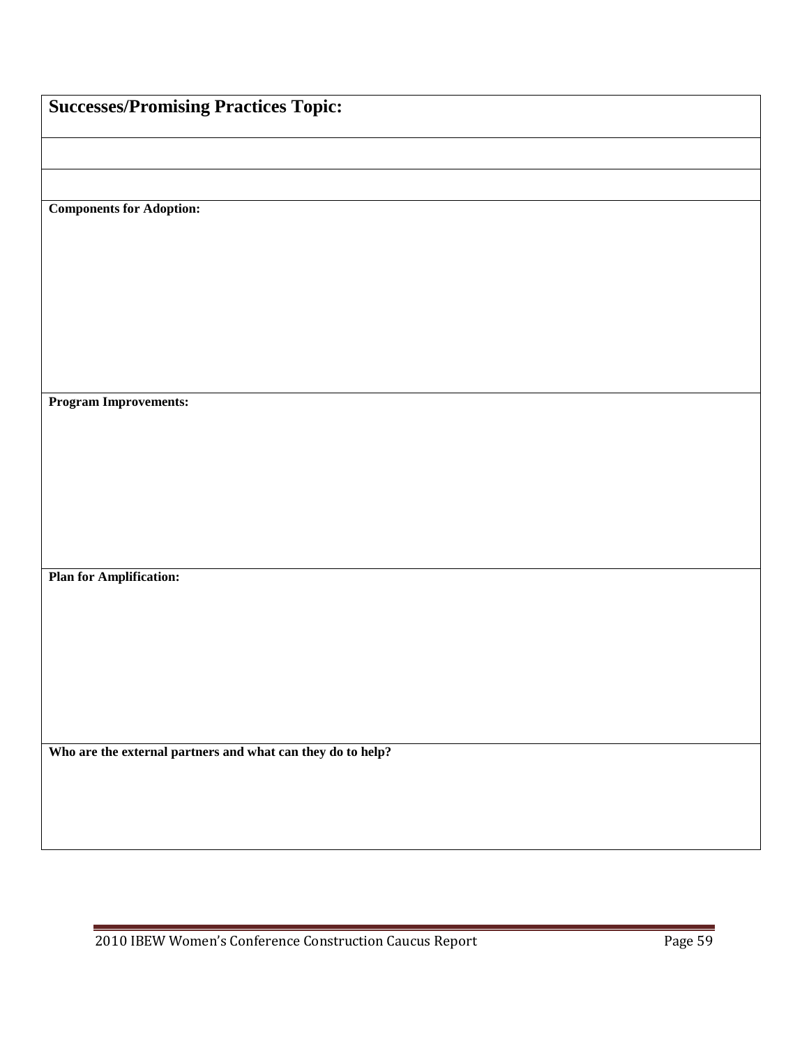| Successes/Promising Practices Topic: |
|---|
| |
| |
| **Components for Adoption:** |
| **Program Improvements:** |
| **Plan for Amplification:** |
| **Who are the external partners and what can they do to help?** |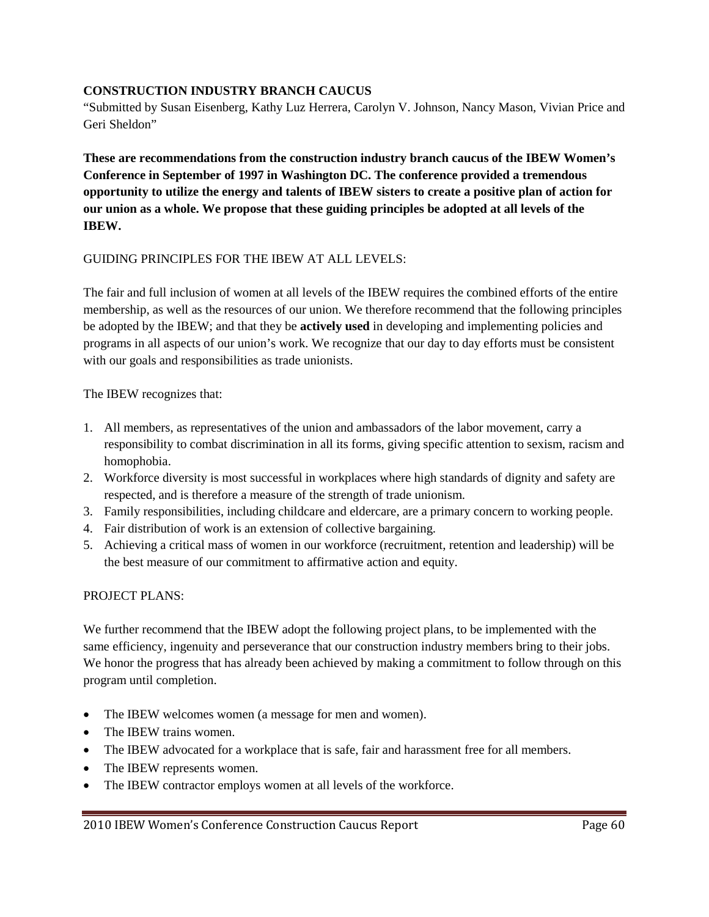**CONSTRUCTION INDUSTRY BRANCH CAUCUS**
"Submitted by Susan Eisenberg, Kathy Luz Herrera, Carolyn V. Johnson, Nancy Mason, Vivian Price and Geri Sheldon"

**These are recommendations from the construction industry branch caucus of the IBEW Women's Conference in September of 1997 in Washington DC. The conference provided a tremendous opportunity to utilize the energy and talents of IBEW sisters to create a positive plan of action for our union as a whole. We propose that these guiding principles be adopted at all levels of the IBEW.**

GUIDING PRINCIPLES FOR THE IBEW AT ALL LEVELS:

The fair and full inclusion of women at all levels of the IBEW requires the combined efforts of the entire membership, as well as the resources of our union. We therefore recommend that the following principles be adopted by the IBEW; and that they be **actively used** in developing and implementing policies and programs in all aspects of our union's work. We recognize that our day to day efforts must be consistent with our goals and responsibilities as trade unionists.

The IBEW recognizes that:

1. All members, as representatives of the union and ambassadors of the labor movement, carry a responsibility to combat discrimination in all its forms, giving specific attention to sexism, racism and homophobia.
2. Workforce diversity is most successful in workplaces where high standards of dignity and safety are respected, and is therefore a measure of the strength of trade unionism.
3. Family responsibilities, including childcare and eldercare, are a primary concern to working people.
4. Fair distribution of work is an extension of collective bargaining.
5. Achieving a critical mass of women in our workforce (recruitment, retention and leadership) will be the best measure of our commitment to affirmative action and equity.

PROJECT PLANS:

We further recommend that the IBEW adopt the following project plans, to be implemented with the same efficiency, ingenuity and perseverance that our construction industry members bring to their jobs. We honor the progress that has already been achieved by making a commitment to follow through on this program until completion.

- The IBEW welcomes women (a message for men and women).
- The IBEW trains women.
- The IBEW advocated for a workplace that is safe, fair and harassment free for all members.
- The IBEW represents women.
- The IBEW contractor employs women at all levels of the workforce.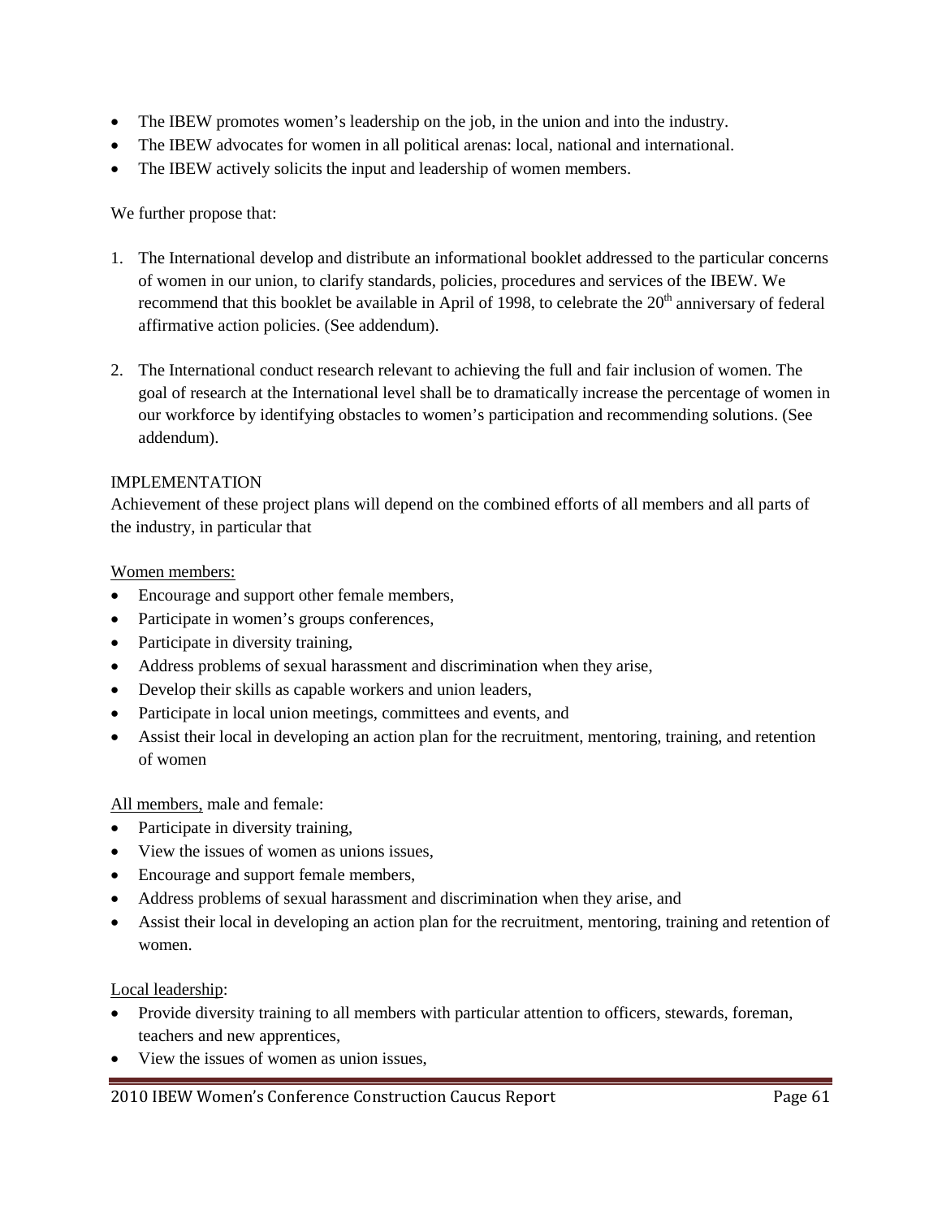- The IBEW promotes women's leadership on the job, in the union and into the industry.
- The IBEW advocates for women in all political arenas: local, national and international.
- The IBEW actively solicits the input and leadership of women members.

We further propose that:

1. The International develop and distribute an informational booklet addressed to the particular concerns of women in our union, to clarify standards, policies, procedures and services of the IBEW. We recommend that this booklet be available in April of 1998, to celebrate the 20th anniversary of federal affirmative action policies. (See addendum).

2. The International conduct research relevant to achieving the full and fair inclusion of women. The goal of research at the International level shall be to dramatically increase the percentage of women in our workforce by identifying obstacles to women's participation and recommending solutions. (See addendum).

IMPLEMENTATION

Achievement of these project plans will depend on the combined efforts of all members and all parts of the industry, in particular that

Women members:

- Encourage and support other female members,
- Participate in women's groups conferences,
- Participate in diversity training,
- Address problems of sexual harassment and discrimination when they arise,
- Develop their skills as capable workers and union leaders,
- Participate in local union meetings, committees and events, and
- Assist their local in developing an action plan for the recruitment, mentoring, training, and retention of women

All members, male and female:

- Participate in diversity training,
- View the issues of women as unions issues,
- Encourage and support female members,
- Address problems of sexual harassment and discrimination when they arise, and
- Assist their local in developing an action plan for the recruitment, mentoring, training and retention of women.

Local leadership:

- Provide diversity training to all members with particular attention to officers, stewards, foreman, teachers and new apprentices,
- View the issues of women as union issues,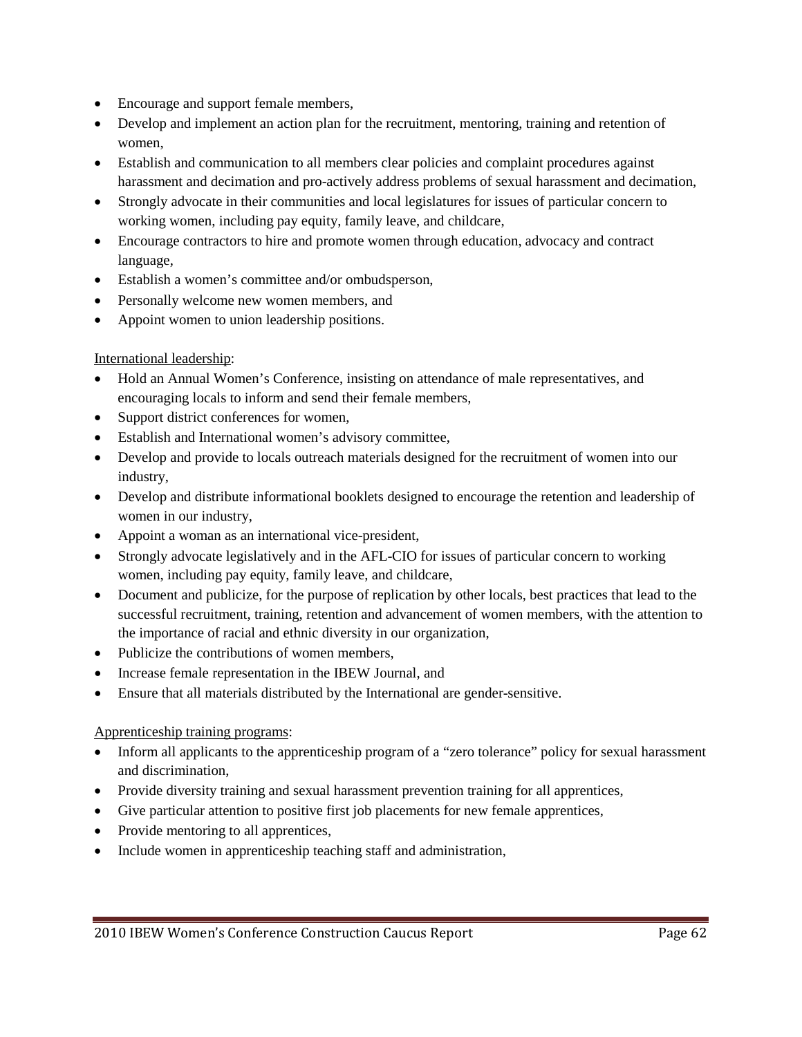- Encourage and support female members,
- Develop and implement an action plan for the recruitment, mentoring, training and retention of women,
- Establish and communication to all members clear policies and complaint procedures against harassment and decimation and pro-actively address problems of sexual harassment and decimation,
- Strongly advocate in their communities and local legislatures for issues of particular concern to working women, including pay equity, family leave, and childcare,
- Encourage contractors to hire and promote women through education, advocacy and contract language,
- Establish a women's committee and/or ombudsperson,
- Personally welcome new women members, and
- Appoint women to union leadership positions.

International leadership:

- Hold an Annual Women's Conference, insisting on attendance of male representatives, and encouraging locals to inform and send their female members,
- Support district conferences for women,
- Establish and International women's advisory committee,
- Develop and provide to locals outreach materials designed for the recruitment of women into our industry,
- Develop and distribute informational booklets designed to encourage the retention and leadership of women in our industry,
- Appoint a woman as an international vice-president,
- Strongly advocate legislatively and in the AFL-CIO for issues of particular concern to working women, including pay equity, family leave, and childcare,
- Document and publicize, for the purpose of replication by other locals, best practices that lead to the successful recruitment, training, retention and advancement of women members, with the attention to the importance of racial and ethnic diversity in our organization,
- Publicize the contributions of women members,
- Increase female representation in the IBEW Journal, and
- Ensure that all materials distributed by the International are gender-sensitive.

Apprenticeship training programs:

- Inform all applicants to the apprenticeship program of a "zero tolerance" policy for sexual harassment and discrimination,
- Provide diversity training and sexual harassment prevention training for all apprentices,
- Give particular attention to positive first job placements for new female apprentices,
- Provide mentoring to all apprentices,
- Include women in apprenticeship teaching staff and administration,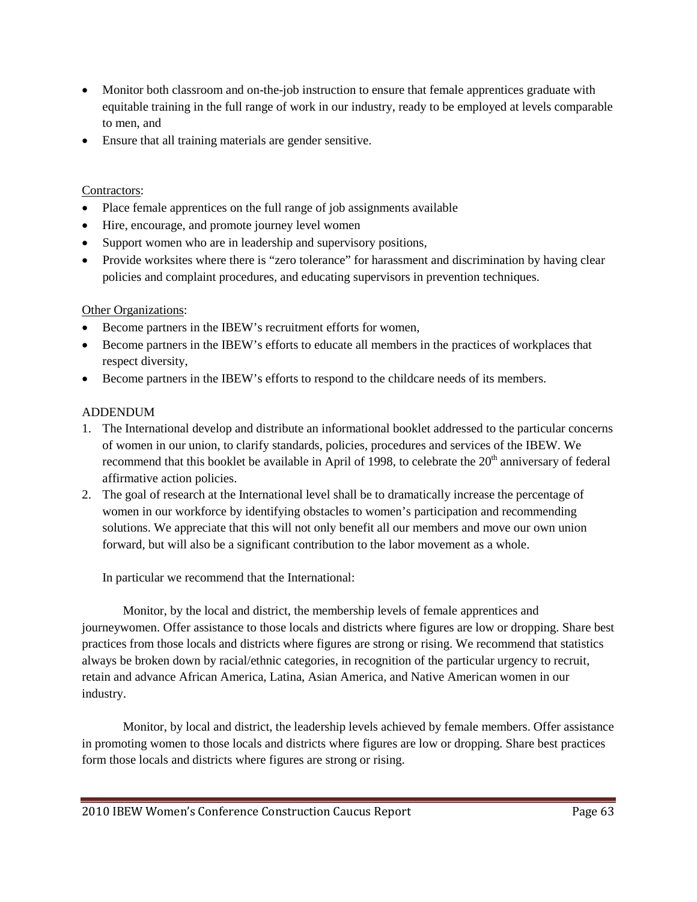- Monitor both classroom and on-the-job instruction to ensure that female apprentices graduate with equitable training in the full range of work in our industry, ready to be employed at levels comparable to men, and
- Ensure that all training materials are gender sensitive.

<u>Contractors</u>:

- Place female apprentices on the full range of job assignments available
- Hire, encourage, and promote journey level women
- Support women who are in leadership and supervisory positions,
- Provide worksites where there is "zero tolerance" for harassment and discrimination by having clear policies and complaint procedures, and educating supervisors in prevention techniques.

<u>Other Organizations</u>:

- Become partners in the IBEW's recruitment efforts for women,
- Become partners in the IBEW's efforts to educate all members in the practices of workplaces that respect diversity,
- Become partners in the IBEW's efforts to respond to the childcare needs of its members.

ADDENDUM

1. The International develop and distribute an informational booklet addressed to the particular concerns of women in our union, to clarify standards, policies, procedures and services of the IBEW. We recommend that this booklet be available in April of 1998, to celebrate the 20th anniversary of federal affirmative action policies.
2. The goal of research at the International level shall be to dramatically increase the percentage of women in our workforce by identifying obstacles to women's participation and recommending solutions. We appreciate that this will not only benefit all our members and move our own union forward, but will also be a significant contribution to the labor movement as a whole.

   In particular we recommend that the International:

Monitor, by the local and district, the membership levels of female apprentices and journeywomen. Offer assistance to those locals and districts where figures are low or dropping. Share best practices from those locals and districts where figures are strong or rising. We recommend that statistics always be broken down by racial/ethnic categories, in recognition of the particular urgency to recruit, retain and advance African America, Latina, Asian America, and Native American women in our industry.

Monitor, by local and district, the leadership levels achieved by female members. Offer assistance in promoting women to those locals and districts where figures are low or dropping. Share best practices form those locals and districts where figures are strong or rising.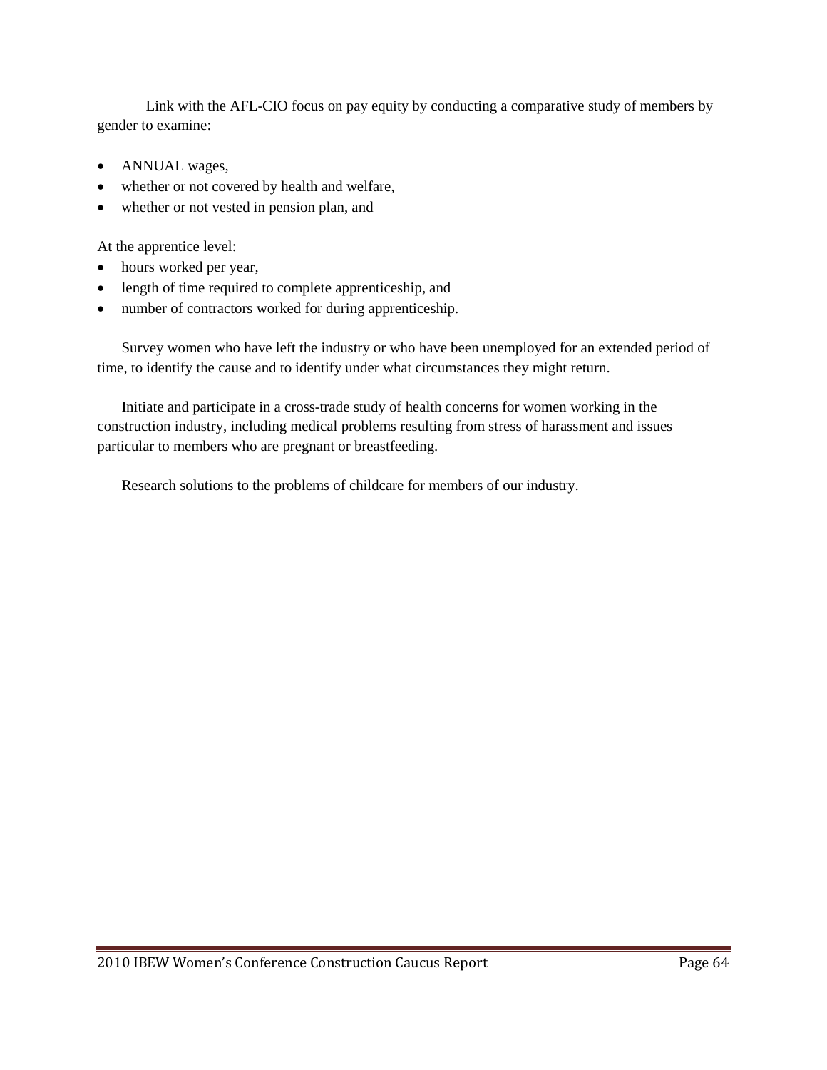Link with the AFL-CIO focus on pay equity by conducting a comparative study of members by gender to examine:

- ANNUAL wages,
- whether or not covered by health and welfare,
- whether or not vested in pension plan, and

At the apprentice level:

- hours worked per year,
- length of time required to complete apprenticeship, and
- number of contractors worked for during apprenticeship.

Survey women who have left the industry or who have been unemployed for an extended period of time, to identify the cause and to identify under what circumstances they might return.

Initiate and participate in a cross-trade study of health concerns for women working in the construction industry, including medical problems resulting from stress of harassment and issues particular to members who are pregnant or breastfeeding.

Research solutions to the problems of childcare for members of our industry.